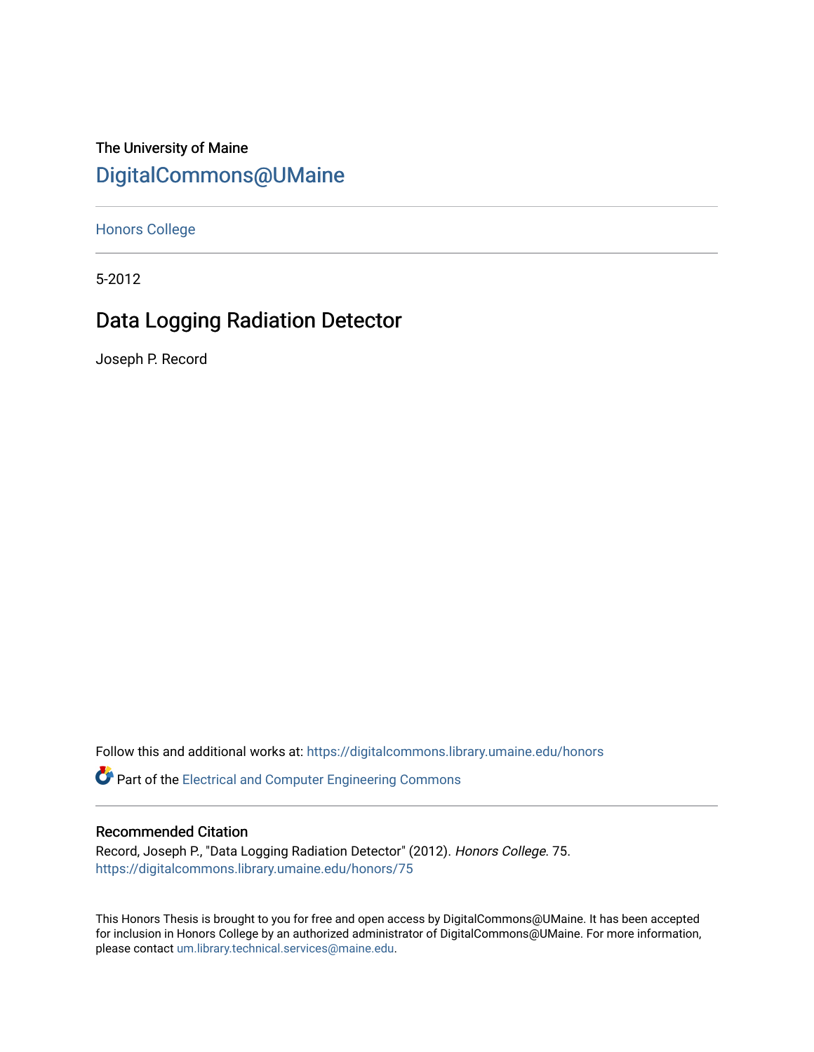The University of Maine

DigitalCommons@UMaine

Honors College

5-2012

# Data Logging Radiation Detector

Joseph P. Record

Follow this and additional works at: https://digitalcommons.library.umaine.edu/honors

Part of the Electrical and Computer Engineering Commons

## Recommended Citation

Record, Joseph P., "Data Logging Radiation Detector" (2012). *Honors College*. 75.
https://digitalcommons.library.umaine.edu/honors/75

This Honors Thesis is brought to you for free and open access by DigitalCommons@UMaine. It has been accepted for inclusion in Honors College by an authorized administrator of DigitalCommons@UMaine. For more information, please contact um.library.technical.services@maine.edu.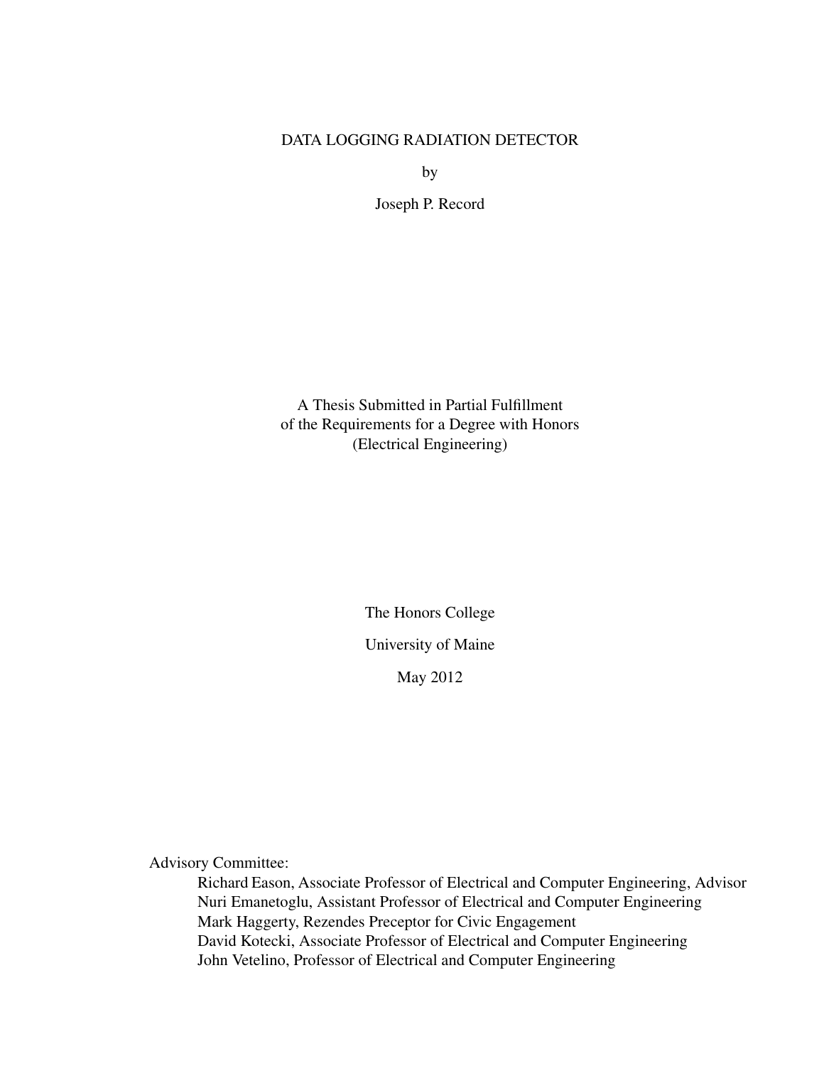# DATA LOGGING RADIATION DETECTOR

by

Joseph P. Record

A Thesis Submitted in Partial Fulfillment
of the Requirements for a Degree with Honors
(Electrical Engineering)

The Honors College

University of Maine

May 2012

Advisory Committee:

Richard Eason, Associate Professor of Electrical and Computer Engineering, Advisor
Nuri Emanetoglu, Assistant Professor of Electrical and Computer Engineering
Mark Haggerty, Rezendes Preceptor for Civic Engagement
David Kotecki, Associate Professor of Electrical and Computer Engineering
John Vetelino, Professor of Electrical and Computer Engineering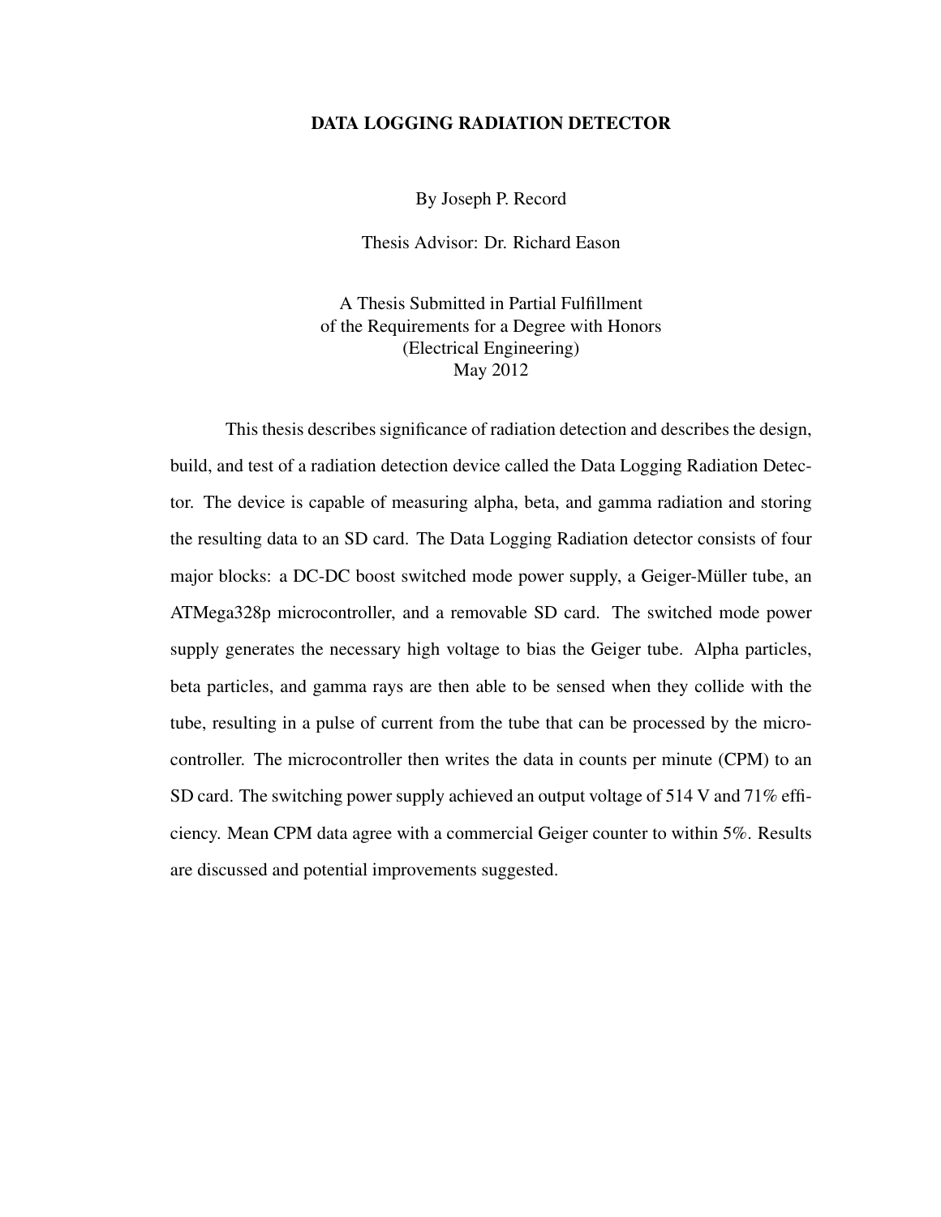# DATA LOGGING RADIATION DETECTOR

By Joseph P. Record

Thesis Advisor: Dr. Richard Eason

A Thesis Submitted in Partial Fulfillment
of the Requirements for a Degree with Honors
(Electrical Engineering)
May 2012

This thesis describes significance of radiation detection and describes the design, build, and test of a radiation detection device called the Data Logging Radiation Detector. The device is capable of measuring alpha, beta, and gamma radiation and storing the resulting data to an SD card. The Data Logging Radiation detector consists of four major blocks: a DC-DC boost switched mode power supply, a Geiger-Müller tube, an ATMega328p microcontroller, and a removable SD card. The switched mode power supply generates the necessary high voltage to bias the Geiger tube. Alpha particles, beta particles, and gamma rays are then able to be sensed when they collide with the tube, resulting in a pulse of current from the tube that can be processed by the microcontroller. The microcontroller then writes the data in counts per minute (CPM) to an SD card. The switching power supply achieved an output voltage of 514 V and 71% efficiency. Mean CPM data agree with a commercial Geiger counter to within 5%. Results are discussed and potential improvements suggested.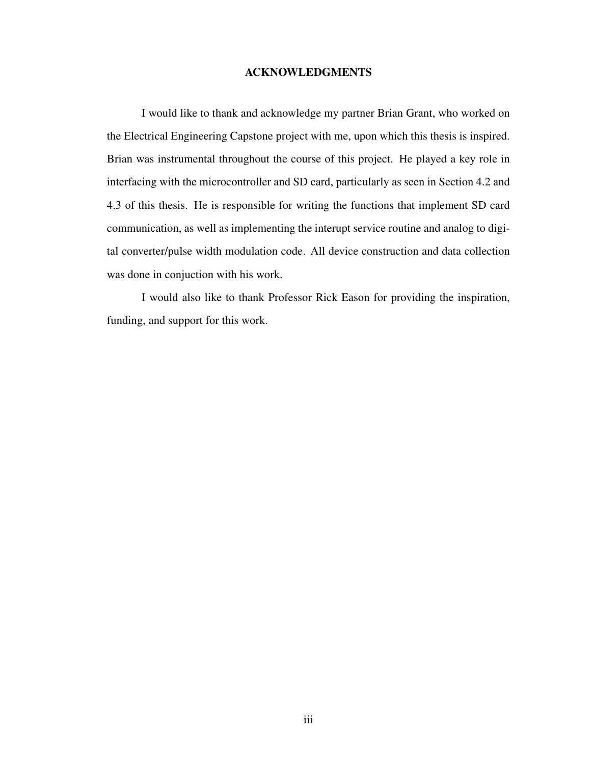# ACKNOWLEDGMENTS

I would like to thank and acknowledge my partner Brian Grant, who worked on the Electrical Engineering Capstone project with me, upon which this thesis is inspired. Brian was instrumental throughout the course of this project. He played a key role in interfacing with the microcontroller and SD card, particularly as seen in Section 4.2 and 4.3 of this thesis. He is responsible for writing the functions that implement SD card communication, as well as implementing the interupt service routine and analog to digital converter/pulse width modulation code. All device construction and data collection was done in conjuction with his work.

I would also like to thank Professor Rick Eason for providing the inspiration, funding, and support for this work.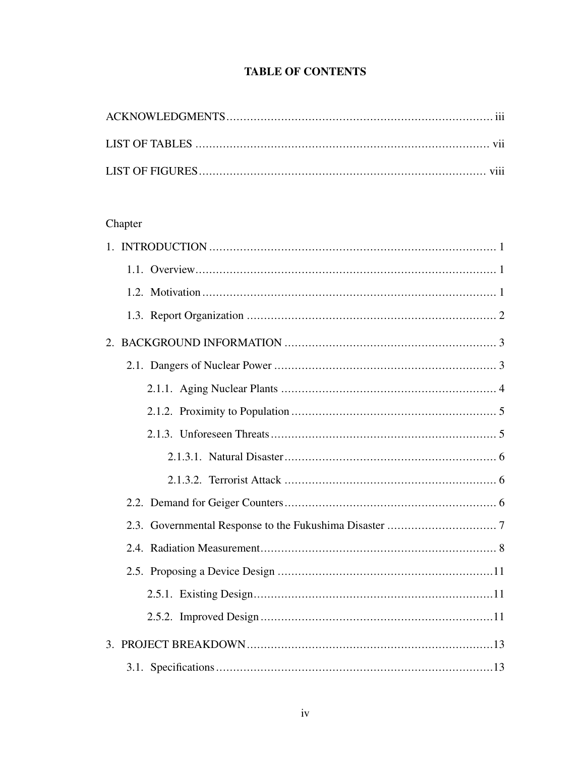# TABLE OF CONTENTS

ACKNOWLEDGMENTS ........................................................................ iii

LIST OF TABLES ........................................................................ vii

LIST OF FIGURES ........................................................................ viii

Chapter

1. INTRODUCTION ........................................................................ 1
   - 1.1. Overview ........................................................................ 1
   - 1.2. Motivation ........................................................................ 1
   - 1.3. Report Organization ........................................................................ 2
2. BACKGROUND INFORMATION ........................................................................ 3
   - 2.1. Dangers of Nuclear Power ........................................................................ 3
     - 2.1.1. Aging Nuclear Plants ........................................................................ 4
     - 2.1.2. Proximity to Population ........................................................................ 5
     - 2.1.3. Unforeseen Threats ........................................................................ 5
       - 2.1.3.1. Natural Disaster ........................................................................ 6
       - 2.1.3.2. Terrorist Attack ........................................................................ 6
   - 2.2. Demand for Geiger Counters ........................................................................ 6
   - 2.3. Governmental Response to the Fukushima Disaster ........................................................................ 7
   - 2.4. Radiation Measurement ........................................................................ 8
   - 2.5. Proposing a Device Design ........................................................................ 11
     - 2.5.1. Existing Design ........................................................................ 11
     - 2.5.2. Improved Design ........................................................................ 11
3. PROJECT BREAKDOWN ........................................................................ 13
   - 3.1. Specifications ........................................................................ 13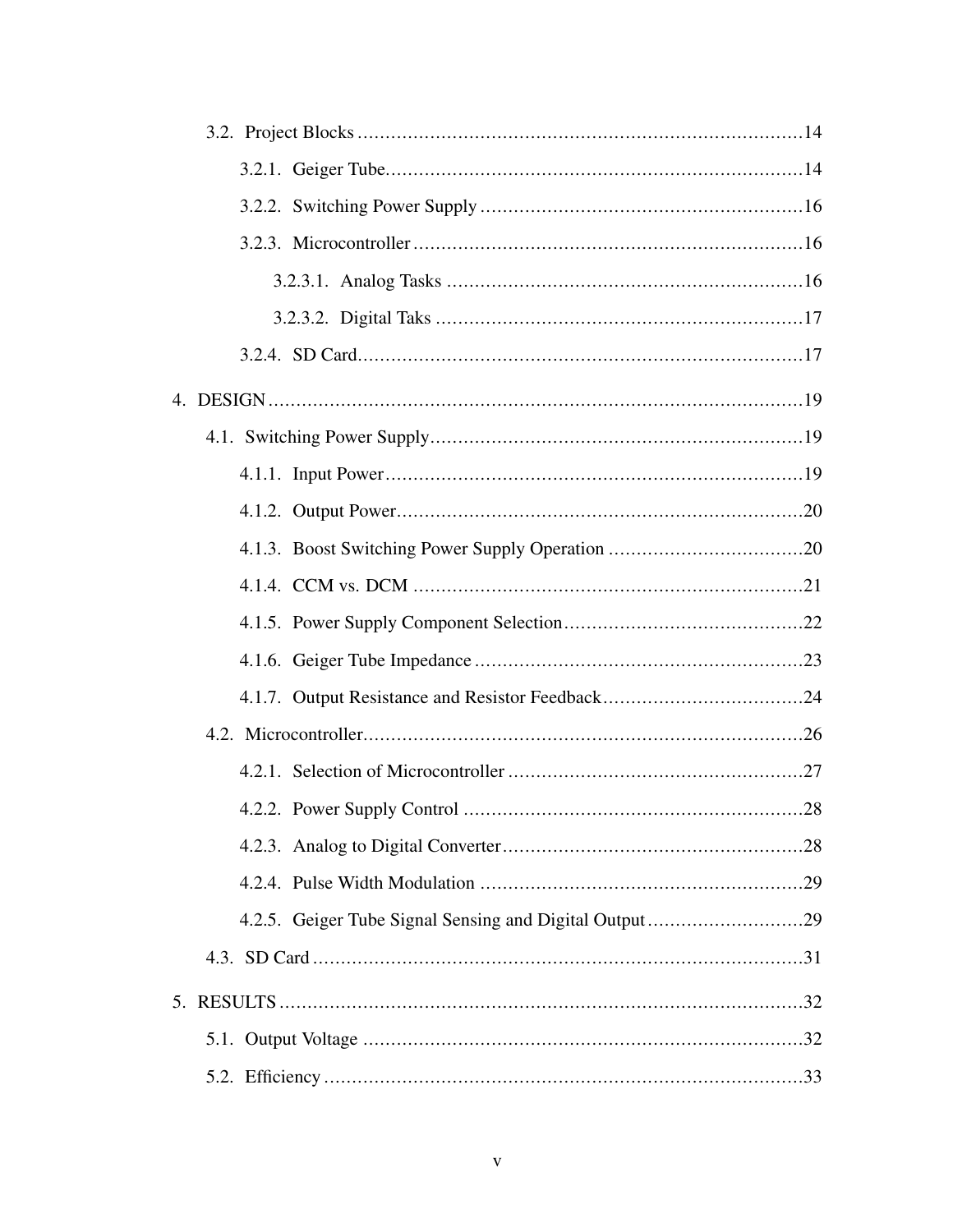3.2. Project Blocks ....................................................................................14

3.2.1. Geiger Tube............................................................................14

3.2.2. Switching Power Supply ..........................................................16

3.2.3. Microcontroller .......................................................................16

3.2.3.1. Analog Tasks ................................................................16

3.2.3.2. Digital Taks ..................................................................17

3.2.4. SD Card...................................................................................17

4. DESIGN ....................................................................................................19

4.1. Switching Power Supply...................................................................19

4.1.1. Input Power.............................................................................19

4.1.2. Output Power...........................................................................20

4.1.3. Boost Switching Power Supply Operation ...................................20

4.1.4. CCM vs. DCM ........................................................................21

4.1.5. Power Supply Component Selection...........................................22

4.1.6. Geiger Tube Impedance ............................................................23

4.1.7. Output Resistance and Resistor Feedback....................................24

4.2. Microcontroller.................................................................................26

4.2.1. Selection of Microcontroller ......................................................27

4.2.2. Power Supply Control ..............................................................28

4.2.3. Analog to Digital Converter.......................................................28

4.2.4. Pulse Width Modulation ...........................................................29

4.2.5. Geiger Tube Signal Sensing and Digital Output............................29

4.3. SD Card ..........................................................................................31

5. RESULTS ..................................................................................................32

5.1. Output Voltage ................................................................................32

5.2. Efficiency ........................................................................................33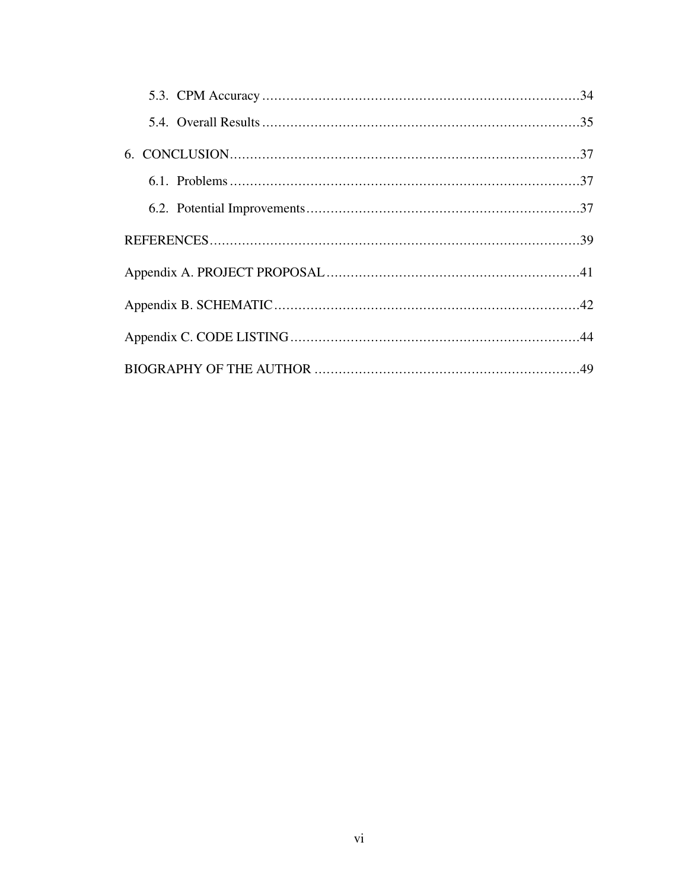5.3. CPM Accuracy .......................................................................34

5.4. Overall Results .......................................................................35

6. CONCLUSION.......................................................................37

6.1. Problems .......................................................................37

6.2. Potential Improvements.......................................................................37

REFERENCES.......................................................................39

Appendix A. PROJECT PROPOSAL.......................................................................41

Appendix B. SCHEMATIC.......................................................................42

Appendix C. CODE LISTING.......................................................................44

BIOGRAPHY OF THE AUTHOR .......................................................................49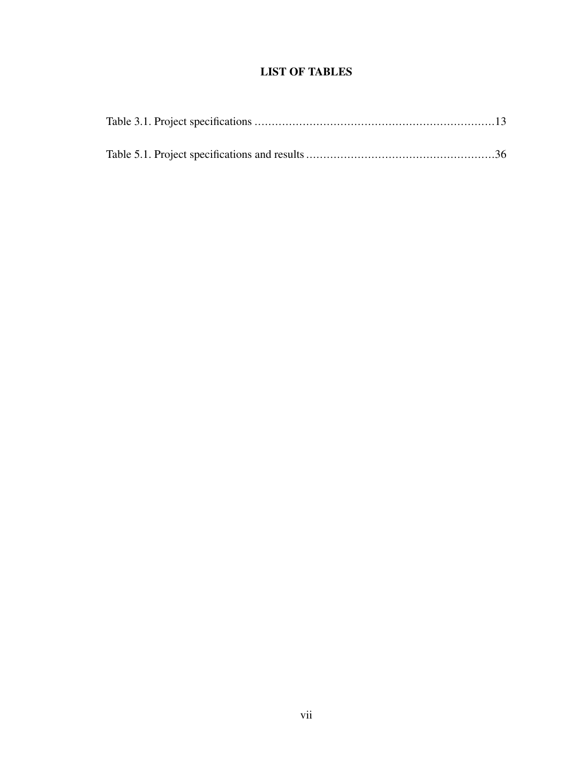# LIST OF TABLES

Table 3.1. Project specifications ....................................................................13

Table 5.1. Project specifications and results .......................................................36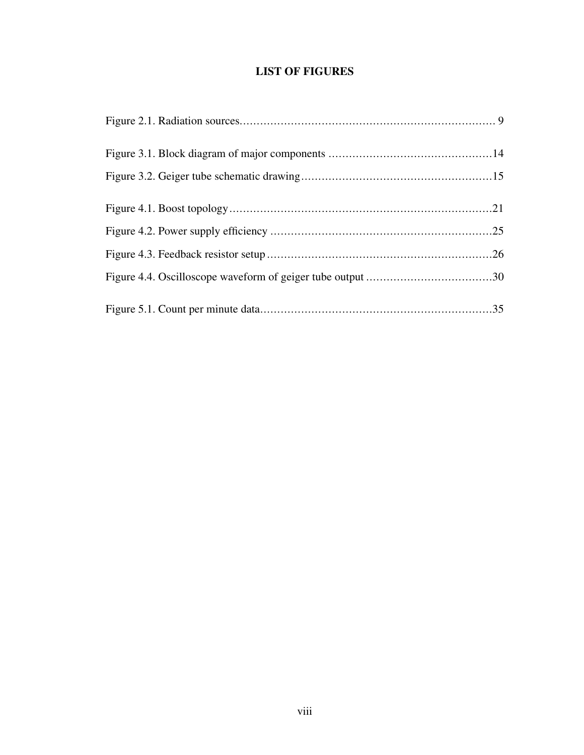# LIST OF FIGURES

Figure 2.1. Radiation sources........................................................................ 9

Figure 3.1. Block diagram of major components ...............................................14

Figure 3.2. Geiger tube schematic drawing.......................................................15

Figure 4.1. Boost topology............................................................................21

Figure 4.2. Power supply efficiency ................................................................25

Figure 4.3. Feedback resistor setup .................................................................26

Figure 4.4. Oscilloscope waveform of geiger tube output ....................................30

Figure 5.1. Count per minute data...................................................................35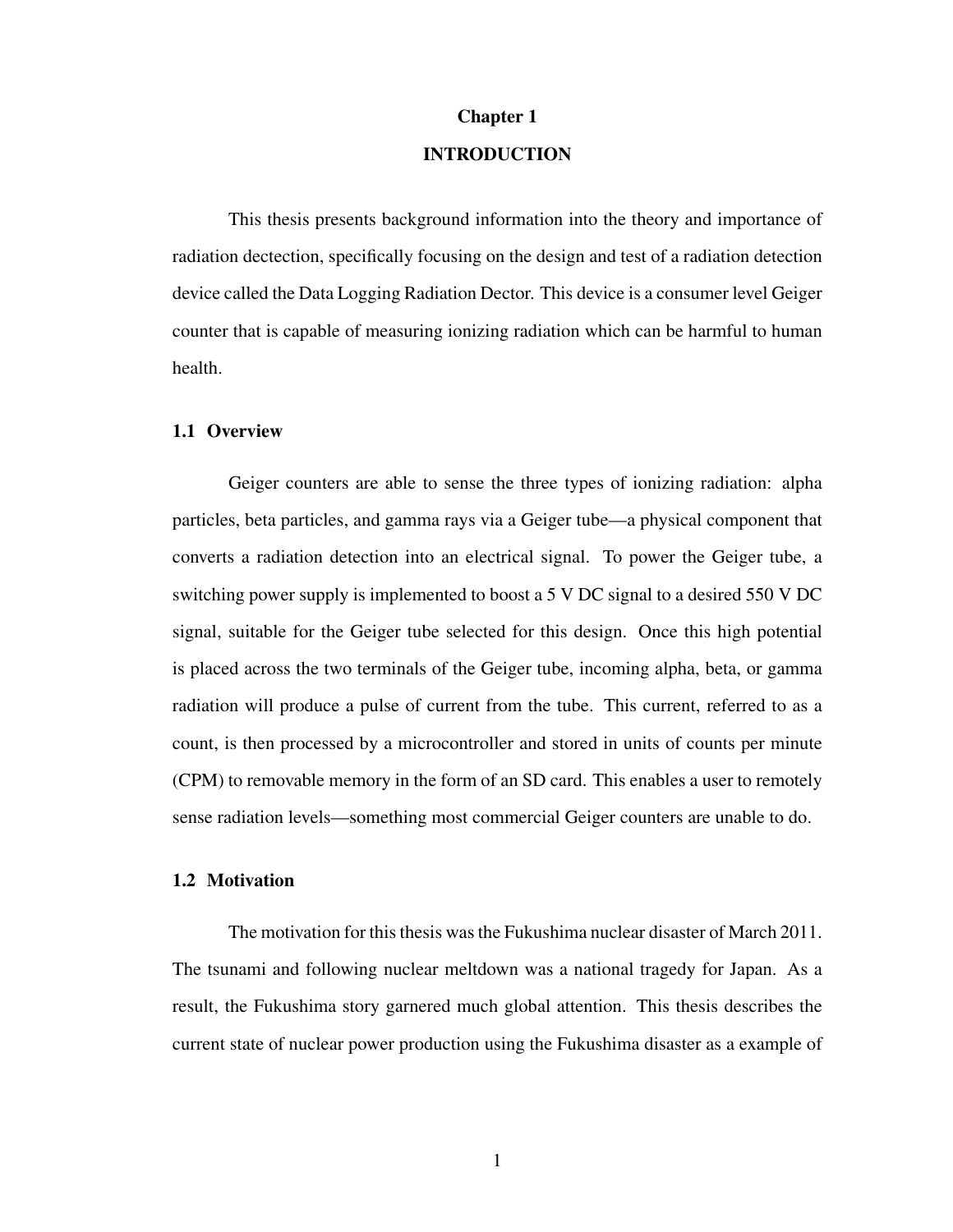# Chapter 1

# INTRODUCTION

This thesis presents background information into the theory and importance of radiation dectection, specifically focusing on the design and test of a radiation detection device called the Data Logging Radiation Dector. This device is a consumer level Geiger counter that is capable of measuring ionizing radiation which can be harmful to human health.

## 1.1 Overview

Geiger counters are able to sense the three types of ionizing radiation: alpha particles, beta particles, and gamma rays via a Geiger tube—a physical component that converts a radiation detection into an electrical signal. To power the Geiger tube, a switching power supply is implemented to boost a 5 V DC signal to a desired 550 V DC signal, suitable for the Geiger tube selected for this design. Once this high potential is placed across the two terminals of the Geiger tube, incoming alpha, beta, or gamma radiation will produce a pulse of current from the tube. This current, referred to as a count, is then processed by a microcontroller and stored in units of counts per minute (CPM) to removable memory in the form of an SD card. This enables a user to remotely sense radiation levels—something most commercial Geiger counters are unable to do.

## 1.2 Motivation

The motivation for this thesis was the Fukushima nuclear disaster of March 2011. The tsunami and following nuclear meltdown was a national tragedy for Japan. As a result, the Fukushima story garnered much global attention. This thesis describes the current state of nuclear power production using the Fukushima disaster as a example of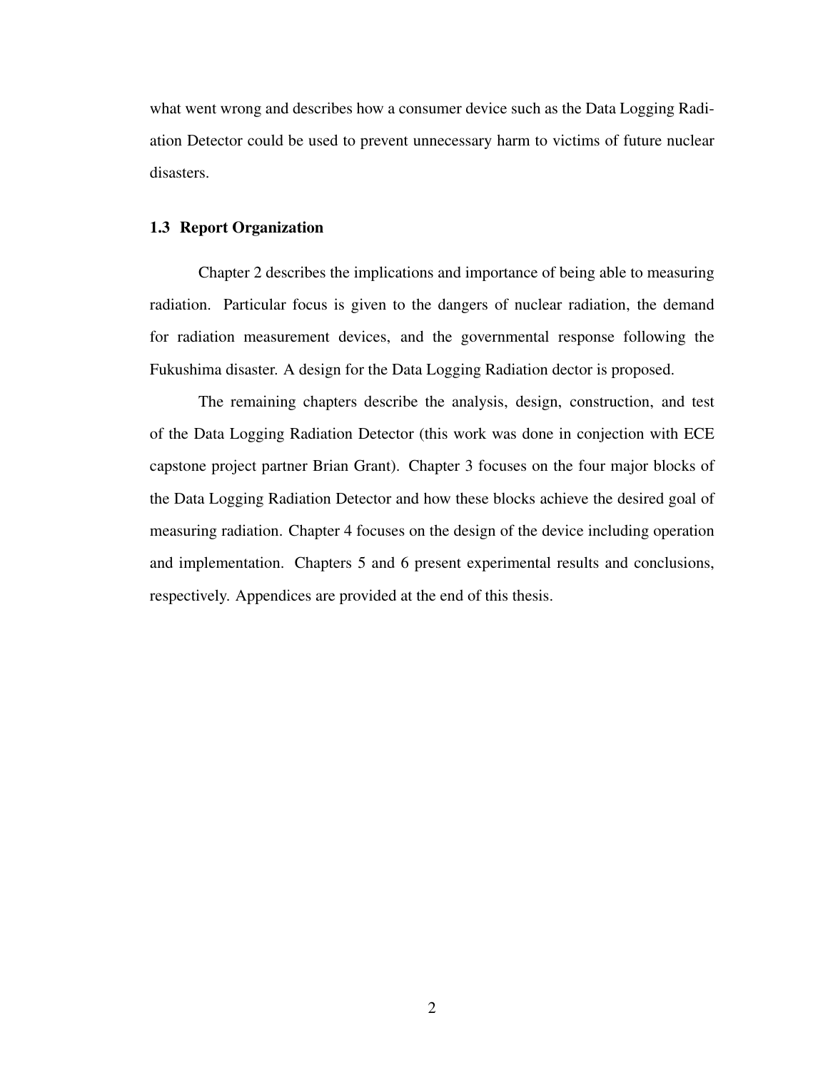what went wrong and describes how a consumer device such as the Data Logging Radiation Detector could be used to prevent unnecessary harm to victims of future nuclear disasters.

### 1.3 Report Organization

Chapter 2 describes the implications and importance of being able to measuring radiation. Particular focus is given to the dangers of nuclear radiation, the demand for radiation measurement devices, and the governmental response following the Fukushima disaster. A design for the Data Logging Radiation dector is proposed.

The remaining chapters describe the analysis, design, construction, and test of the Data Logging Radiation Detector (this work was done in conjection with ECE capstone project partner Brian Grant). Chapter 3 focuses on the four major blocks of the Data Logging Radiation Detector and how these blocks achieve the desired goal of measuring radiation. Chapter 4 focuses on the design of the device including operation and implementation. Chapters 5 and 6 present experimental results and conclusions, respectively. Appendices are provided at the end of this thesis.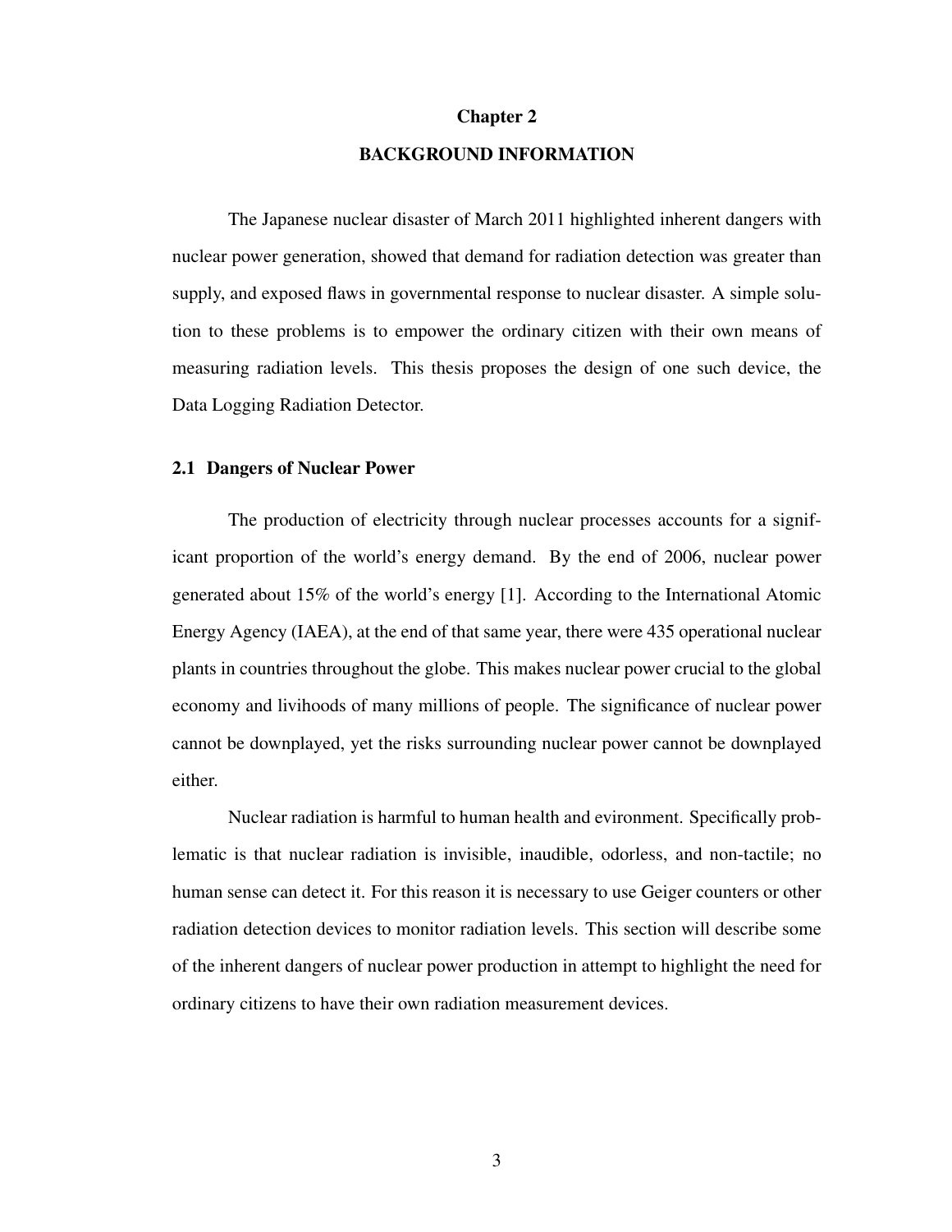# Chapter 2

# BACKGROUND INFORMATION

The Japanese nuclear disaster of March 2011 highlighted inherent dangers with nuclear power generation, showed that demand for radiation detection was greater than supply, and exposed flaws in governmental response to nuclear disaster. A simple solution to these problems is to empower the ordinary citizen with their own means of measuring radiation levels. This thesis proposes the design of one such device, the Data Logging Radiation Detector.

## 2.1 Dangers of Nuclear Power

The production of electricity through nuclear processes accounts for a significant proportion of the world's energy demand. By the end of 2006, nuclear power generated about 15% of the world's energy [1]. According to the International Atomic Energy Agency (IAEA), at the end of that same year, there were 435 operational nuclear plants in countries throughout the globe. This makes nuclear power crucial to the global economy and livihoods of many millions of people. The significance of nuclear power cannot be downplayed, yet the risks surrounding nuclear power cannot be downplayed either.

Nuclear radiation is harmful to human health and evironment. Specifically problematic is that nuclear radiation is invisible, inaudible, odorless, and non-tactile; no human sense can detect it. For this reason it is necessary to use Geiger counters or other radiation detection devices to monitor radiation levels. This section will describe some of the inherent dangers of nuclear power production in attempt to highlight the need for ordinary citizens to have their own radiation measurement devices.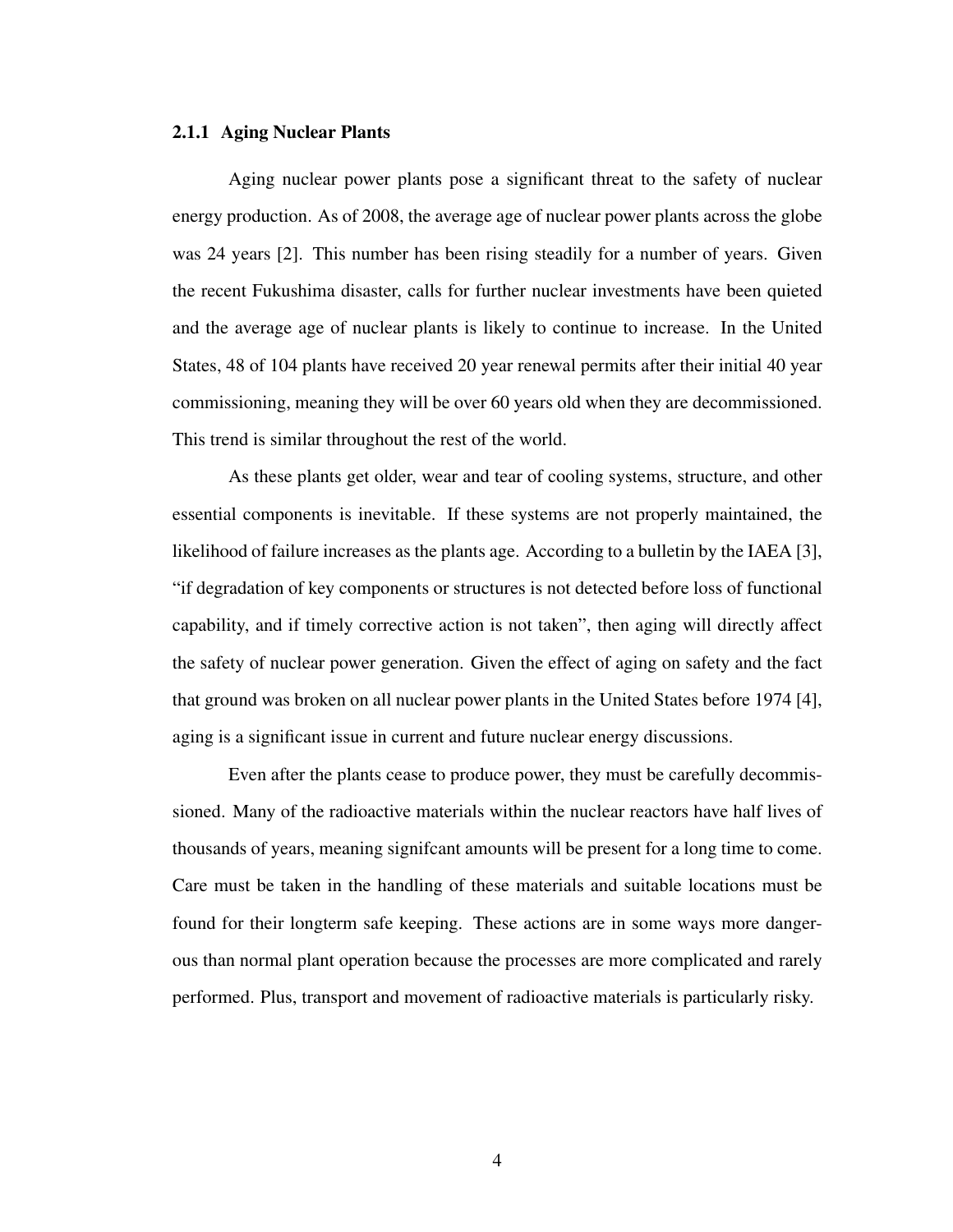### 2.1.1 Aging Nuclear Plants

Aging nuclear power plants pose a significant threat to the safety of nuclear energy production. As of 2008, the average age of nuclear power plants across the globe was 24 years [2]. This number has been rising steadily for a number of years. Given the recent Fukushima disaster, calls for further nuclear investments have been quieted and the average age of nuclear plants is likely to continue to increase. In the United States, 48 of 104 plants have received 20 year renewal permits after their initial 40 year commissioning, meaning they will be over 60 years old when they are decommissioned. This trend is similar throughout the rest of the world.

As these plants get older, wear and tear of cooling systems, structure, and other essential components is inevitable. If these systems are not properly maintained, the likelihood of failure increases as the plants age. According to a bulletin by the IAEA [3], "if degradation of key components or structures is not detected before loss of functional capability, and if timely corrective action is not taken", then aging will directly affect the safety of nuclear power generation. Given the effect of aging on safety and the fact that ground was broken on all nuclear power plants in the United States before 1974 [4], aging is a significant issue in current and future nuclear energy discussions.

Even after the plants cease to produce power, they must be carefully decommissioned. Many of the radioactive materials within the nuclear reactors have half lives of thousands of years, meaning signifcant amounts will be present for a long time to come. Care must be taken in the handling of these materials and suitable locations must be found for their longterm safe keeping. These actions are in some ways more dangerous than normal plant operation because the processes are more complicated and rarely performed. Plus, transport and movement of radioactive materials is particularly risky.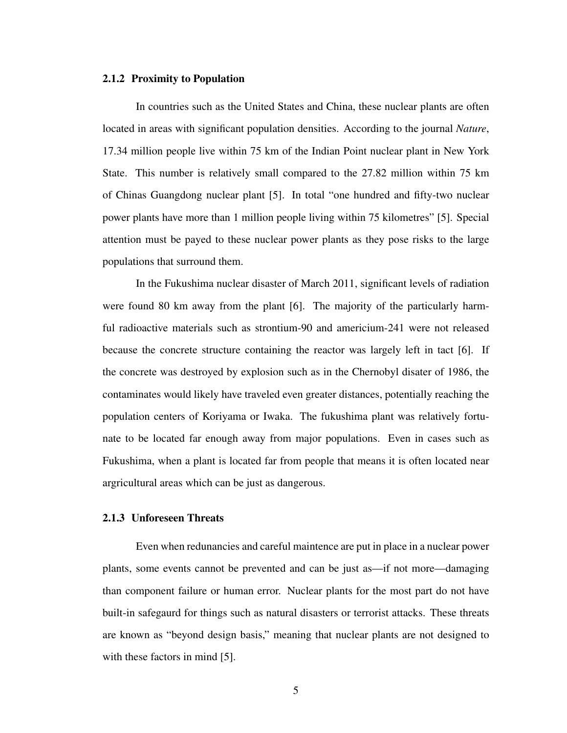### 2.1.2 Proximity to Population

In countries such as the United States and China, these nuclear plants are often located in areas with significant population densities. According to the journal *Nature*, 17.34 million people live within 75 km of the Indian Point nuclear plant in New York State. This number is relatively small compared to the 27.82 million within 75 km of Chinas Guangdong nuclear plant [5]. In total "one hundred and fifty-two nuclear power plants have more than 1 million people living within 75 kilometres" [5]. Special attention must be payed to these nuclear power plants as they pose risks to the large populations that surround them.

In the Fukushima nuclear disaster of March 2011, significant levels of radiation were found 80 km away from the plant [6]. The majority of the particularly harmful radioactive materials such as strontium-90 and americium-241 were not released because the concrete structure containing the reactor was largely left in tact [6]. If the concrete was destroyed by explosion such as in the Chernobyl disater of 1986, the contaminates would likely have traveled even greater distances, potentially reaching the population centers of Koriyama or Iwaka. The fukushima plant was relatively fortunate to be located far enough away from major populations. Even in cases such as Fukushima, when a plant is located far from people that means it is often located near argricultural areas which can be just as dangerous.

### 2.1.3 Unforeseen Threats

Even when redunancies and careful maintence are put in place in a nuclear power plants, some events cannot be prevented and can be just as—if not more—damaging than component failure or human error. Nuclear plants for the most part do not have built-in safegaurd for things such as natural disasters or terrorist attacks. These threats are known as "beyond design basis," meaning that nuclear plants are not designed to with these factors in mind [5].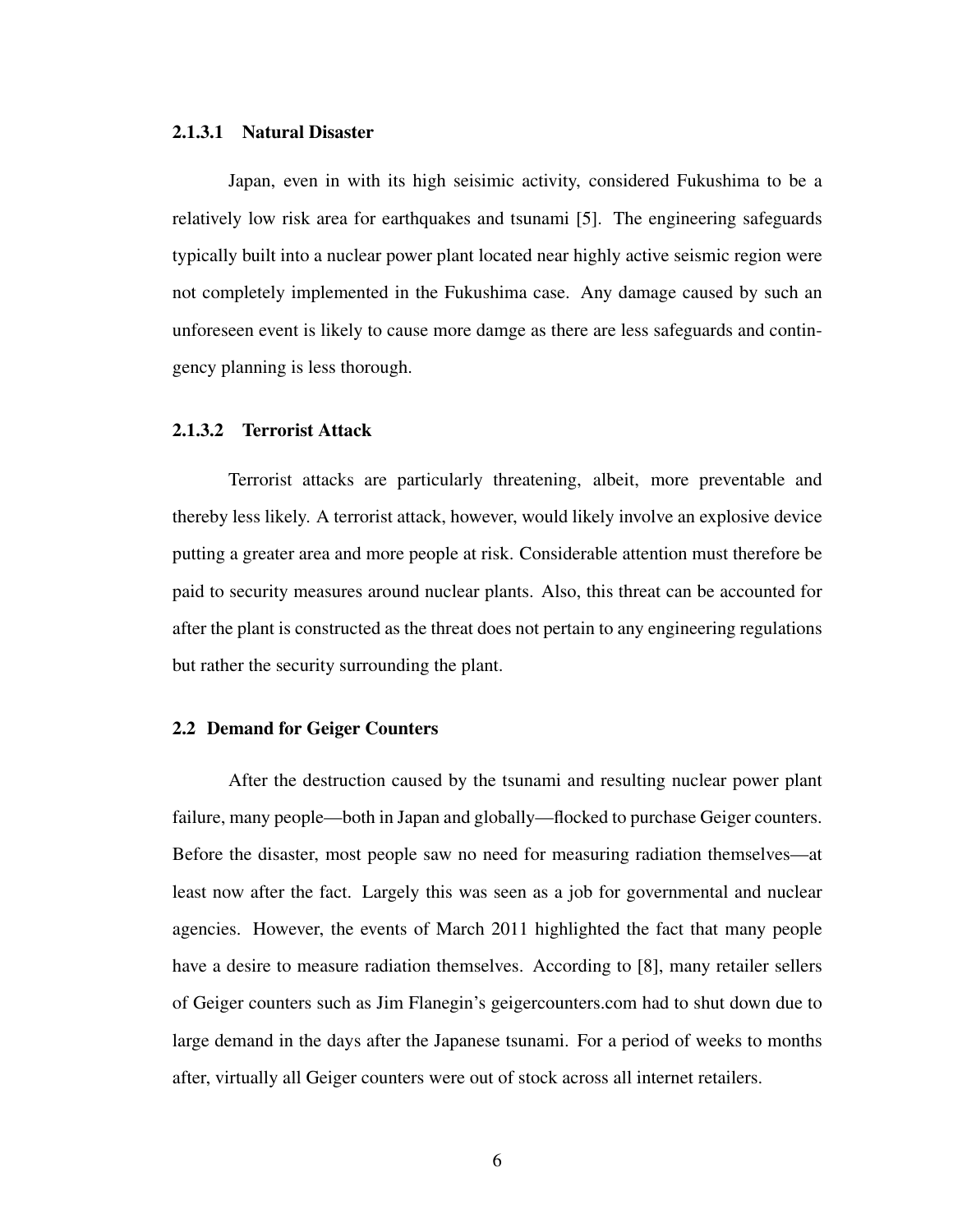#### 2.1.3.1 Natural Disaster

Japan, even in with its high seisimic activity, considered Fukushima to be a relatively low risk area for earthquakes and tsunami [5]. The engineering safeguards typically built into a nuclear power plant located near highly active seismic region were not completely implemented in the Fukushima case. Any damage caused by such an unforeseen event is likely to cause more damge as there are less safeguards and contingency planning is less thorough.

#### 2.1.3.2 Terrorist Attack

Terrorist attacks are particularly threatening, albeit, more preventable and thereby less likely. A terrorist attack, however, would likely involve an explosive device putting a greater area and more people at risk. Considerable attention must therefore be paid to security measures around nuclear plants. Also, this threat can be accounted for after the plant is constructed as the threat does not pertain to any engineering regulations but rather the security surrounding the plant.

### 2.2 Demand for Geiger Counters

After the destruction caused by the tsunami and resulting nuclear power plant failure, many people—both in Japan and globally—flocked to purchase Geiger counters. Before the disaster, most people saw no need for measuring radiation themselves—at least now after the fact. Largely this was seen as a job for governmental and nuclear agencies. However, the events of March 2011 highlighted the fact that many people have a desire to measure radiation themselves. According to [8], many retailer sellers of Geiger counters such as Jim Flanegin's geigercounters.com had to shut down due to large demand in the days after the Japanese tsunami. For a period of weeks to months after, virtually all Geiger counters were out of stock across all internet retailers.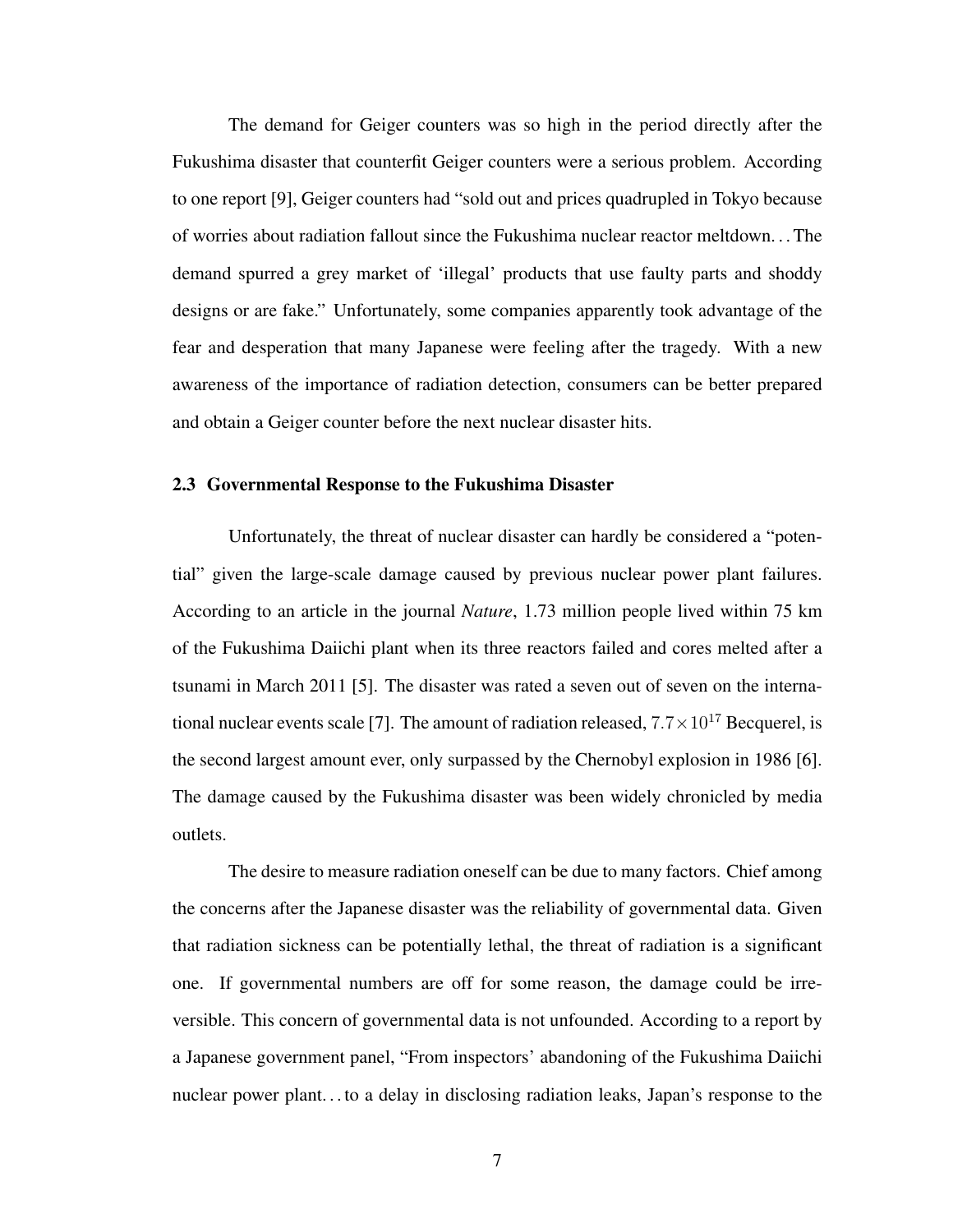The demand for Geiger counters was so high in the period directly after the Fukushima disaster that counterfeit Geiger counters were a serious problem. According to one report [9], Geiger counters had "sold out and prices quadrupled in Tokyo because of worries about radiation fallout since the Fukushima nuclear reactor meltdown. . . The demand spurred a grey market of 'illegal' products that use faulty parts and shoddy designs or are fake." Unfortunately, some companies apparently took advantage of the fear and desperation that many Japanese were feeling after the tragedy. With a new awareness of the importance of radiation detection, consumers can be better prepared and obtain a Geiger counter before the next nuclear disaster hits.

### 2.3 Governmental Response to the Fukushima Disaster

Unfortunately, the threat of nuclear disaster can hardly be considered a "potential" given the large-scale damage caused by previous nuclear power plant failures. According to an article in the journal *Nature*, 1.73 million people lived within 75 km of the Fukushima Daiichi plant when its three reactors failed and cores melted after a tsunami in March 2011 [5]. The disaster was rated a seven out of seven on the international nuclear events scale [7]. The amount of radiation released, $7.7 \times 10^{17}$ Becquerel, is the second largest amount ever, only surpassed by the Chernobyl explosion in 1986 [6]. The damage caused by the Fukushima disaster was been widely chronicled by media outlets.

The desire to measure radiation oneself can be due to many factors. Chief among the concerns after the Japanese disaster was the reliability of governmental data. Given that radiation sickness can be potentially lethal, the threat of radiation is a significant one. If governmental numbers are off for some reason, the damage could be irreversible. This concern of governmental data is not unfounded. According to a report by a Japanese government panel, "From inspectors' abandoning of the Fukushima Daiichi nuclear power plant. . . to a delay in disclosing radiation leaks, Japan's response to the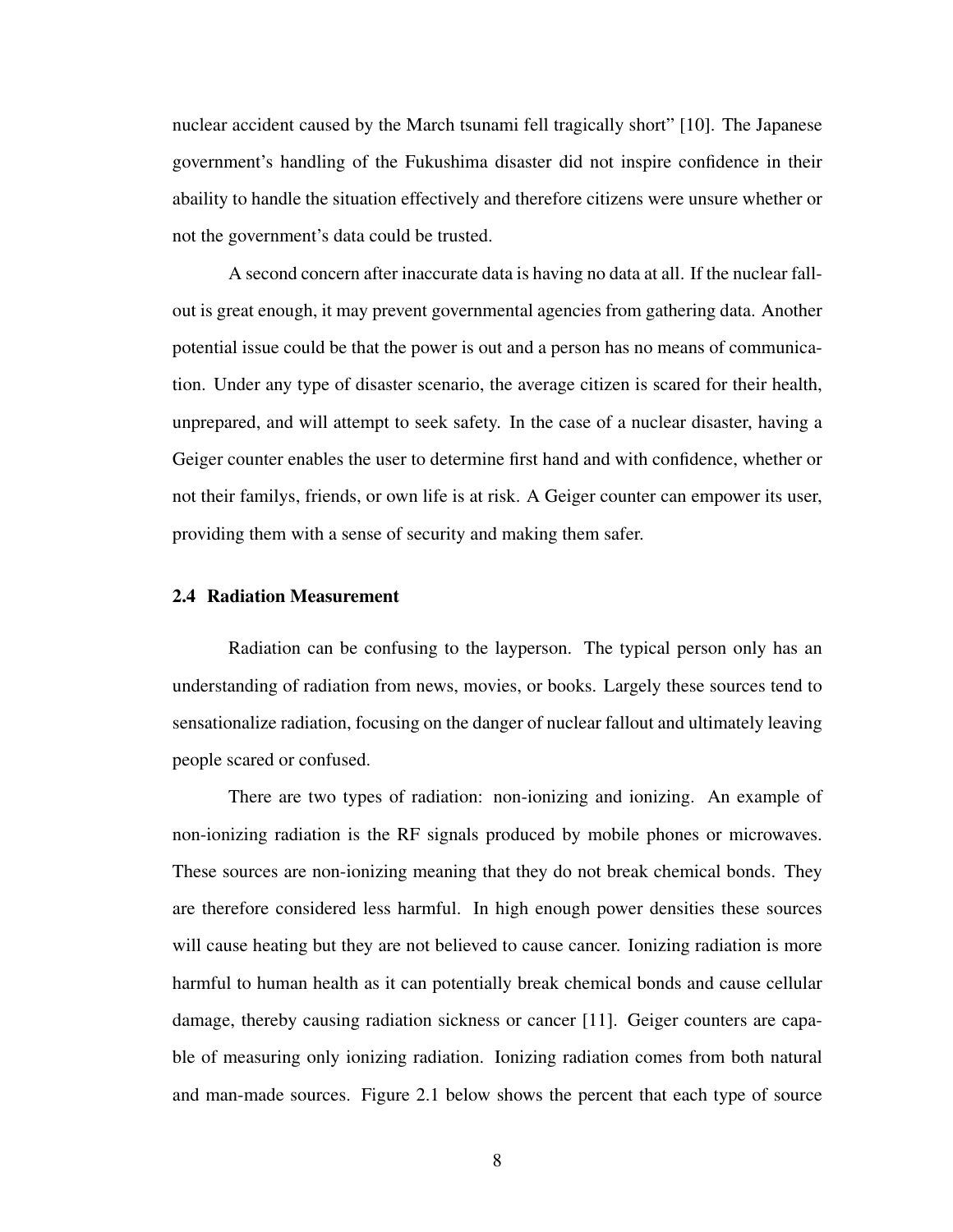nuclear accident caused by the March tsunami fell tragically short" [10]. The Japanese government's handling of the Fukushima disaster did not inspire confidence in their abaility to handle the situation effectively and therefore citizens were unsure whether or not the government's data could be trusted.

A second concern after inaccurate data is having no data at all. If the nuclear fallout is great enough, it may prevent governmental agencies from gathering data. Another potential issue could be that the power is out and a person has no means of communication. Under any type of disaster scenario, the average citizen is scared for their health, unprepared, and will attempt to seek safety. In the case of a nuclear disaster, having a Geiger counter enables the user to determine first hand and with confidence, whether or not their familys, friends, or own life is at risk. A Geiger counter can empower its user, providing them with a sense of security and making them safer.

### 2.4 Radiation Measurement

Radiation can be confusing to the layperson. The typical person only has an understanding of radiation from news, movies, or books. Largely these sources tend to sensationalize radiation, focusing on the danger of nuclear fallout and ultimately leaving people scared or confused.

There are two types of radiation: non-ionizing and ionizing. An example of non-ionizing radiation is the RF signals produced by mobile phones or microwaves. These sources are non-ionizing meaning that they do not break chemical bonds. They are therefore considered less harmful. In high enough power densities these sources will cause heating but they are not believed to cause cancer. Ionizing radiation is more harmful to human health as it can potentially break chemical bonds and cause cellular damage, thereby causing radiation sickness or cancer [11]. Geiger counters are capable of measuring only ionizing radiation. Ionizing radiation comes from both natural and man-made sources. Figure 2.1 below shows the percent that each type of source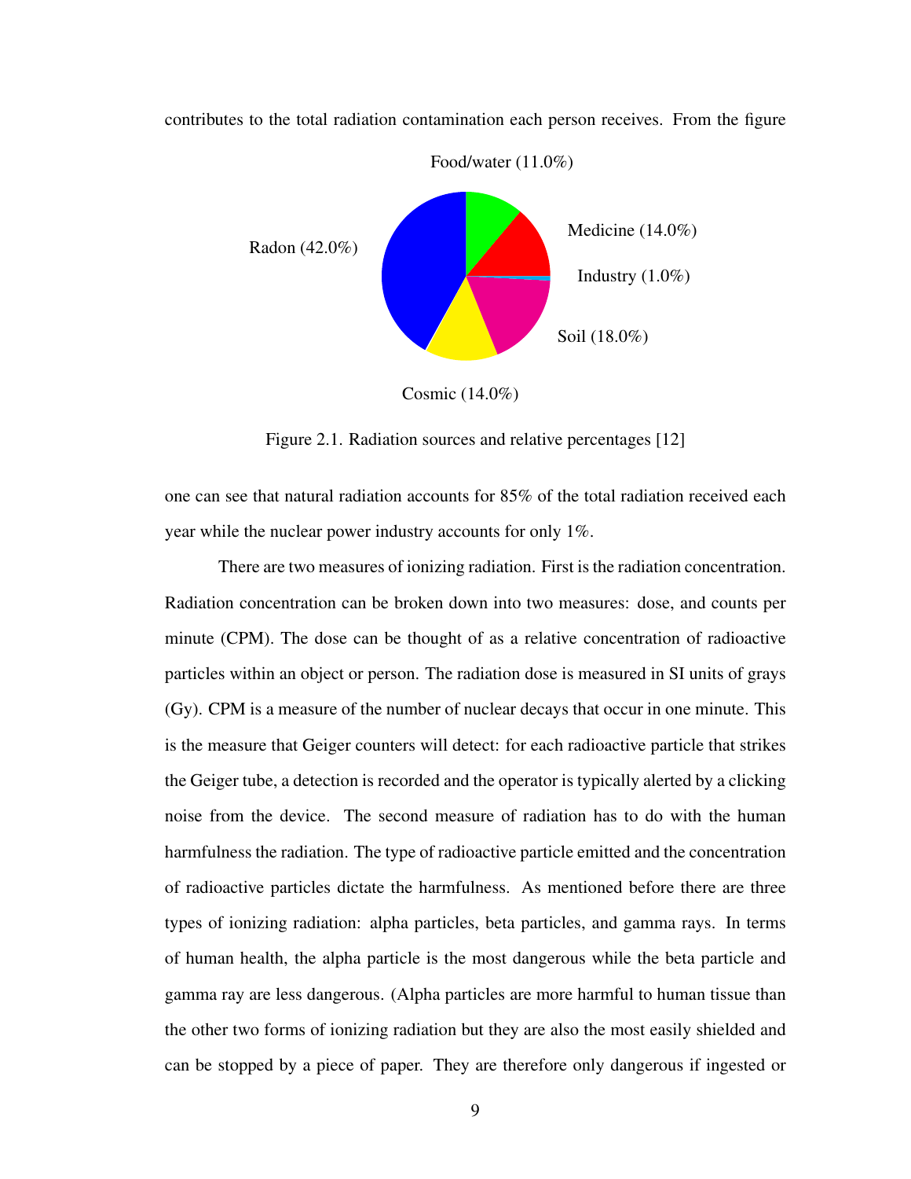contributes to the total radiation contamination each person receives. From the figure

Food/water (11.0%)

Medicine (14.0%)

Industry (1.0%)

Soil (18.0%)

Cosmic (14.0%)

Radon (42.0%)

Figure 2.1. Radiation sources and relative percentages [12]

one can see that natural radiation accounts for 85% of the total radiation received each year while the nuclear power industry accounts for only 1%.

There are two measures of ionizing radiation. First is the radiation concentration. Radiation concentration can be broken down into two measures: dose, and counts per minute (CPM). The dose can be thought of as a relative concentration of radioactive particles within an object or person. The radiation dose is measured in SI units of grays (Gy). CPM is a measure of the number of nuclear decays that occur in one minute. This is the measure that Geiger counters will detect: for each radioactive particle that strikes the Geiger tube, a detection is recorded and the operator is typically alerted by a clicking noise from the device. The second measure of radiation has to do with the human harmfulness the radiation. The type of radioactive particle emitted and the concentration of radioactive particles dictate the harmfulness. As mentioned before there are three types of ionizing radiation: alpha particles, beta particles, and gamma rays. In terms of human health, the alpha particle is the most dangerous while the beta particle and gamma ray are less dangerous. (Alpha particles are more harmful to human tissue than the other two forms of ionizing radiation but they are also the most easily shielded and can be stopped by a piece of paper. They are therefore only dangerous if ingested or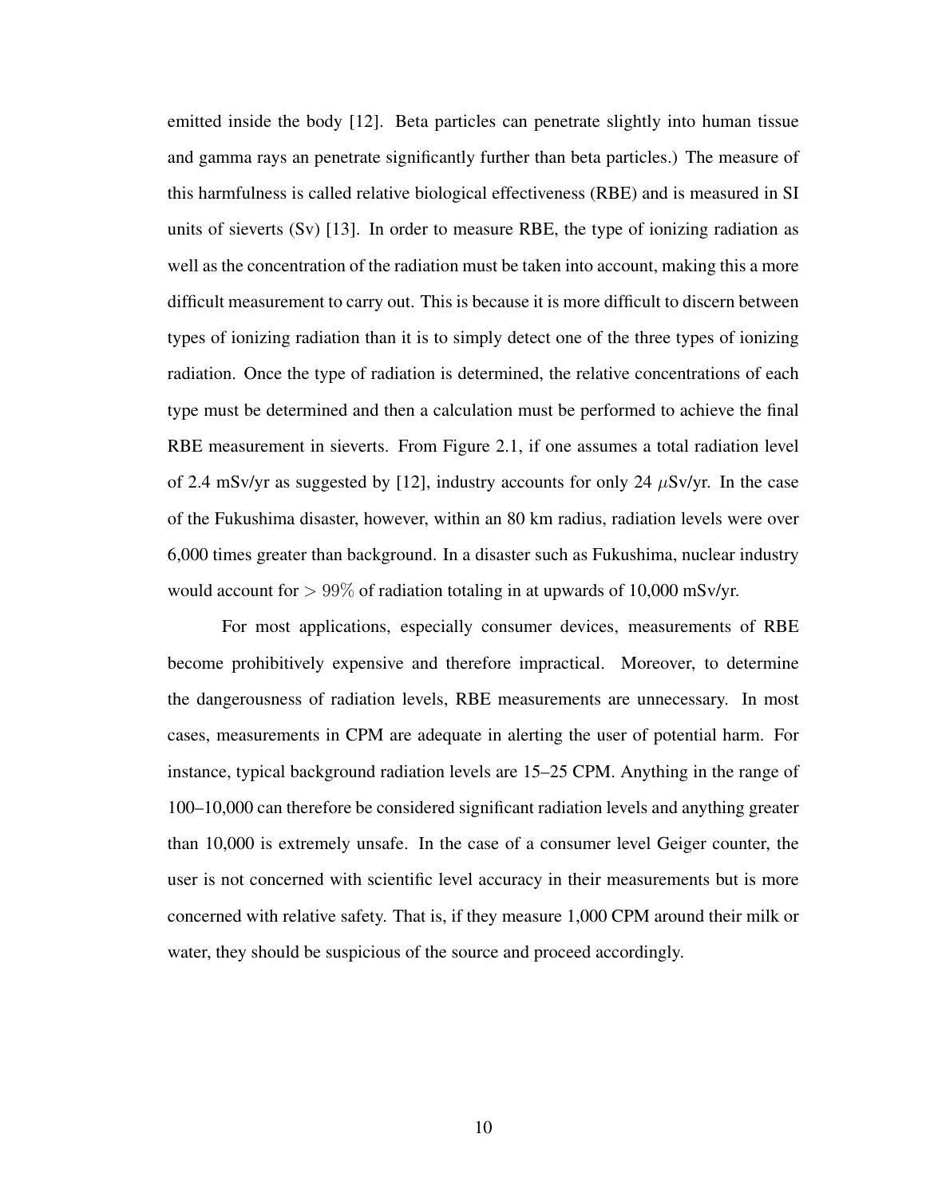emitted inside the body [12]. Beta particles can penetrate slightly into human tissue and gamma rays an penetrate significantly further than beta particles.) The measure of this harmfulness is called relative biological effectiveness (RBE) and is measured in SI units of sieverts (Sv) [13]. In order to measure RBE, the type of ionizing radiation as well as the concentration of the radiation must be taken into account, making this a more difficult measurement to carry out. This is because it is more difficult to discern between types of ionizing radiation than it is to simply detect one of the three types of ionizing radiation. Once the type of radiation is determined, the relative concentrations of each type must be determined and then a calculation must be performed to achieve the final RBE measurement in sieverts. From Figure 2.1, if one assumes a total radiation level of 2.4 mSv/yr as suggested by [12], industry accounts for only 24 $\mu$Sv/yr. In the case of the Fukushima disaster, however, within an 80 km radius, radiation levels were over 6,000 times greater than background. In a disaster such as Fukushima, nuclear industry would account for $> 99\%$ of radiation totaling in at upwards of 10,000 mSv/yr.

For most applications, especially consumer devices, measurements of RBE become prohibitively expensive and therefore impractical. Moreover, to determine the dangerousness of radiation levels, RBE measurements are unnecessary. In most cases, measurements in CPM are adequate in alerting the user of potential harm. For instance, typical background radiation levels are 15–25 CPM. Anything in the range of 100–10,000 can therefore be considered significant radiation levels and anything greater than 10,000 is extremely unsafe. In the case of a consumer level Geiger counter, the user is not concerned with scientific level accuracy in their measurements but is more concerned with relative safety. That is, if they measure 1,000 CPM around their milk or water, they should be suspicious of the source and proceed accordingly.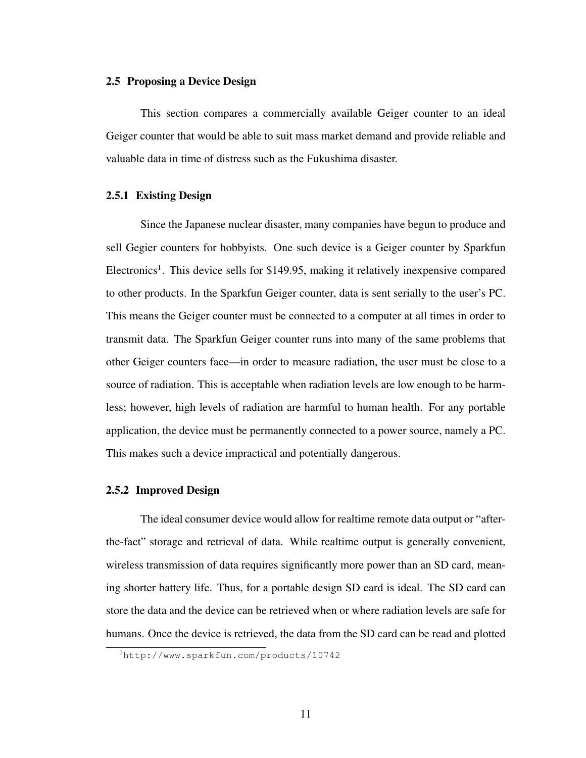### 2.5 Proposing a Device Design

This section compares a commercially available Geiger counter to an ideal Geiger counter that would be able to suit mass market demand and provide reliable and valuable data in time of distress such as the Fukushima disaster.

#### 2.5.1 Existing Design

Since the Japanese nuclear disaster, many companies have begun to produce and sell Gegier counters for hobbyists. One such device is a Geiger counter by Sparkfun Electronics[1]. This device sells for $149.95, making it relatively inexpensive compared to other products. In the Sparkfun Geiger counter, data is sent serially to the user's PC. This means the Geiger counter must be connected to a computer at all times in order to transmit data. The Sparkfun Geiger counter runs into many of the same problems that other Geiger counters face—in order to measure radiation, the user must be close to a source of radiation. This is acceptable when radiation levels are low enough to be harmless; however, high levels of radiation are harmful to human health. For any portable application, the device must be permanently connected to a power source, namely a PC. This makes such a device impractical and potentially dangerous.

#### 2.5.2 Improved Design

The ideal consumer device would allow for realtime remote data output or "after-the-fact" storage and retrieval of data. While realtime output is generally convenient, wireless transmission of data requires significantly more power than an SD card, meaning shorter battery life. Thus, for a portable design SD card is ideal. The SD card can store the data and the device can be retrieved when or where radiation levels are safe for humans. Once the device is retrieved, the data from the SD card can be read and plotted

[1] http://www.sparkfun.com/products/10742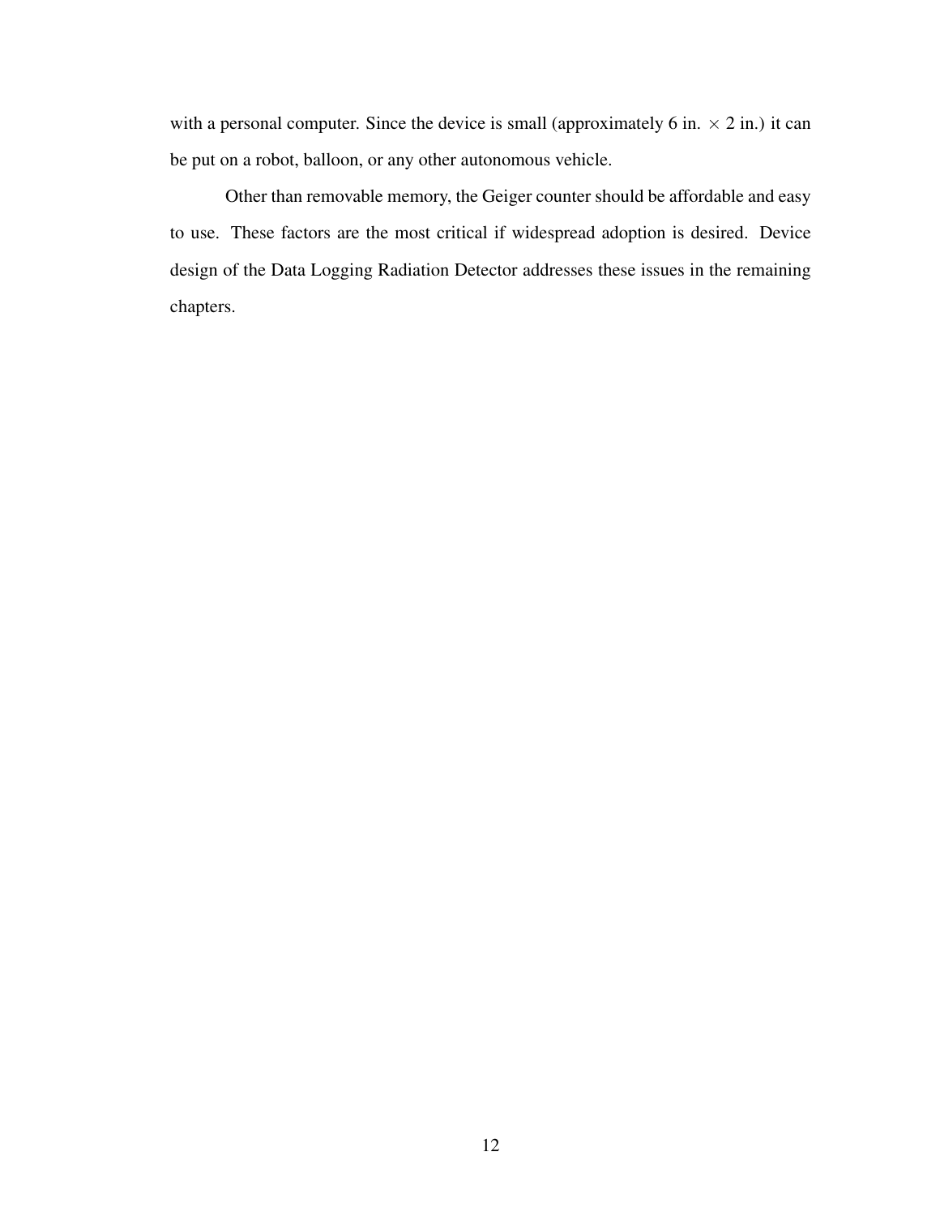with a personal computer. Since the device is small (approximately 6 in. $\times$ 2 in.) it can be put on a robot, balloon, or any other autonomous vehicle.

Other than removable memory, the Geiger counter should be affordable and easy to use. These factors are the most critical if widespread adoption is desired. Device design of the Data Logging Radiation Detector addresses these issues in the remaining chapters.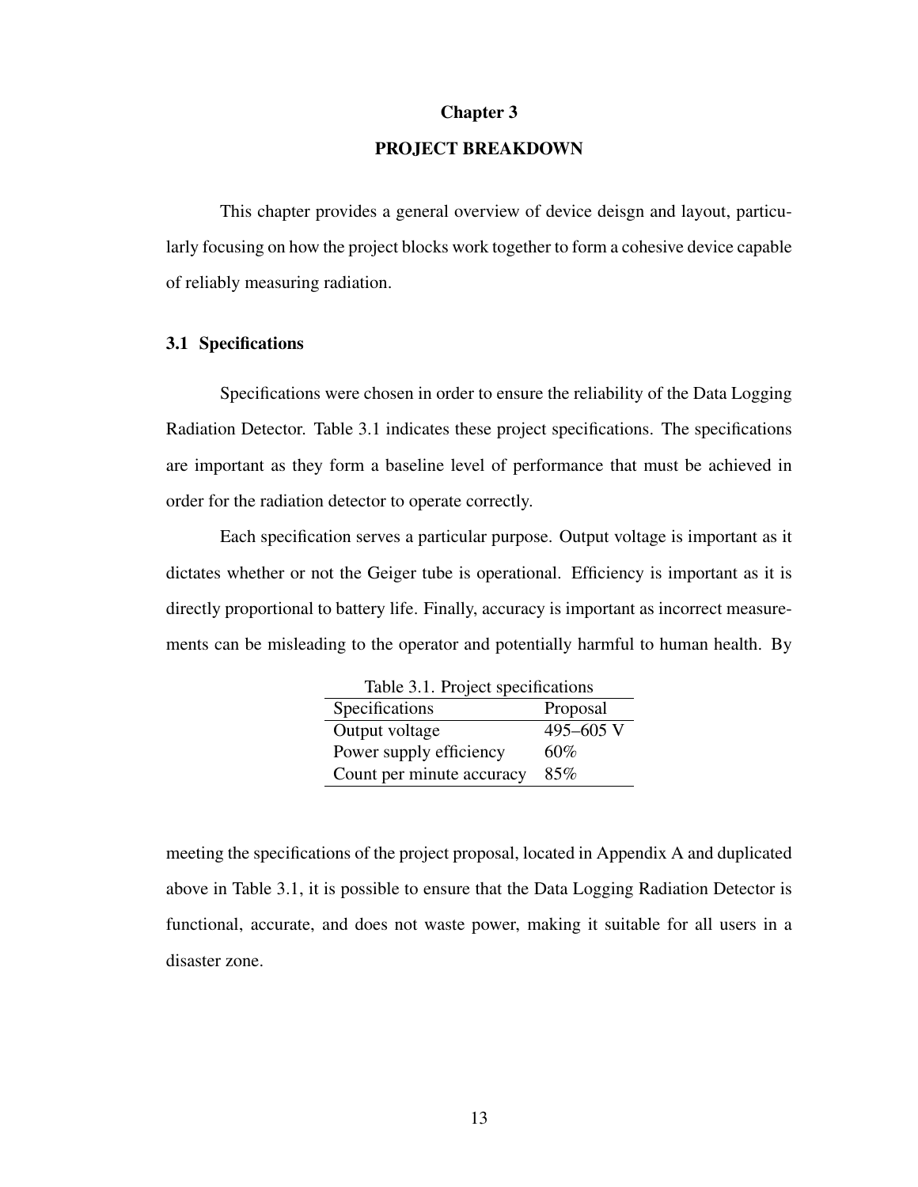# Chapter 3

# PROJECT BREAKDOWN

This chapter provides a general overview of device deisgn and layout, particularly focusing on how the project blocks work together to form a cohesive device capable of reliably measuring radiation.

## 3.1 Specifications

Specifications were chosen in order to ensure the reliability of the Data Logging Radiation Detector. Table 3.1 indicates these project specifications. The specifications are important as they form a baseline level of performance that must be achieved in order for the radiation detector to operate correctly.

Each specification serves a particular purpose. Output voltage is important as it dictates whether or not the Geiger tube is operational. Efficiency is important as it is directly proportional to battery life. Finally, accuracy is important as incorrect measurements can be misleading to the operator and potentially harmful to human health. By meeting the specifications of the project proposal, located in Appendix A and duplicated above in Table 3.1, it is possible to ensure that the Data Logging Radiation Detector is functional, accurate, and does not waste power, making it suitable for all users in a disaster zone.

Table 3.1. Project specifications

| Specifications | Proposal |
|---|---|
| Output voltage | 495–605 V |
| Power supply efficiency | 60% |
| Count per minute accuracy | 85% |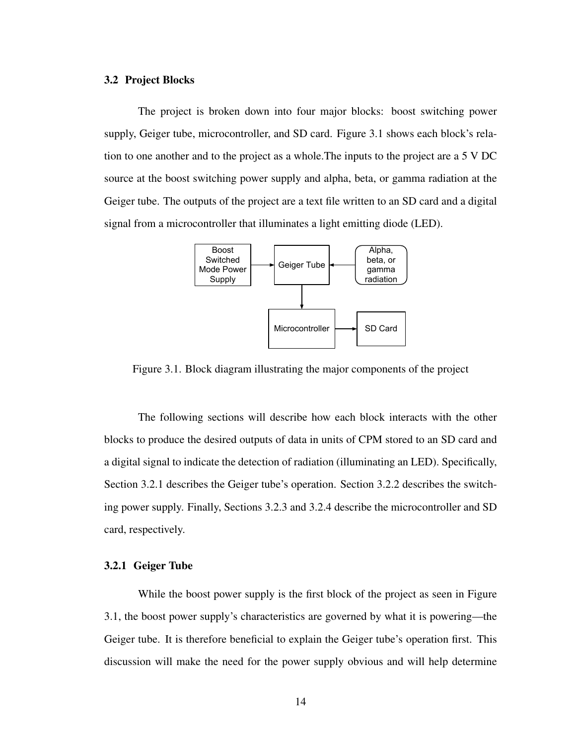### 3.2 Project Blocks

The project is broken down into four major blocks: boost switching power supply, Geiger tube, microcontroller, and SD card. Figure 3.1 shows each block's relation to one another and to the project as a whole.The inputs to the project are a 5 V DC source at the boost switching power supply and alpha, beta, or gamma radiation at the Geiger tube. The outputs of the project are a text file written to an SD card and a digital signal from a microcontroller that illuminates a light emitting diode (LED).

Figure 3.1. Block diagram illustrating the major components of the project

The following sections will describe how each block interacts with the other blocks to produce the desired outputs of data in units of CPM stored to an SD card and a digital signal to indicate the detection of radiation (illuminating an LED). Specifically, Section 3.2.1 describes the Geiger tube's operation. Section 3.2.2 describes the switching power supply. Finally, Sections 3.2.3 and 3.2.4 describe the microcontroller and SD card, respectively.

#### 3.2.1 Geiger Tube

While the boost power supply is the first block of the project as seen in Figure 3.1, the boost power supply's characteristics are governed by what it is powering—the Geiger tube. It is therefore beneficial to explain the Geiger tube's operation first. This discussion will make the need for the power supply obvious and will help determine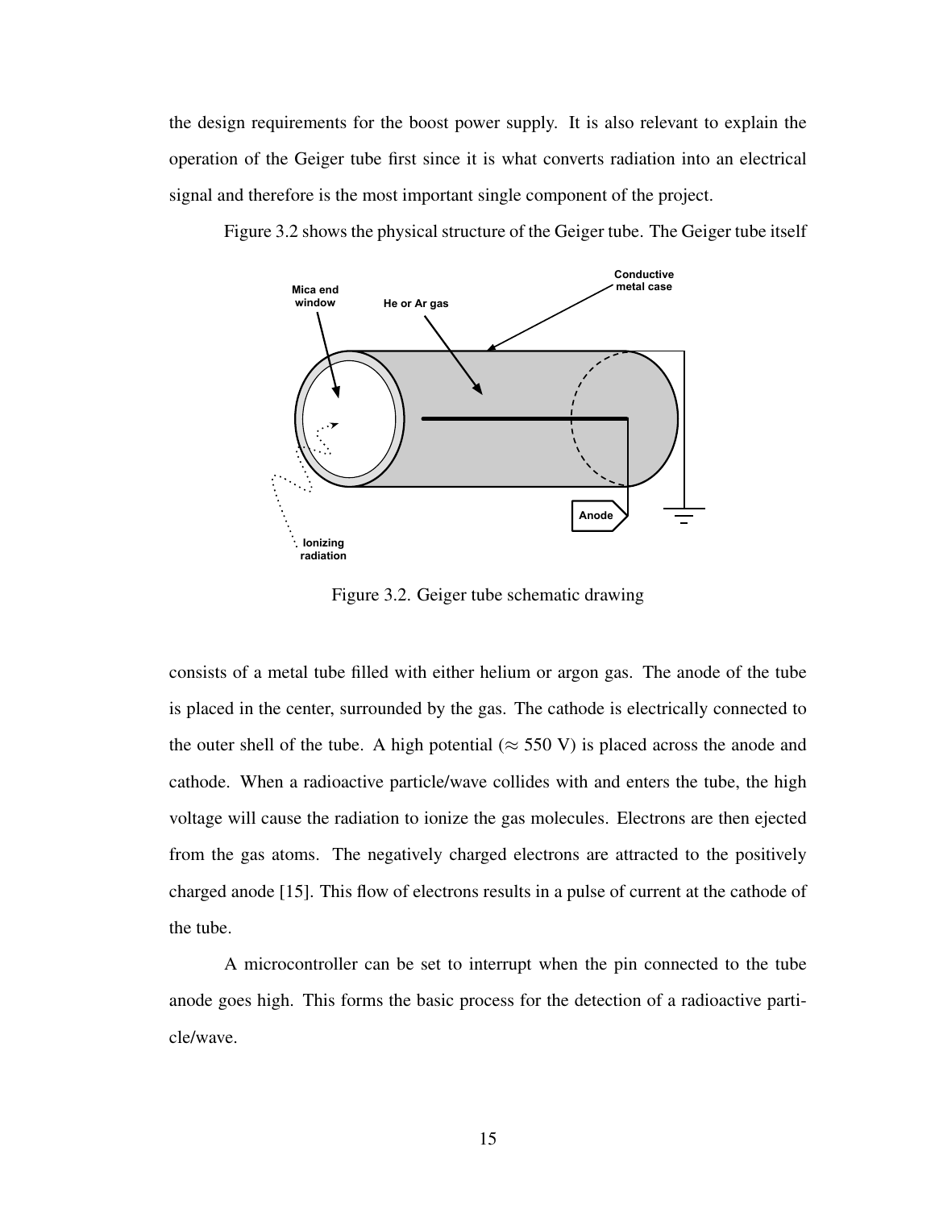the design requirements for the boost power supply. It is also relevant to explain the operation of the Geiger tube first since it is what converts radiation into an electrical signal and therefore is the most important single component of the project.

Figure 3.2 shows the physical structure of the Geiger tube. The Geiger tube itself

Figure 3.2. Geiger tube schematic drawing

consists of a metal tube filled with either helium or argon gas. The anode of the tube is placed in the center, surrounded by the gas. The cathode is electrically connected to the outer shell of the tube. A high potential ($\approx$ 550 V) is placed across the anode and cathode. When a radioactive particle/wave collides with and enters the tube, the high voltage will cause the radiation to ionize the gas molecules. Electrons are then ejected from the gas atoms. The negatively charged electrons are attracted to the positively charged anode [15]. This flow of electrons results in a pulse of current at the cathode of the tube.

A microcontroller can be set to interrupt when the pin connected to the tube anode goes high. This forms the basic process for the detection of a radioactive particle/wave.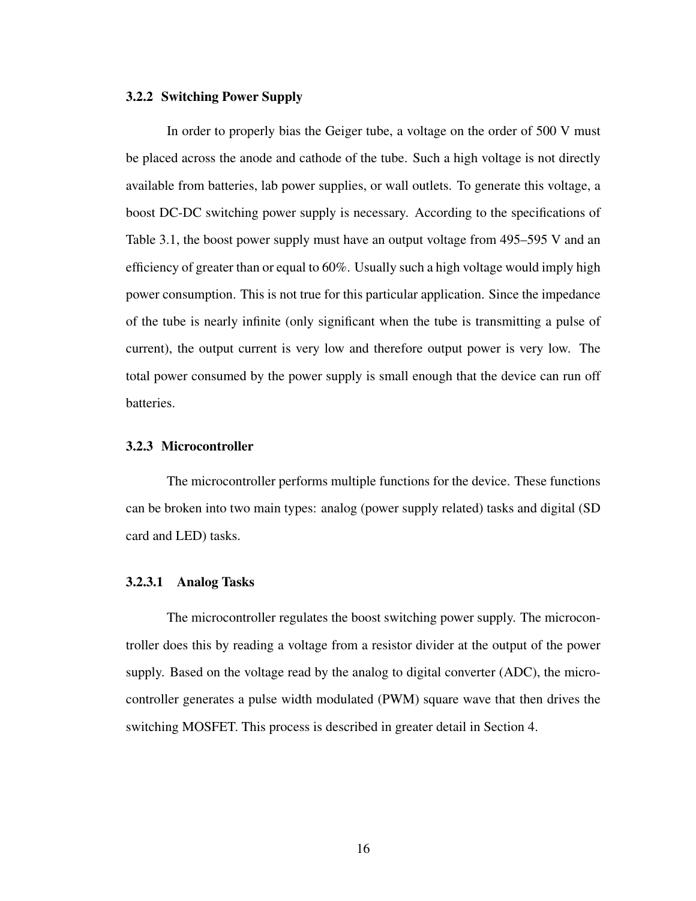### 3.2.2 Switching Power Supply

In order to properly bias the Geiger tube, a voltage on the order of 500 V must be placed across the anode and cathode of the tube. Such a high voltage is not directly available from batteries, lab power supplies, or wall outlets. To generate this voltage, a boost DC-DC switching power supply is necessary. According to the specifications of Table 3.1, the boost power supply must have an output voltage from 495–595 V and an efficiency of greater than or equal to 60%. Usually such a high voltage would imply high power consumption. This is not true for this particular application. Since the impedance of the tube is nearly infinite (only significant when the tube is transmitting a pulse of current), the output current is very low and therefore output power is very low. The total power consumed by the power supply is small enough that the device can run off batteries.

### 3.2.3 Microcontroller

The microcontroller performs multiple functions for the device. These functions can be broken into two main types: analog (power supply related) tasks and digital (SD card and LED) tasks.

#### 3.2.3.1 Analog Tasks

The microcontroller regulates the boost switching power supply. The microcontroller does this by reading a voltage from a resistor divider at the output of the power supply. Based on the voltage read by the analog to digital converter (ADC), the microcontroller generates a pulse width modulated (PWM) square wave that then drives the switching MOSFET. This process is described in greater detail in Section 4.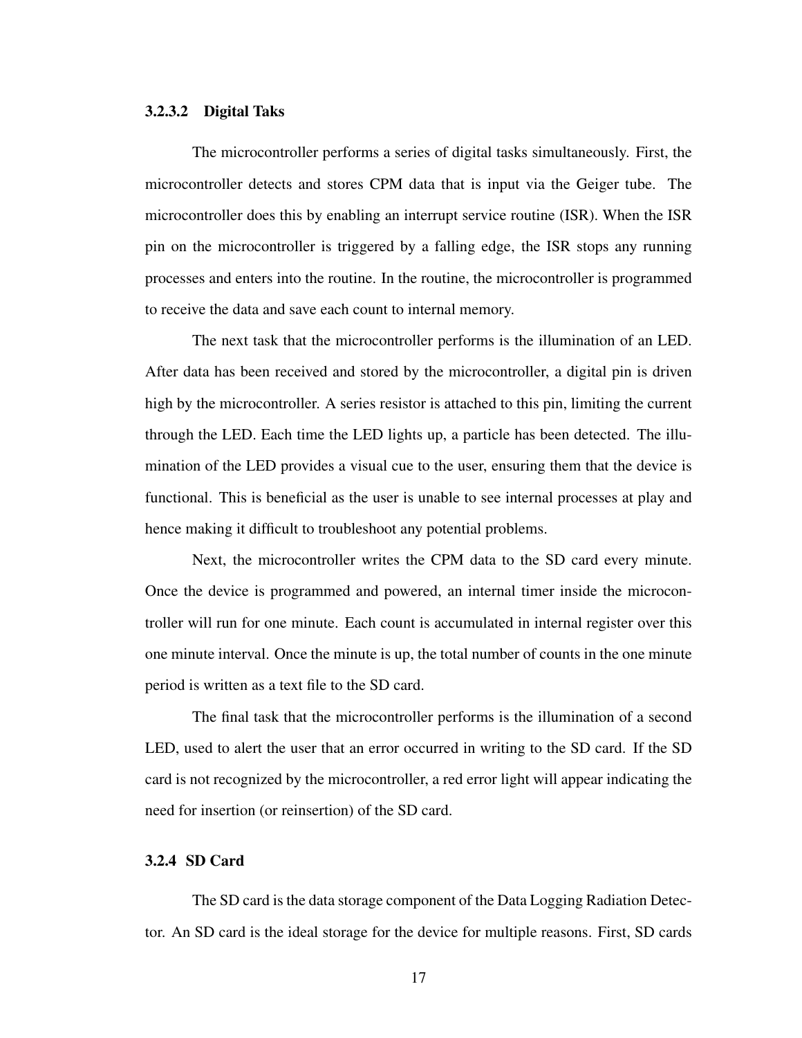#### 3.2.3.2 Digital Taks

The microcontroller performs a series of digital tasks simultaneously. First, the microcontroller detects and stores CPM data that is input via the Geiger tube. The microcontroller does this by enabling an interrupt service routine (ISR). When the ISR pin on the microcontroller is triggered by a falling edge, the ISR stops any running processes and enters into the routine. In the routine, the microcontroller is programmed to receive the data and save each count to internal memory.

The next task that the microcontroller performs is the illumination of an LED. After data has been received and stored by the microcontroller, a digital pin is driven high by the microcontroller. A series resistor is attached to this pin, limiting the current through the LED. Each time the LED lights up, a particle has been detected. The illumination of the LED provides a visual cue to the user, ensuring them that the device is functional. This is beneficial as the user is unable to see internal processes at play and hence making it difficult to troubleshoot any potential problems.

Next, the microcontroller writes the CPM data to the SD card every minute. Once the device is programmed and powered, an internal timer inside the microcontroller will run for one minute. Each count is accumulated in internal register over this one minute interval. Once the minute is up, the total number of counts in the one minute period is written as a text file to the SD card.

The final task that the microcontroller performs is the illumination of a second LED, used to alert the user that an error occurred in writing to the SD card. If the SD card is not recognized by the microcontroller, a red error light will appear indicating the need for insertion (or reinsertion) of the SD card.

### 3.2.4 SD Card

The SD card is the data storage component of the Data Logging Radiation Detector. An SD card is the ideal storage for the device for multiple reasons. First, SD cards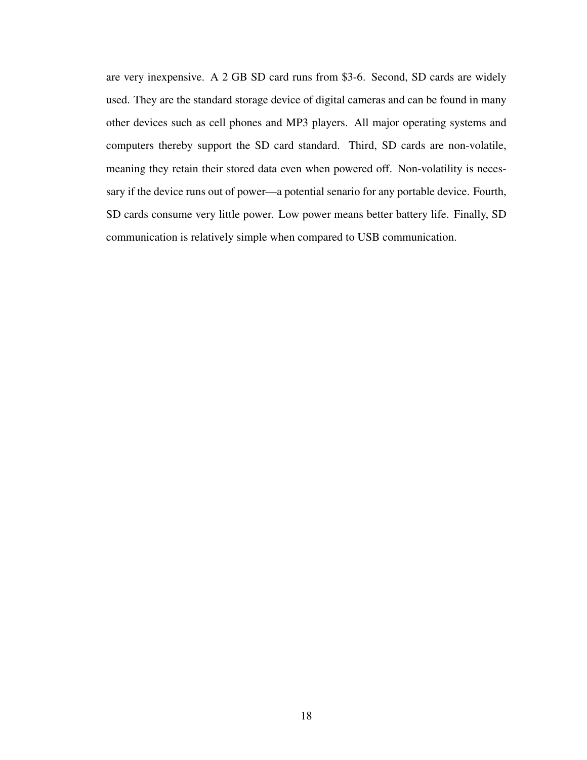are very inexpensive. A 2 GB SD card runs from $3-6. Second, SD cards are widely used. They are the standard storage device of digital cameras and can be found in many other devices such as cell phones and MP3 players. All major operating systems and computers thereby support the SD card standard. Third, SD cards are non-volatile, meaning they retain their stored data even when powered off. Non-volatility is necessary if the device runs out of power—a potential senario for any portable device. Fourth, SD cards consume very little power. Low power means better battery life. Finally, SD communication is relatively simple when compared to USB communication.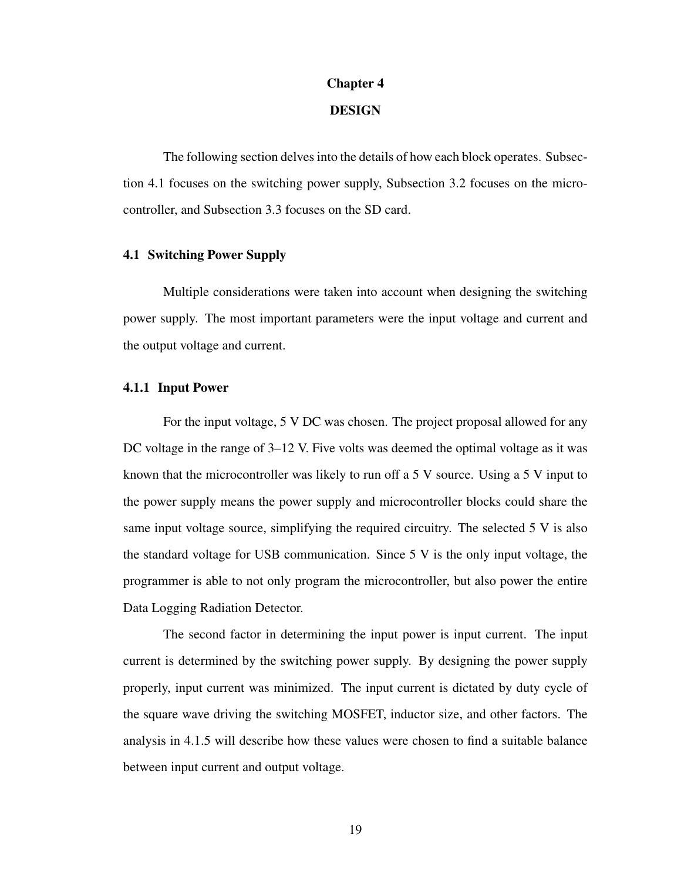# Chapter 4

# DESIGN

The following section delves into the details of how each block operates. Subsection 4.1 focuses on the switching power supply, Subsection 3.2 focuses on the microcontroller, and Subsection 3.3 focuses on the SD card.

## 4.1 Switching Power Supply

Multiple considerations were taken into account when designing the switching power supply. The most important parameters were the input voltage and current and the output voltage and current.

### 4.1.1 Input Power

For the input voltage, 5 V DC was chosen. The project proposal allowed for any DC voltage in the range of 3–12 V. Five volts was deemed the optimal voltage as it was known that the microcontroller was likely to run off a 5 V source. Using a 5 V input to the power supply means the power supply and microcontroller blocks could share the same input voltage source, simplifying the required circuitry. The selected 5 V is also the standard voltage for USB communication. Since 5 V is the only input voltage, the programmer is able to not only program the microcontroller, but also power the entire Data Logging Radiation Detector.

The second factor in determining the input power is input current. The input current is determined by the switching power supply. By designing the power supply properly, input current was minimized. The input current is dictated by duty cycle of the square wave driving the switching MOSFET, inductor size, and other factors. The analysis in 4.1.5 will describe how these values were chosen to find a suitable balance between input current and output voltage.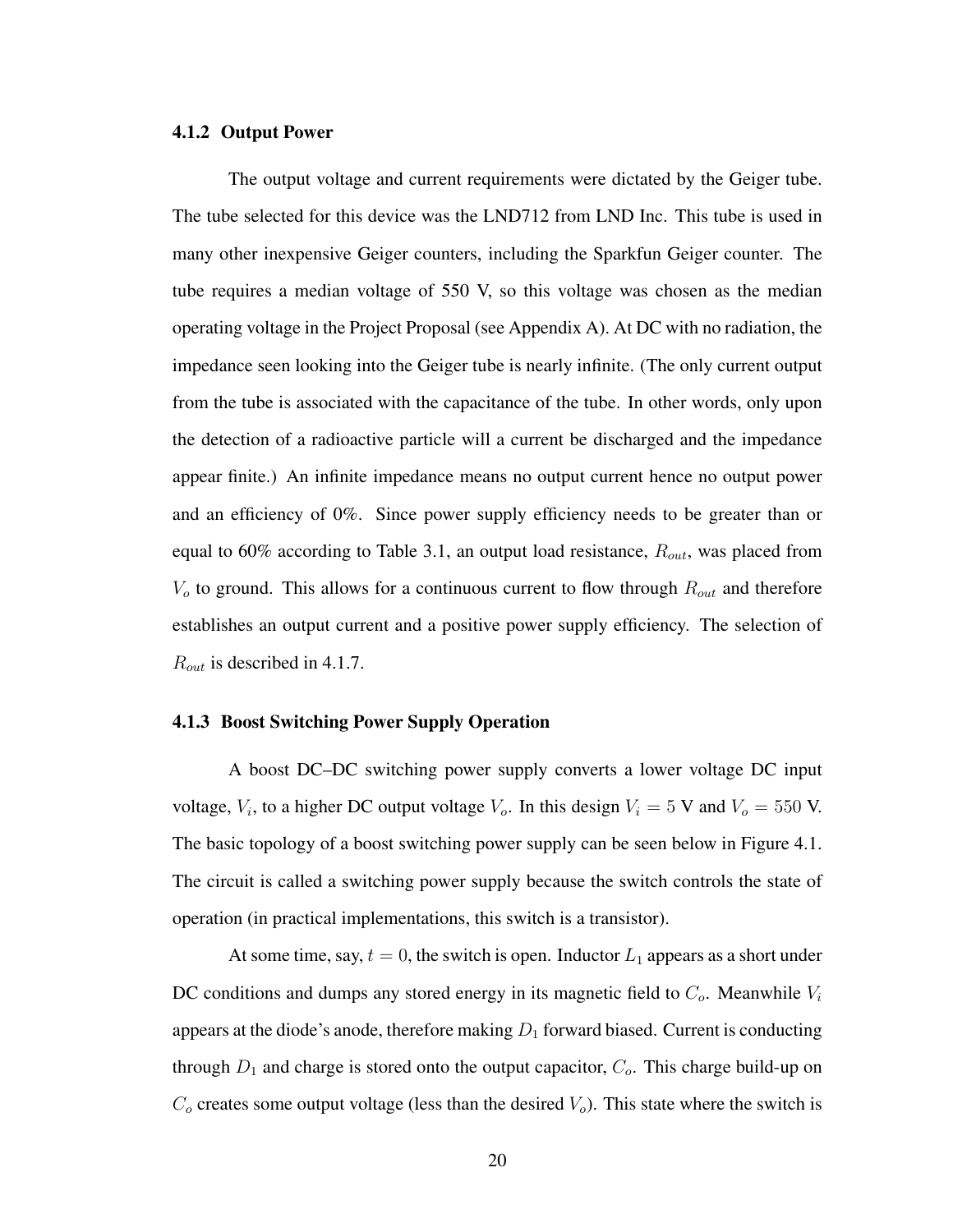### 4.1.2 Output Power

The output voltage and current requirements were dictated by the Geiger tube. The tube selected for this device was the LND712 from LND Inc. This tube is used in many other inexpensive Geiger counters, including the Sparkfun Geiger counter. The tube requires a median voltage of 550 V, so this voltage was chosen as the median operating voltage in the Project Proposal (see Appendix A). At DC with no radiation, the impedance seen looking into the Geiger tube is nearly infinite. (The only current output from the tube is associated with the capacitance of the tube. In other words, only upon the detection of a radioactive particle will a current be discharged and the impedance appear finite.) An infinite impedance means no output current hence no output power and an efficiency of 0%. Since power supply efficiency needs to be greater than or equal to 60% according to Table 3.1, an output load resistance, $R_{out}$, was placed from $V_o$ to ground. This allows for a continuous current to flow through $R_{out}$ and therefore establishes an output current and a positive power supply efficiency. The selection of $R_{out}$ is described in 4.1.7.

### 4.1.3 Boost Switching Power Supply Operation

A boost DC–DC switching power supply converts a lower voltage DC input voltage, $V_i$, to a higher DC output voltage $V_o$. In this design $V_i = 5$ V and $V_o = 550$ V. The basic topology of a boost switching power supply can be seen below in Figure 4.1. The circuit is called a switching power supply because the switch controls the state of operation (in practical implementations, this switch is a transistor).

At some time, say, $t = 0$, the switch is open. Inductor $L_1$ appears as a short under DC conditions and dumps any stored energy in its magnetic field to $C_o$. Meanwhile $V_i$ appears at the diode's anode, therefore making $D_1$ forward biased. Current is conducting through $D_1$ and charge is stored onto the output capacitor, $C_o$. This charge build-up on $C_o$ creates some output voltage (less than the desired $V_o$). This state where the switch is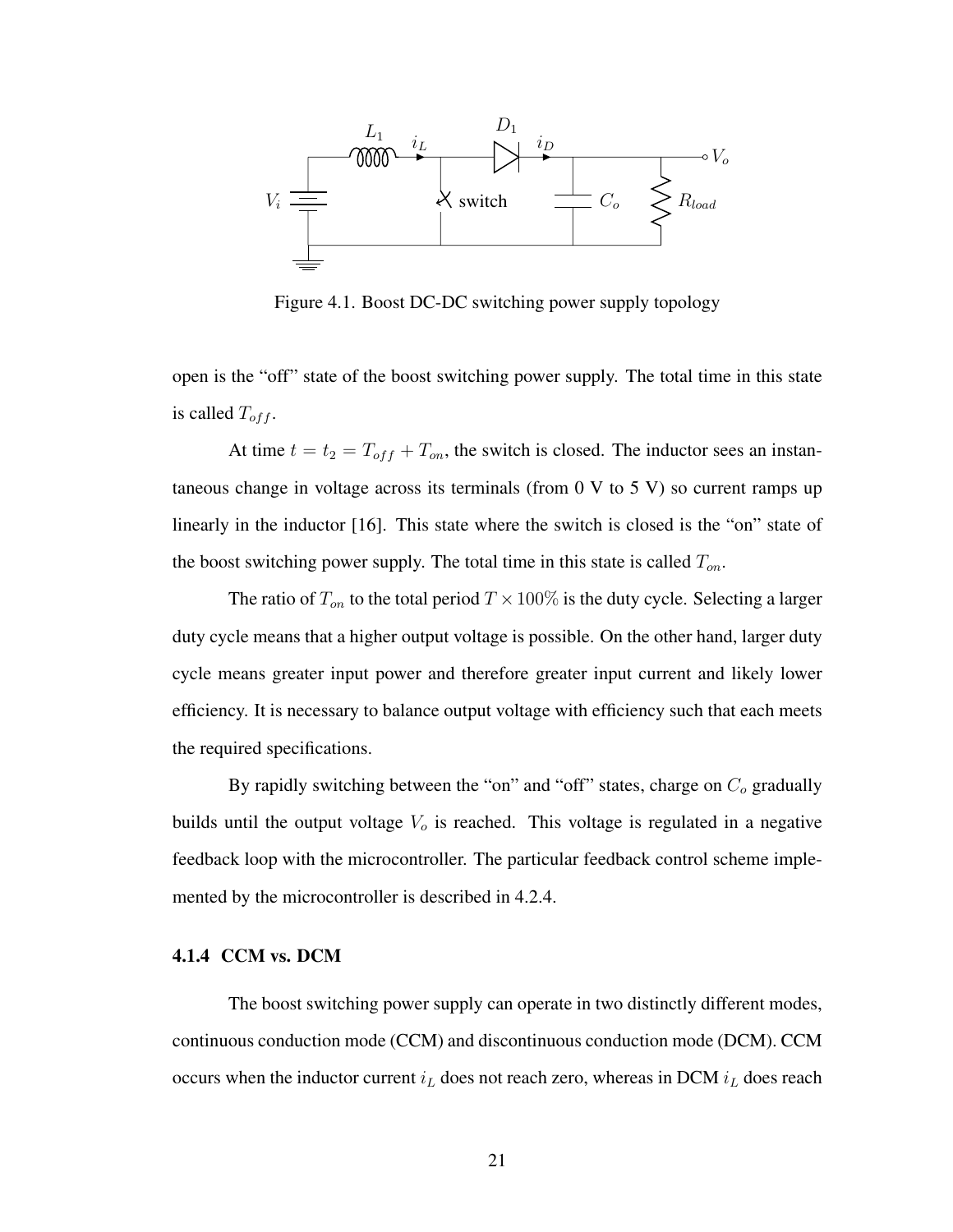Figure 4.1. Boost DC-DC switching power supply topology

open is the "off" state of the boost switching power supply. The total time in this state is called $T_{off}$.

At time $t = t_2 = T_{off} + T_{on}$, the switch is closed. The inductor sees an instantaneous change in voltage across its terminals (from 0 V to 5 V) so current ramps up linearly in the inductor [16]. This state where the switch is closed is the "on" state of the boost switching power supply. The total time in this state is called $T_{on}$.

The ratio of $T_{on}$ to the total period $T \times 100\%$ is the duty cycle. Selecting a larger duty cycle means that a higher output voltage is possible. On the other hand, larger duty cycle means greater input power and therefore greater input current and likely lower efficiency. It is necessary to balance output voltage with efficiency such that each meets the required specifications.

By rapidly switching between the "on" and "off" states, charge on $C_o$ gradually builds until the output voltage $V_o$ is reached. This voltage is regulated in a negative feedback loop with the microcontroller. The particular feedback control scheme implemented by the microcontroller is described in 4.2.4.

### 4.1.4 CCM vs. DCM

The boost switching power supply can operate in two distinctly different modes, continuous conduction mode (CCM) and discontinuous conduction mode (DCM). CCM occurs when the inductor current $i_L$ does not reach zero, whereas in DCM $i_L$ does reach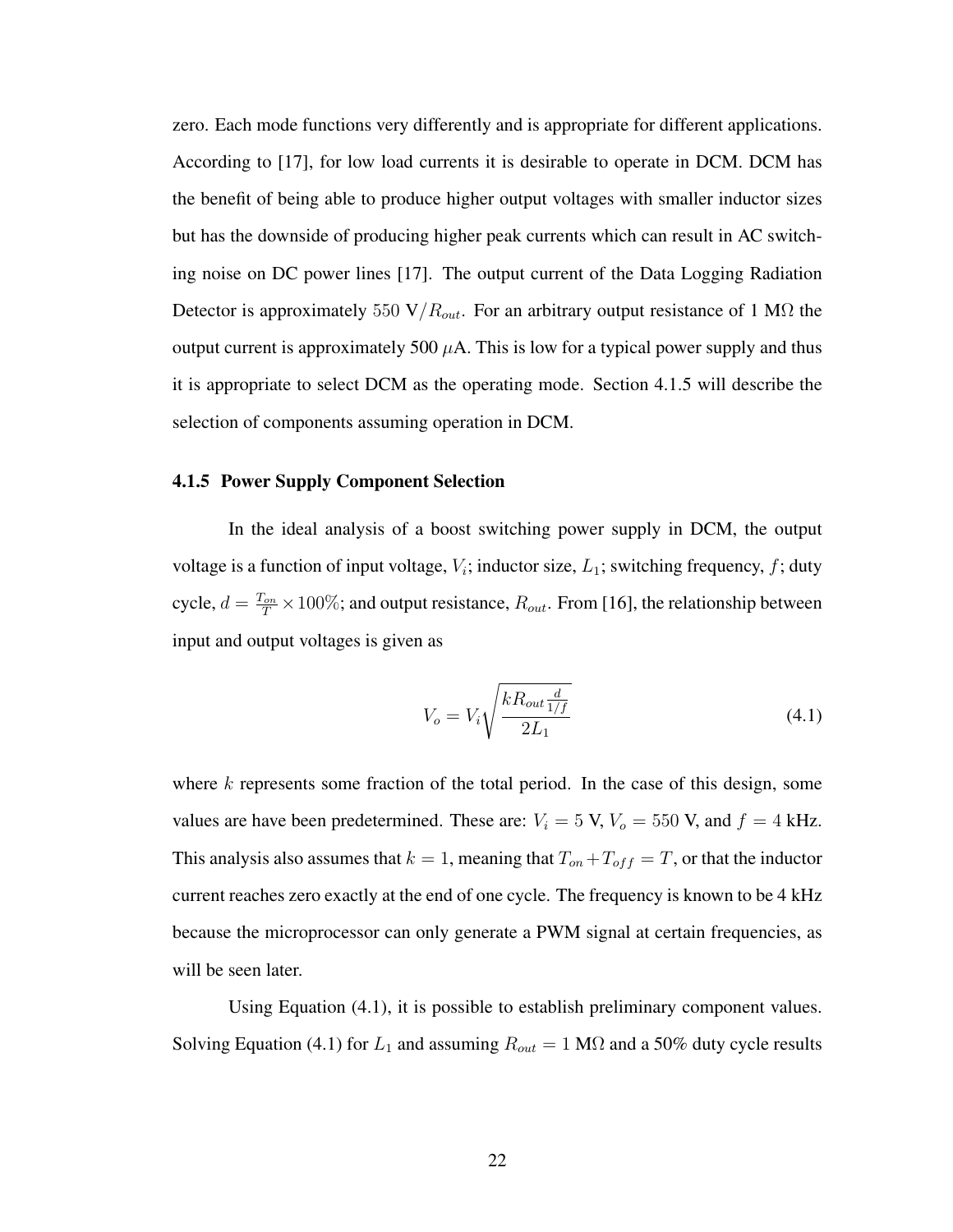zero. Each mode functions very differently and is appropriate for different applications. According to [17], for low load currents it is desirable to operate in DCM. DCM has the benefit of being able to produce higher output voltages with smaller inductor sizes but has the downside of producing higher peak currents which can result in AC switching noise on DC power lines [17]. The output current of the Data Logging Radiation Detector is approximately $550\ \text{V}/R_{out}$. For an arbitrary output resistance of 1 M$\Omega$ the output current is approximately 500 $\mu$A. This is low for a typical power supply and thus it is appropriate to select DCM as the operating mode. Section 4.1.5 will describe the selection of components assuming operation in DCM.

### 4.1.5 Power Supply Component Selection

In the ideal analysis of a boost switching power supply in DCM, the output voltage is a function of input voltage, $V_i$; inductor size, $L_1$; switching frequency, $f$; duty cycle, $d = \frac{T_{on}}{T} \times 100\%$; and output resistance, $R_{out}$. From [16], the relationship between input and output voltages is given as

$$V_o = V_i \sqrt{\frac{kR_{out}\frac{d}{1/f}}{2L_1}} \tag{4.1}$$

where $k$ represents some fraction of the total period. In the case of this design, some values are have been predetermined. These are: $V_i = 5$ V, $V_o = 550$ V, and $f = 4$ kHz. This analysis also assumes that $k = 1$, meaning that $T_{on} + T_{off} = T$, or that the inductor current reaches zero exactly at the end of one cycle. The frequency is known to be 4 kHz because the microprocessor can only generate a PWM signal at certain frequencies, as will be seen later.

Using Equation (4.1), it is possible to establish preliminary component values. Solving Equation (4.1) for $L_1$ and assuming $R_{out} = 1$ M$\Omega$ and a 50% duty cycle results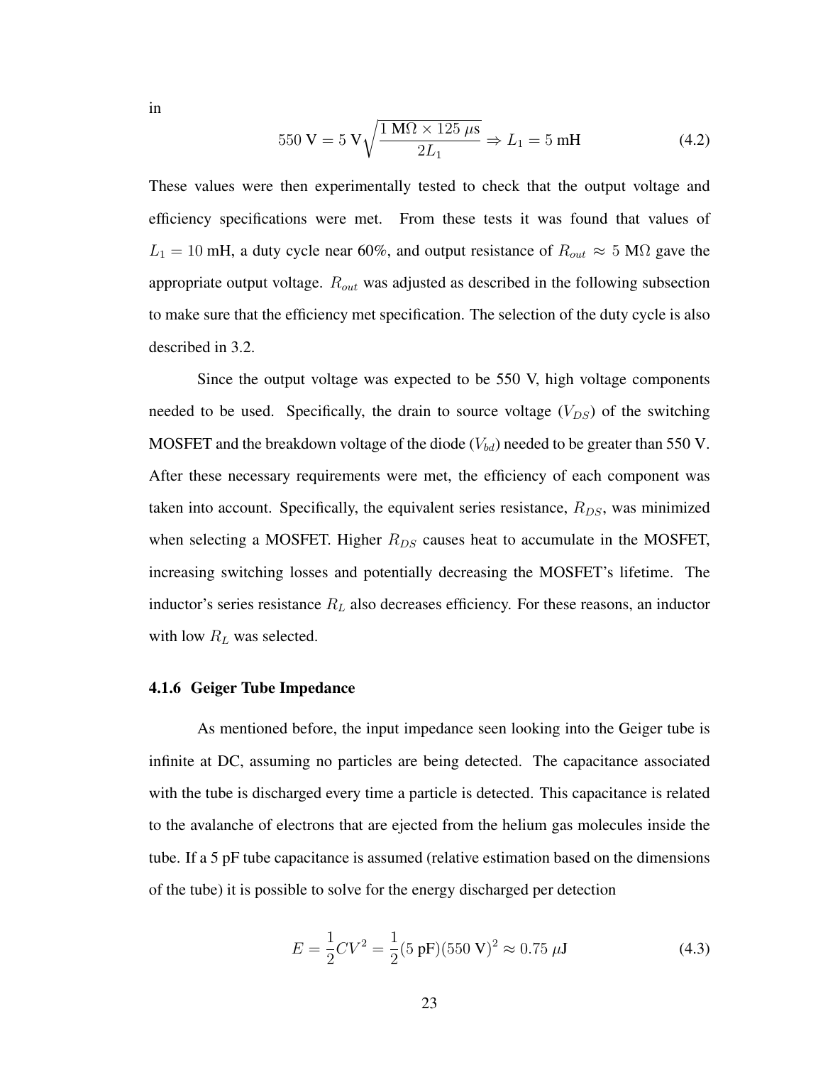in

$$550 \text{ V} = 5 \text{ V}\sqrt{\frac{1 \text{ M}\Omega \times 125 \text{ }\mu\text{s}}{2L_1}} \Rightarrow L_1 = 5 \text{ mH} \tag{4.2}$$

These values were then experimentally tested to check that the output voltage and efficiency specifications were met. From these tests it was found that values of $L_1 = 10$ mH, a duty cycle near 60%, and output resistance of $R_{out} \approx 5$ M$\Omega$ gave the appropriate output voltage. $R_{out}$ was adjusted as described in the following subsection to make sure that the efficiency met specification. The selection of the duty cycle is also described in 3.2.

Since the output voltage was expected to be 550 V, high voltage components needed to be used. Specifically, the drain to source voltage ($V_{DS}$) of the switching MOSFET and the breakdown voltage of the diode ($V_{bd}$) needed to be greater than 550 V. After these necessary requirements were met, the efficiency of each component was taken into account. Specifically, the equivalent series resistance, $R_{DS}$, was minimized when selecting a MOSFET. Higher $R_{DS}$ causes heat to accumulate in the MOSFET, increasing switching losses and potentially decreasing the MOSFET's lifetime. The inductor's series resistance $R_L$ also decreases efficiency. For these reasons, an inductor with low $R_L$ was selected.

### 4.1.6 Geiger Tube Impedance

As mentioned before, the input impedance seen looking into the Geiger tube is infinite at DC, assuming no particles are being detected. The capacitance associated with the tube is discharged every time a particle is detected. This capacitance is related to the avalanche of electrons that are ejected from the helium gas molecules inside the tube. If a 5 pF tube capacitance is assumed (relative estimation based on the dimensions of the tube) it is possible to solve for the energy discharged per detection

$$E = \frac{1}{2}CV^2 = \frac{1}{2}(5 \text{ pF})(550 \text{ V})^2 \approx 0.75 \text{ }\mu\text{J} \tag{4.3}$$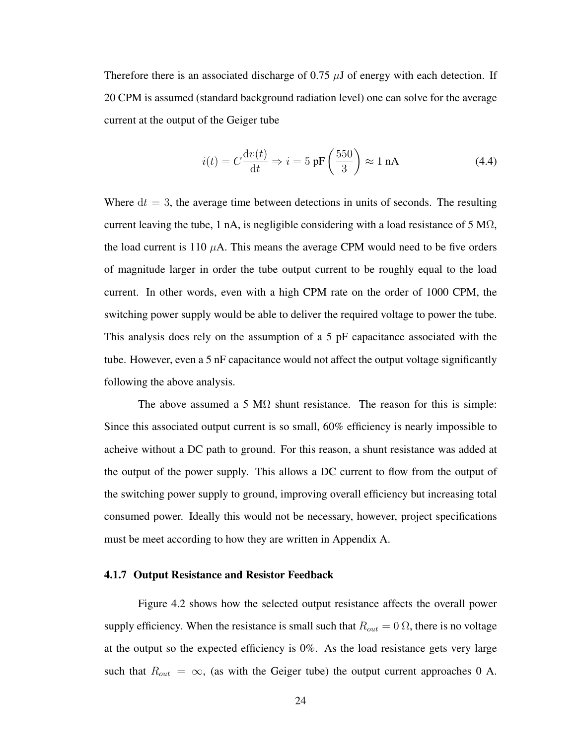Therefore there is an associated discharge of 0.75 $\mu$J of energy with each detection. If 20 CPM is assumed (standard background radiation level) one can solve for the average current at the output of the Geiger tube

$$i(t) = C\frac{\mathrm{d}v(t)}{\mathrm{d}t} \Rightarrow i = 5 \text{ pF}\left(\frac{550}{3}\right) \approx 1 \text{ nA} \tag{4.4}$$

Where $\mathrm{d}t = 3$, the average time between detections in units of seconds. The resulting current leaving the tube, 1 nA, is negligible considering with a load resistance of 5 M$\Omega$, the load current is 110 $\mu$A. This means the average CPM would need to be five orders of magnitude larger in order the tube output current to be roughly equal to the load current. In other words, even with a high CPM rate on the order of 1000 CPM, the switching power supply would be able to deliver the required voltage to power the tube. This analysis does rely on the assumption of a 5 pF capacitance associated with the tube. However, even a 5 nF capacitance would not affect the output voltage significantly following the above analysis.

The above assumed a 5 M$\Omega$ shunt resistance. The reason for this is simple: Since this associated output current is so small, 60% efficiency is nearly impossible to acheive without a DC path to ground. For this reason, a shunt resistance was added at the output of the power supply. This allows a DC current to flow from the output of the switching power supply to ground, improving overall efficiency but increasing total consumed power. Ideally this would not be necessary, however, project specifications must be meet according to how they are written in Appendix A.

### 4.1.7 Output Resistance and Resistor Feedback

Figure 4.2 shows how the selected output resistance affects the overall power supply efficiency. When the resistance is small such that $R_{out} = 0\ \Omega$, there is no voltage at the output so the expected efficiency is 0%. As the load resistance gets very large such that $R_{out} = \infty$, (as with the Geiger tube) the output current approaches 0 A.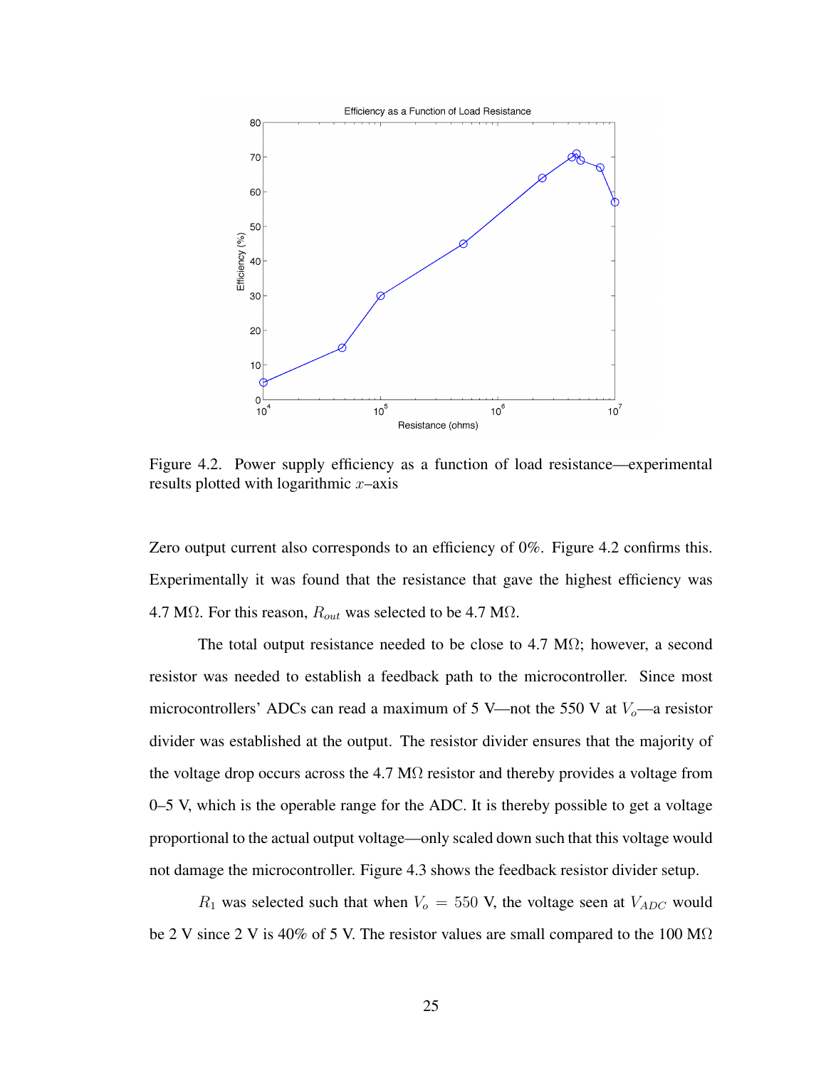Figure 4.2. Power supply efficiency as a function of load resistance—experimental results plotted with logarithmic $x$–axis

Zero output current also corresponds to an efficiency of 0%. Figure 4.2 confirms this. Experimentally it was found that the resistance that gave the highest efficiency was 4.7 MΩ. For this reason, $R_{out}$ was selected to be 4.7 MΩ.

The total output resistance needed to be close to 4.7 MΩ; however, a second resistor was needed to establish a feedback path to the microcontroller. Since most microcontrollers' ADCs can read a maximum of 5 V—not the 550 V at $V_o$—a resistor divider was established at the output. The resistor divider ensures that the majority of the voltage drop occurs across the 4.7 MΩ resistor and thereby provides a voltage from 0–5 V, which is the operable range for the ADC. It is thereby possible to get a voltage proportional to the actual output voltage—only scaled down such that this voltage would not damage the microcontroller. Figure 4.3 shows the feedback resistor divider setup.

$R_1$ was selected such that when $V_o = 550$ V, the voltage seen at $V_{ADC}$ would be 2 V since 2 V is 40% of 5 V. The resistor values are small compared to the 100 MΩ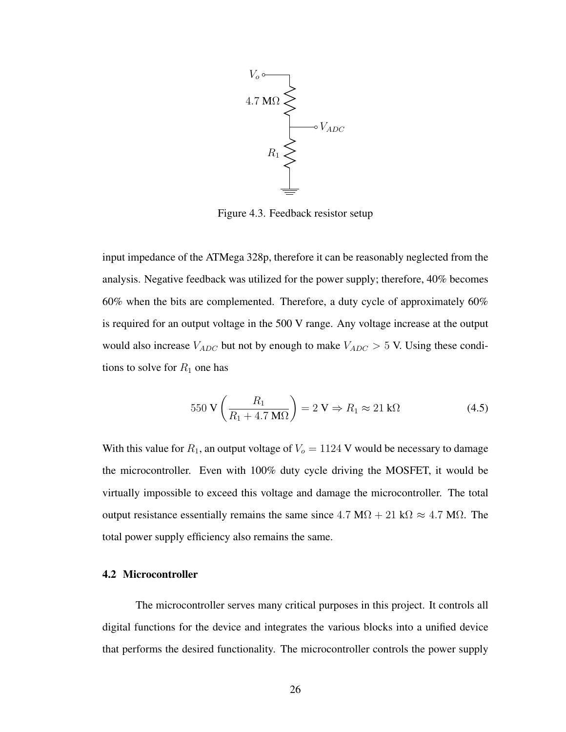Figure 4.3. Feedback resistor setup

input impedance of the ATMega 328p, therefore it can be reasonably neglected from the analysis. Negative feedback was utilized for the power supply; therefore, 40% becomes 60% when the bits are complemented. Therefore, a duty cycle of approximately 60% is required for an output voltage in the 500 V range. Any voltage increase at the output would also increase $V_{ADC}$ but not by enough to make $V_{ADC} > 5$ V. Using these conditions to solve for $R_1$ one has

$$550 \text{ V} \left( \frac{R_1}{R_1 + 4.7 \text{ M}\Omega} \right) = 2 \text{ V} \Rightarrow R_1 \approx 21 \text{ k}\Omega \tag{4.5}$$

With this value for $R_1$, an output voltage of $V_o = 1124$ V would be necessary to damage the microcontroller. Even with 100% duty cycle driving the MOSFET, it would be virtually impossible to exceed this voltage and damage the microcontroller. The total output resistance essentially remains the same since $4.7 \text{ M}\Omega + 21 \text{ k}\Omega \approx 4.7 \text{ M}\Omega$. The total power supply efficiency also remains the same.

### 4.2 Microcontroller

The microcontroller serves many critical purposes in this project. It controls all digital functions for the device and integrates the various blocks into a unified device that performs the desired functionality. The microcontroller controls the power supply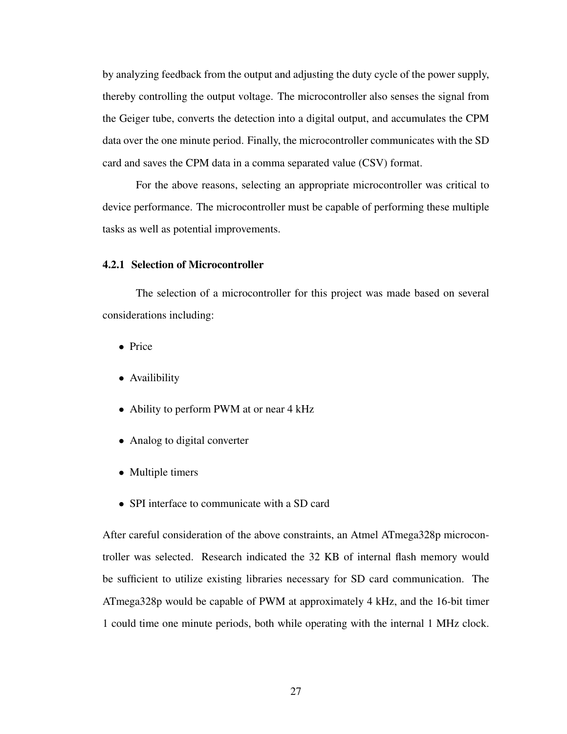by analyzing feedback from the output and adjusting the duty cycle of the power supply, thereby controlling the output voltage. The microcontroller also senses the signal from the Geiger tube, converts the detection into a digital output, and accumulates the CPM data over the one minute period. Finally, the microcontroller communicates with the SD card and saves the CPM data in a comma separated value (CSV) format.

For the above reasons, selecting an appropriate microcontroller was critical to device performance. The microcontroller must be capable of performing these multiple tasks as well as potential improvements.

### 4.2.1 Selection of Microcontroller

The selection of a microcontroller for this project was made based on several considerations including:

- Price
- Availibility
- Ability to perform PWM at or near 4 kHz
- Analog to digital converter
- Multiple timers
- SPI interface to communicate with a SD card

After careful consideration of the above constraints, an Atmel ATmega328p microcontroller was selected. Research indicated the 32 KB of internal flash memory would be sufficient to utilize existing libraries necessary for SD card communication. The ATmega328p would be capable of PWM at approximately 4 kHz, and the 16-bit timer 1 could time one minute periods, both while operating with the internal 1 MHz clock.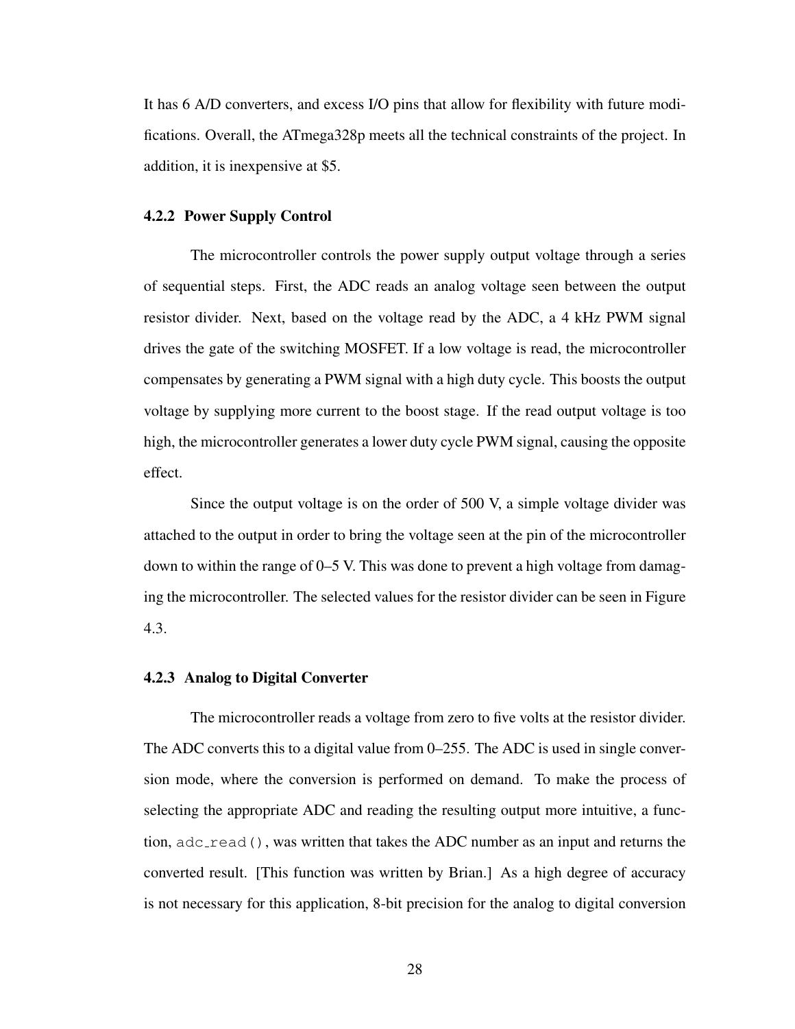It has 6 A/D converters, and excess I/O pins that allow for flexibility with future modifications. Overall, the ATmega328p meets all the technical constraints of the project. In addition, it is inexpensive at $5.

### 4.2.2 Power Supply Control

The microcontroller controls the power supply output voltage through a series of sequential steps. First, the ADC reads an analog voltage seen between the output resistor divider. Next, based on the voltage read by the ADC, a 4 kHz PWM signal drives the gate of the switching MOSFET. If a low voltage is read, the microcontroller compensates by generating a PWM signal with a high duty cycle. This boosts the output voltage by supplying more current to the boost stage. If the read output voltage is too high, the microcontroller generates a lower duty cycle PWM signal, causing the opposite effect.

Since the output voltage is on the order of 500 V, a simple voltage divider was attached to the output in order to bring the voltage seen at the pin of the microcontroller down to within the range of 0–5 V. This was done to prevent a high voltage from damaging the microcontroller. The selected values for the resistor divider can be seen in Figure 4.3.

### 4.2.3 Analog to Digital Converter

The microcontroller reads a voltage from zero to five volts at the resistor divider. The ADC converts this to a digital value from 0–255. The ADC is used in single conversion mode, where the conversion is performed on demand. To make the process of selecting the appropriate ADC and reading the resulting output more intuitive, a function, `adc_read()`, was written that takes the ADC number as an input and returns the converted result. [This function was written by Brian.] As a high degree of accuracy is not necessary for this application, 8-bit precision for the analog to digital conversion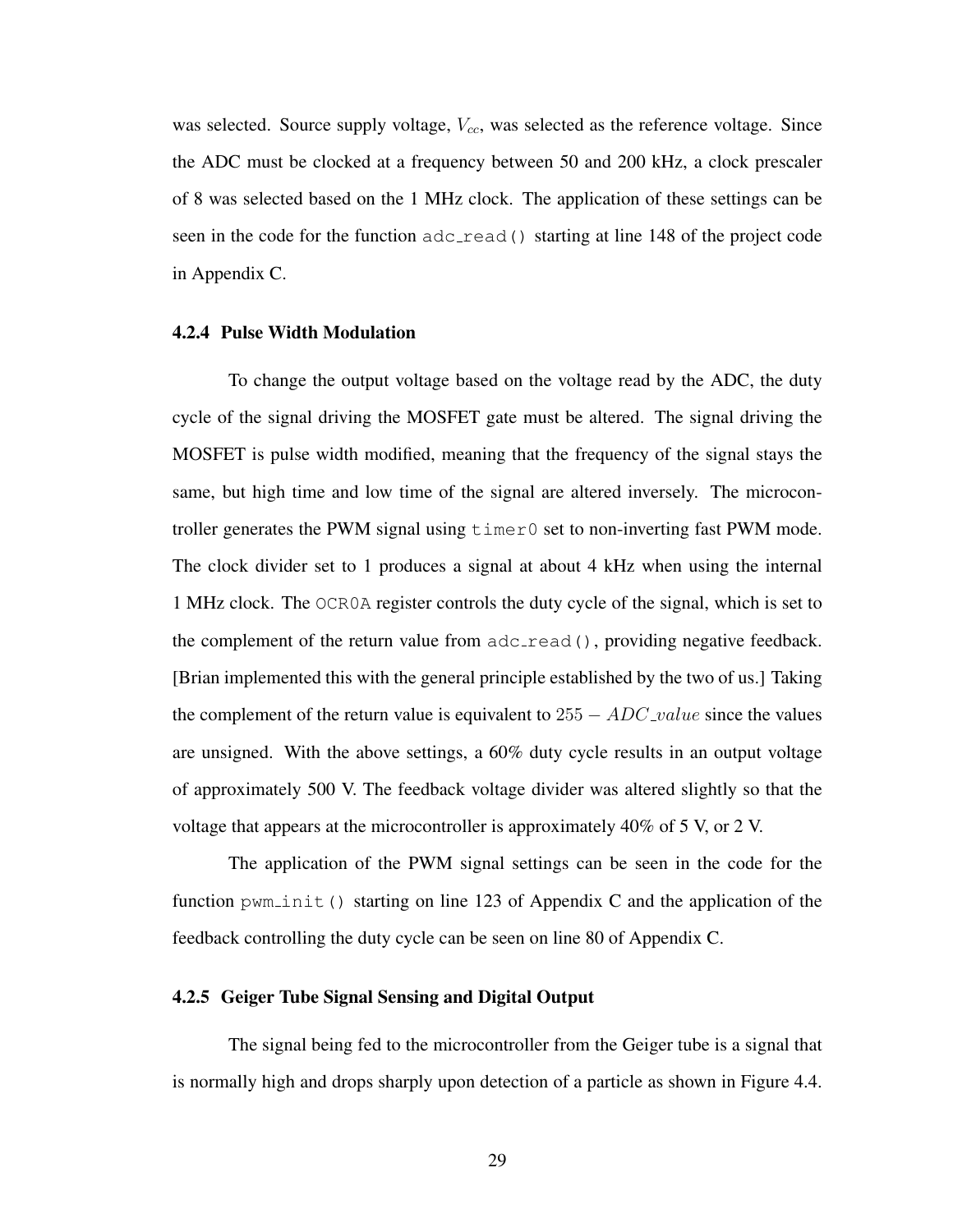was selected. Source supply voltage, $V_{cc}$, was selected as the reference voltage. Since the ADC must be clocked at a frequency between 50 and 200 kHz, a clock prescaler of 8 was selected based on the 1 MHz clock. The application of these settings can be seen in the code for the function `adc_read()` starting at line 148 of the project code in Appendix C.

### 4.2.4 Pulse Width Modulation

To change the output voltage based on the voltage read by the ADC, the duty cycle of the signal driving the MOSFET gate must be altered. The signal driving the MOSFET is pulse width modified, meaning that the frequency of the signal stays the same, but high time and low time of the signal are altered inversely. The microcontroller generates the PWM signal using `timer0` set to non-inverting fast PWM mode. The clock divider set to 1 produces a signal at about 4 kHz when using the internal 1 MHz clock. The `OCR0A` register controls the duty cycle of the signal, which is set to the complement of the return value from `adc_read()`, providing negative feedback. [Brian implemented this with the general principle established by the two of us.] Taking the complement of the return value is equivalent to $255 - ADC\_value$ since the values are unsigned. With the above settings, a 60% duty cycle results in an output voltage of approximately 500 V. The feedback voltage divider was altered slightly so that the voltage that appears at the microcontroller is approximately 40% of 5 V, or 2 V.

The application of the PWM signal settings can be seen in the code for the function `pwm_init()` starting on line 123 of Appendix C and the application of the feedback controlling the duty cycle can be seen on line 80 of Appendix C.

### 4.2.5 Geiger Tube Signal Sensing and Digital Output

The signal being fed to the microcontroller from the Geiger tube is a signal that is normally high and drops sharply upon detection of a particle as shown in Figure 4.4.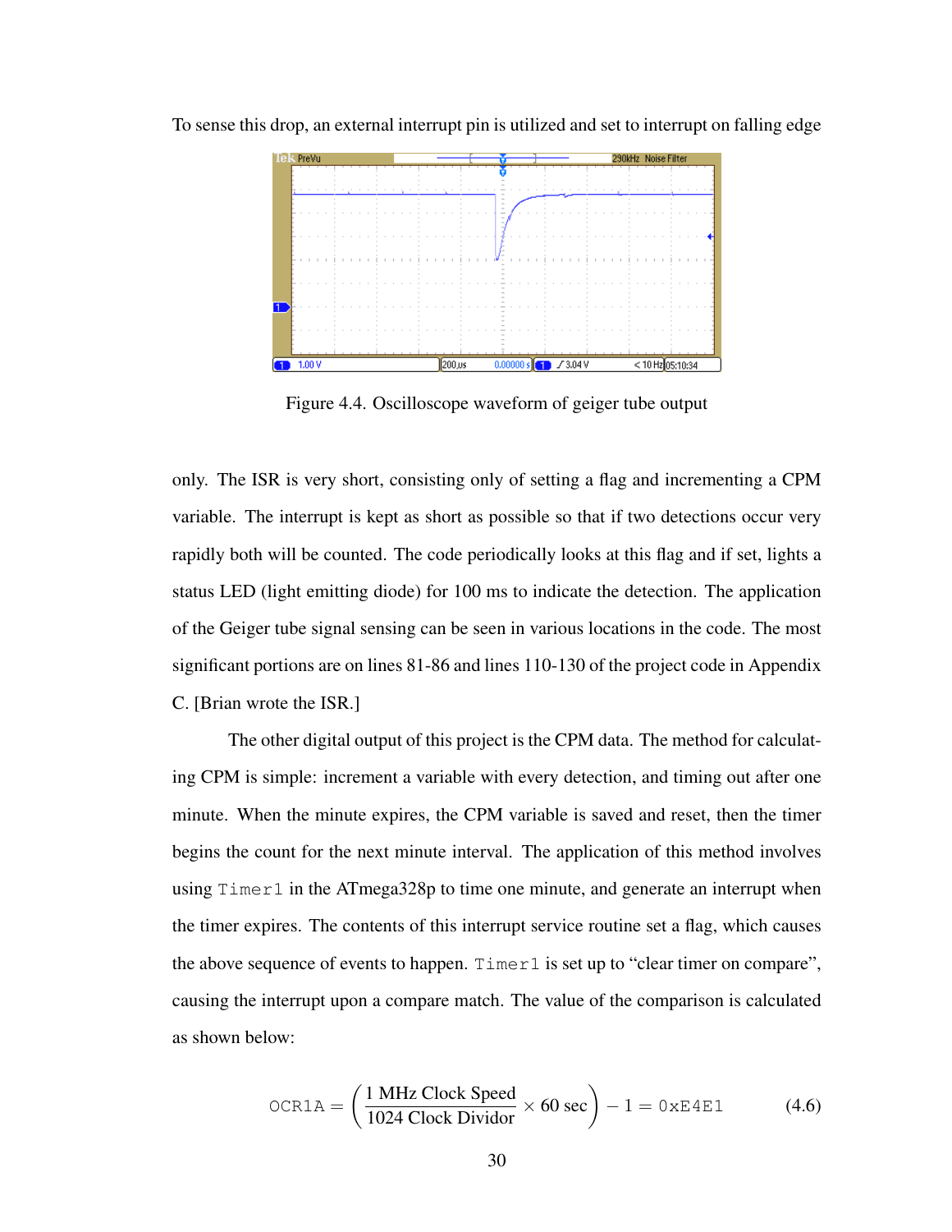To sense this drop, an external interrupt pin is utilized and set to interrupt on falling edge

Figure 4.4. Oscilloscope waveform of geiger tube output

only. The ISR is very short, consisting only of setting a flag and incrementing a CPM variable. The interrupt is kept as short as possible so that if two detections occur very rapidly both will be counted. The code periodically looks at this flag and if set, lights a status LED (light emitting diode) for 100 ms to indicate the detection. The application of the Geiger tube signal sensing can be seen in various locations in the code. The most significant portions are on lines 81-86 and lines 110-130 of the project code in Appendix C. [Brian wrote the ISR.]

The other digital output of this project is the CPM data. The method for calculating CPM is simple: increment a variable with every detection, and timing out after one minute. When the minute expires, the CPM variable is saved and reset, then the timer begins the count for the next minute interval. The application of this method involves using `Timer1` in the ATmega328p to time one minute, and generate an interrupt when the timer expires. The contents of this interrupt service routine set a flag, which causes the above sequence of events to happen. `Timer1` is set up to "clear timer on compare", causing the interrupt upon a compare match. The value of the comparison is calculated as shown below:

$$\texttt{OCR1A} = \left( \frac{\text{1 MHz Clock Speed}}{\text{1024 Clock Dividor}} \times 60 \text{ sec} \right) - 1 = \texttt{0xE4E1} \tag{4.6}$$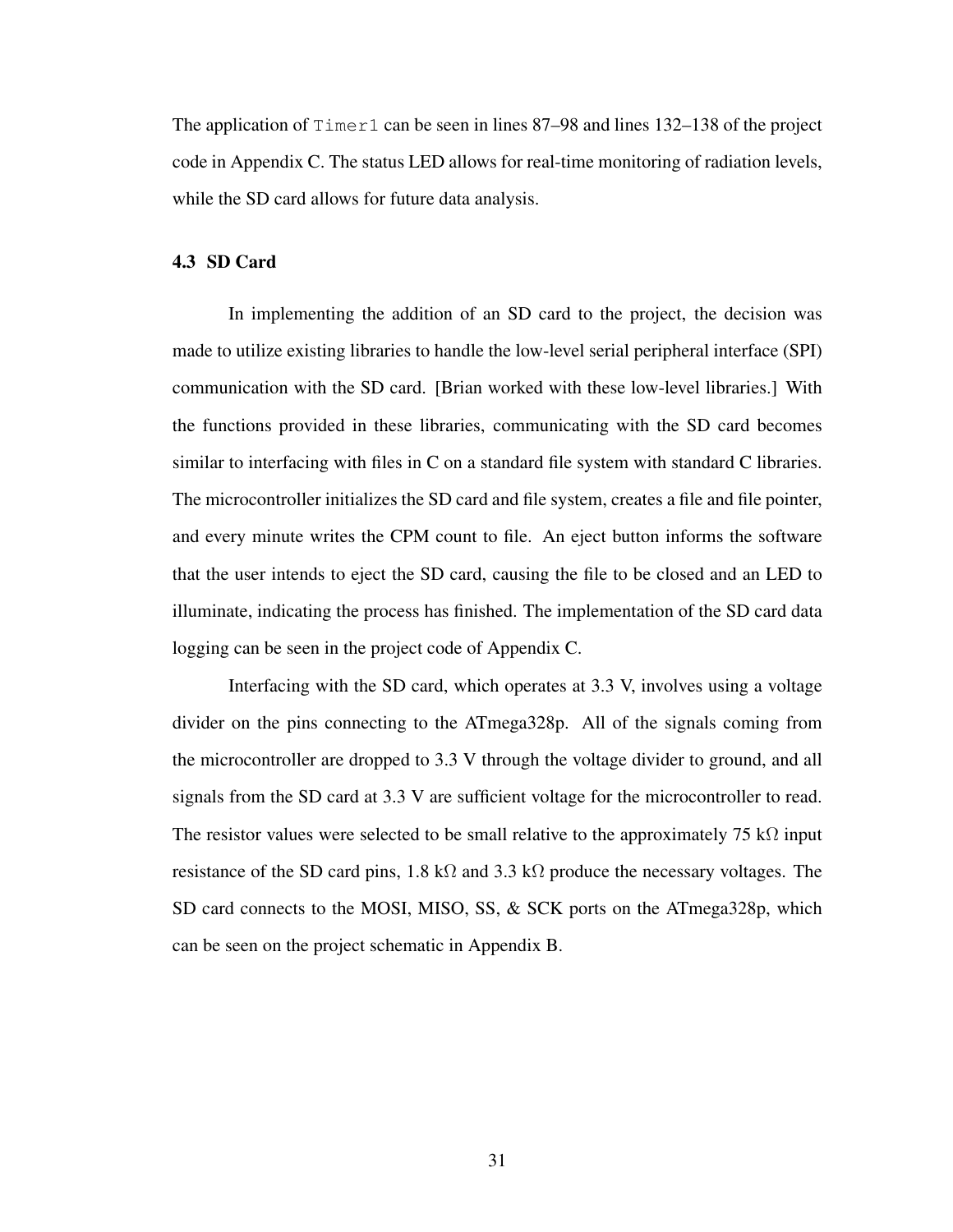The application of `Timer1` can be seen in lines 87–98 and lines 132–138 of the project code in Appendix C. The status LED allows for real-time monitoring of radiation levels, while the SD card allows for future data analysis.

### 4.3 SD Card

In implementing the addition of an SD card to the project, the decision was made to utilize existing libraries to handle the low-level serial peripheral interface (SPI) communication with the SD card. [Brian worked with these low-level libraries.] With the functions provided in these libraries, communicating with the SD card becomes similar to interfacing with files in C on a standard file system with standard C libraries. The microcontroller initializes the SD card and file system, creates a file and file pointer, and every minute writes the CPM count to file. An eject button informs the software that the user intends to eject the SD card, causing the file to be closed and an LED to illuminate, indicating the process has finished. The implementation of the SD card data logging can be seen in the project code of Appendix C.

Interfacing with the SD card, which operates at 3.3 V, involves using a voltage divider on the pins connecting to the ATmega328p. All of the signals coming from the microcontroller are dropped to 3.3 V through the voltage divider to ground, and all signals from the SD card at 3.3 V are sufficient voltage for the microcontroller to read. The resistor values were selected to be small relative to the approximately 75 k$\Omega$ input resistance of the SD card pins, 1.8 k$\Omega$ and 3.3 k$\Omega$ produce the necessary voltages. The SD card connects to the MOSI, MISO, SS, & SCK ports on the ATmega328p, which can be seen on the project schematic in Appendix B.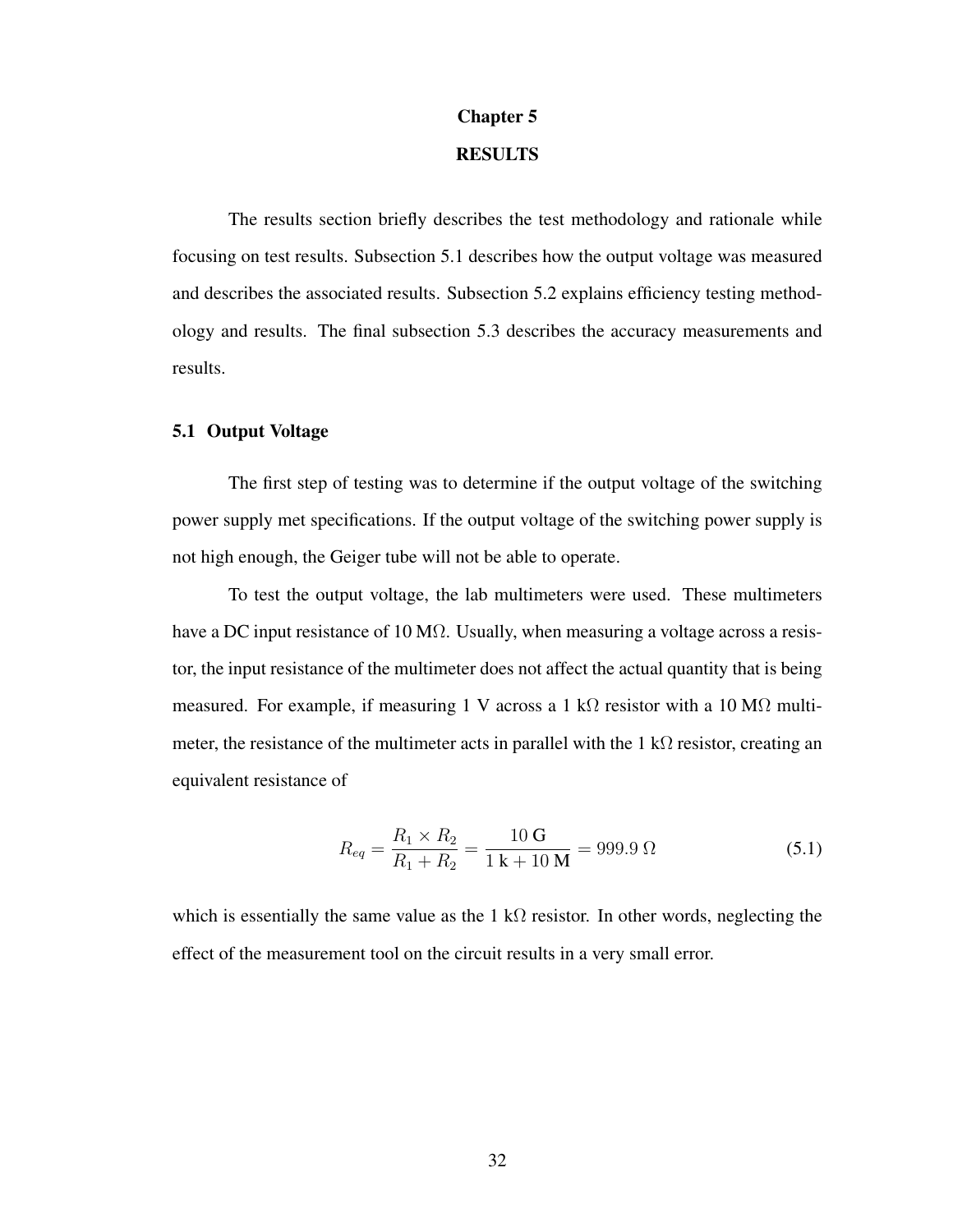# Chapter 5

# RESULTS

The results section briefly describes the test methodology and rationale while focusing on test results. Subsection 5.1 describes how the output voltage was measured and describes the associated results. Subsection 5.2 explains efficiency testing methodology and results. The final subsection 5.3 describes the accuracy measurements and results.

## 5.1 Output Voltage

The first step of testing was to determine if the output voltage of the switching power supply met specifications. If the output voltage of the switching power supply is not high enough, the Geiger tube will not be able to operate.

To test the output voltage, the lab multimeters were used. These multimeters have a DC input resistance of 10 MΩ. Usually, when measuring a voltage across a resistor, the input resistance of the multimeter does not affect the actual quantity that is being measured. For example, if measuring 1 V across a 1 kΩ resistor with a 10 MΩ multimeter, the resistance of the multimeter acts in parallel with the 1 kΩ resistor, creating an equivalent resistance of

$$R_{eq} = \frac{R_1 \times R_2}{R_1 + R_2} = \frac{10\ \mathbf{G}}{1\ \mathbf{k} + 10\ \mathbf{M}} = 999.9\ \Omega \tag{5.1}$$

which is essentially the same value as the 1 kΩ resistor. In other words, neglecting the effect of the measurement tool on the circuit results in a very small error.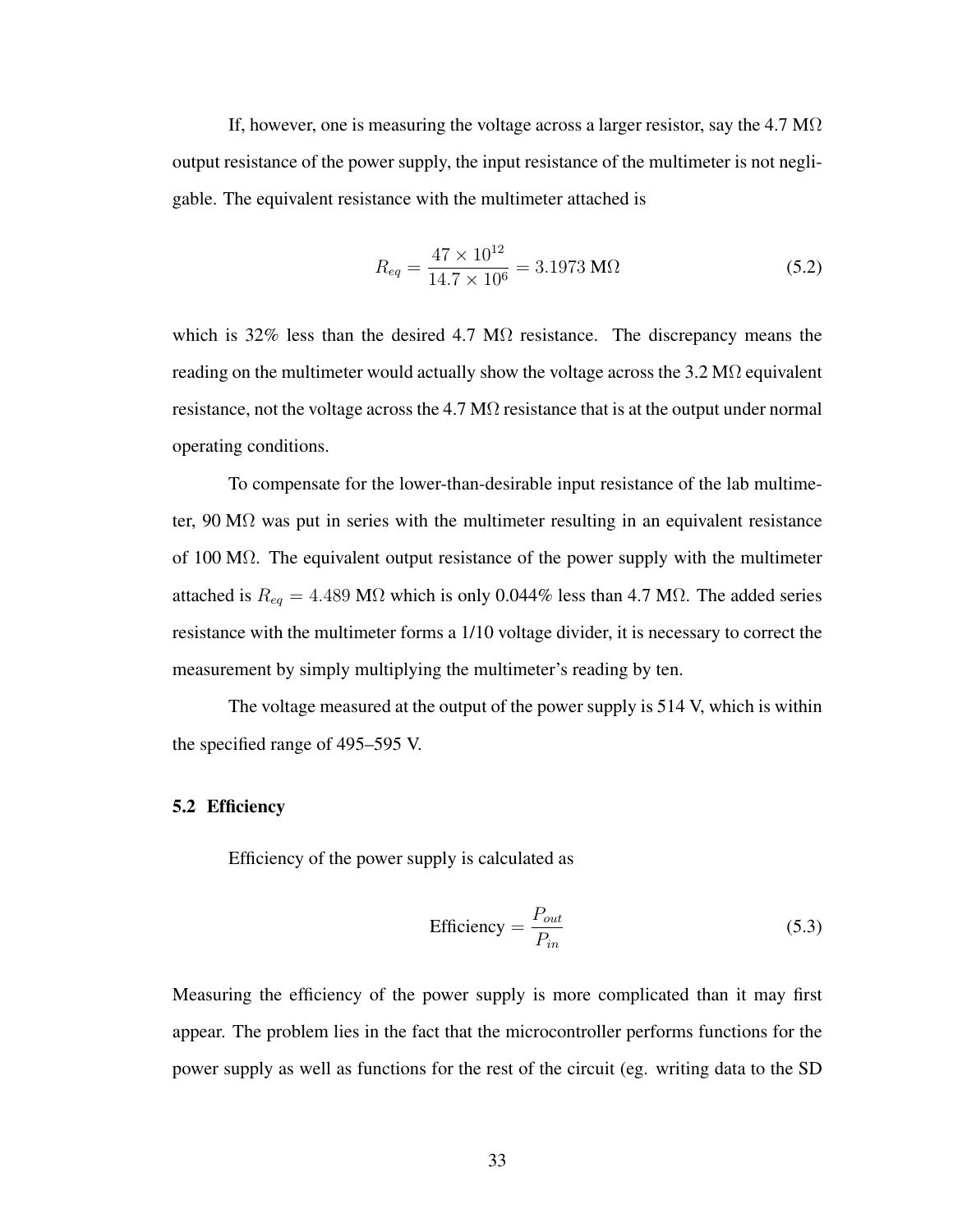If, however, one is measuring the voltage across a larger resistor, say the 4.7 MΩ output resistance of the power supply, the input resistance of the multimeter is not negligable. The equivalent resistance with the multimeter attached is

$$R_{eq} = \frac{47 \times 10^{12}}{14.7 \times 10^{6}} = 3.1973 \text{ M}\Omega \tag{5.2}$$

which is 32% less than the desired 4.7 MΩ resistance. The discrepancy means the reading on the multimeter would actually show the voltage across the 3.2 MΩ equivalent resistance, not the voltage across the 4.7 MΩ resistance that is at the output under normal operating conditions.

To compensate for the lower-than-desirable input resistance of the lab multimeter, 90 MΩ was put in series with the multimeter resulting in an equivalent resistance of 100 MΩ. The equivalent output resistance of the power supply with the multimeter attached is $R_{eq} = 4.489$ MΩ which is only 0.044% less than 4.7 MΩ. The added series resistance with the multimeter forms a 1/10 voltage divider, it is necessary to correct the measurement by simply multiplying the multimeter's reading by ten.

The voltage measured at the output of the power supply is 514 V, which is within the specified range of 495–595 V.

### 5.2 Efficiency

Efficiency of the power supply is calculated as

$$\text{Efficiency} = \frac{P_{out}}{P_{in}} \tag{5.3}$$

Measuring the efficiency of the power supply is more complicated than it may first appear. The problem lies in the fact that the microcontroller performs functions for the power supply as well as functions for the rest of the circuit (eg. writing data to the SD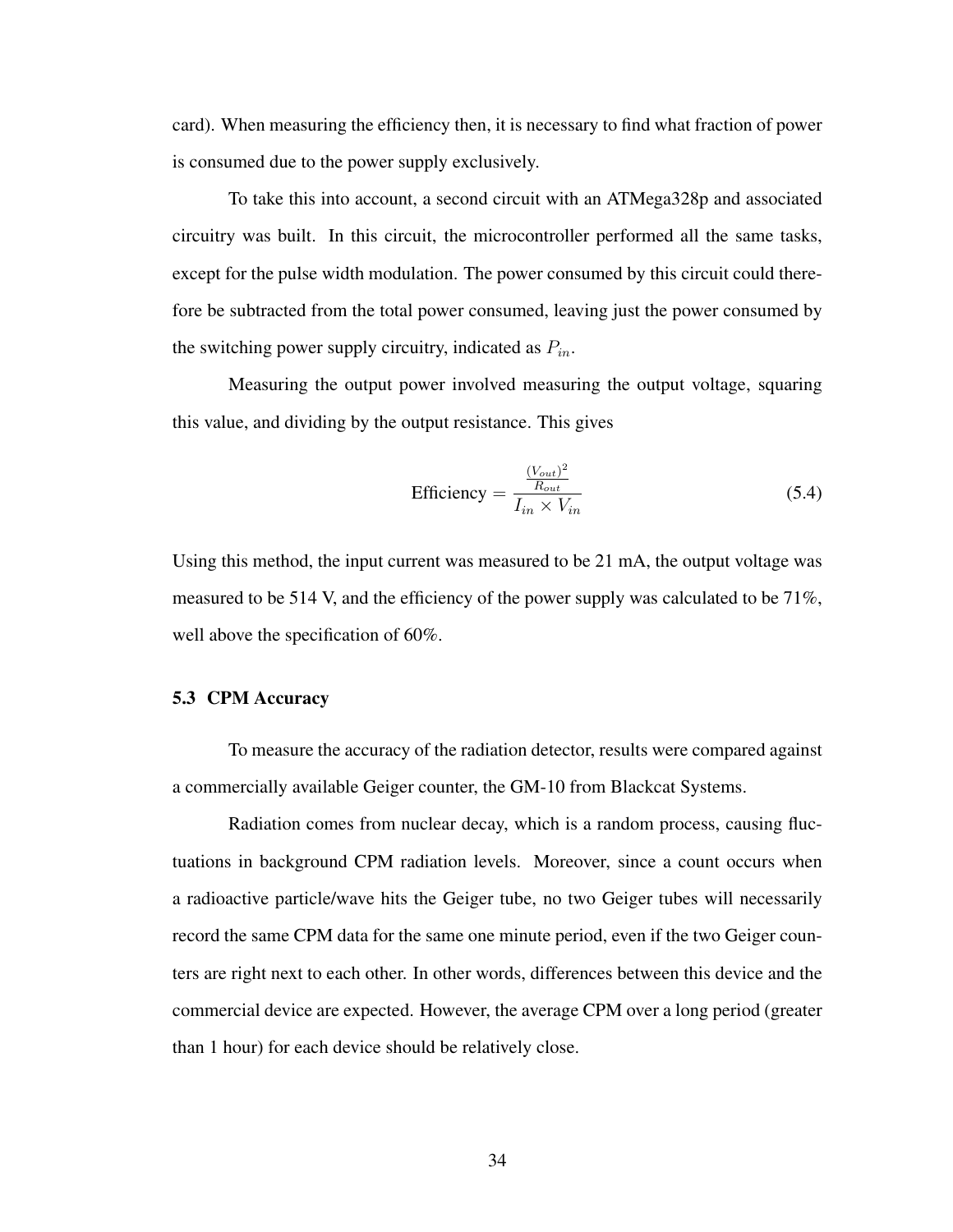card). When measuring the efficiency then, it is necessary to find what fraction of power is consumed due to the power supply exclusively.

To take this into account, a second circuit with an ATMega328p and associated circuitry was built. In this circuit, the microcontroller performed all the same tasks, except for the pulse width modulation. The power consumed by this circuit could therefore be subtracted from the total power consumed, leaving just the power consumed by the switching power supply circuitry, indicated as $P_{in}$.

Measuring the output power involved measuring the output voltage, squaring this value, and dividing by the output resistance. This gives

$$\text{Efficiency} = \frac{\frac{(V_{out})^2}{R_{out}}}{I_{in} \times V_{in}} \tag{5.4}$$

Using this method, the input current was measured to be 21 mA, the output voltage was measured to be 514 V, and the efficiency of the power supply was calculated to be 71%, well above the specification of 60%.

### 5.3 CPM Accuracy

To measure the accuracy of the radiation detector, results were compared against a commercially available Geiger counter, the GM-10 from Blackcat Systems.

Radiation comes from nuclear decay, which is a random process, causing fluctuations in background CPM radiation levels. Moreover, since a count occurs when a radioactive particle/wave hits the Geiger tube, no two Geiger tubes will necessarily record the same CPM data for the same one minute period, even if the two Geiger counters are right next to each other. In other words, differences between this device and the commercial device are expected. However, the average CPM over a long period (greater than 1 hour) for each device should be relatively close.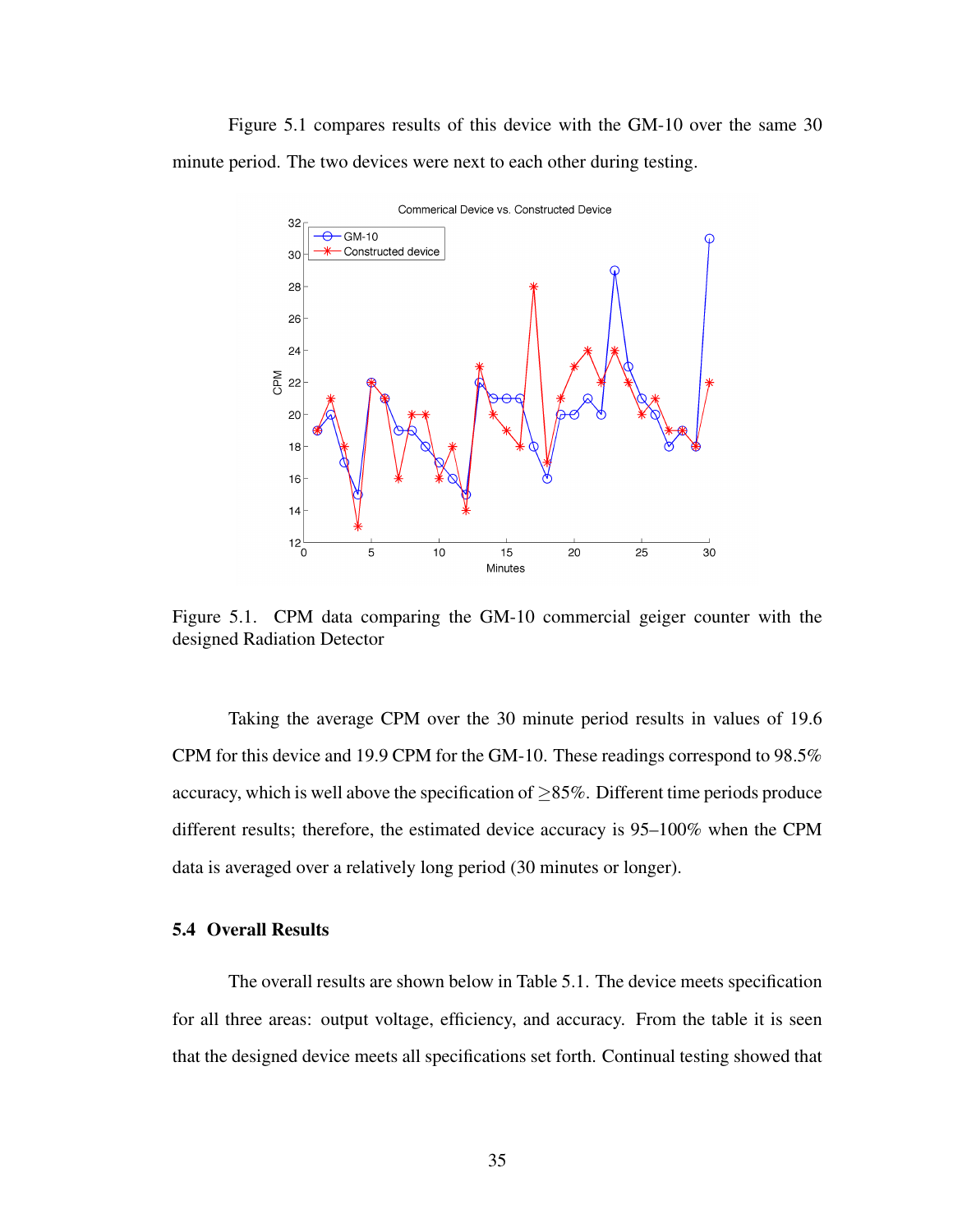Figure 5.1 compares results of this device with the GM-10 over the same 30 minute period. The two devices were next to each other during testing.

Figure 5.1. CPM data comparing the GM-10 commercial geiger counter with the designed Radiation Detector

Taking the average CPM over the 30 minute period results in values of 19.6 CPM for this device and 19.9 CPM for the GM-10. These readings correspond to 98.5% accuracy, which is well above the specification of $\geq$85%. Different time periods produce different results; therefore, the estimated device accuracy is 95–100% when the CPM data is averaged over a relatively long period (30 minutes or longer).

### 5.4 Overall Results

The overall results are shown below in Table 5.1. The device meets specification for all three areas: output voltage, efficiency, and accuracy. From the table it is seen that the designed device meets all specifications set forth. Continual testing showed that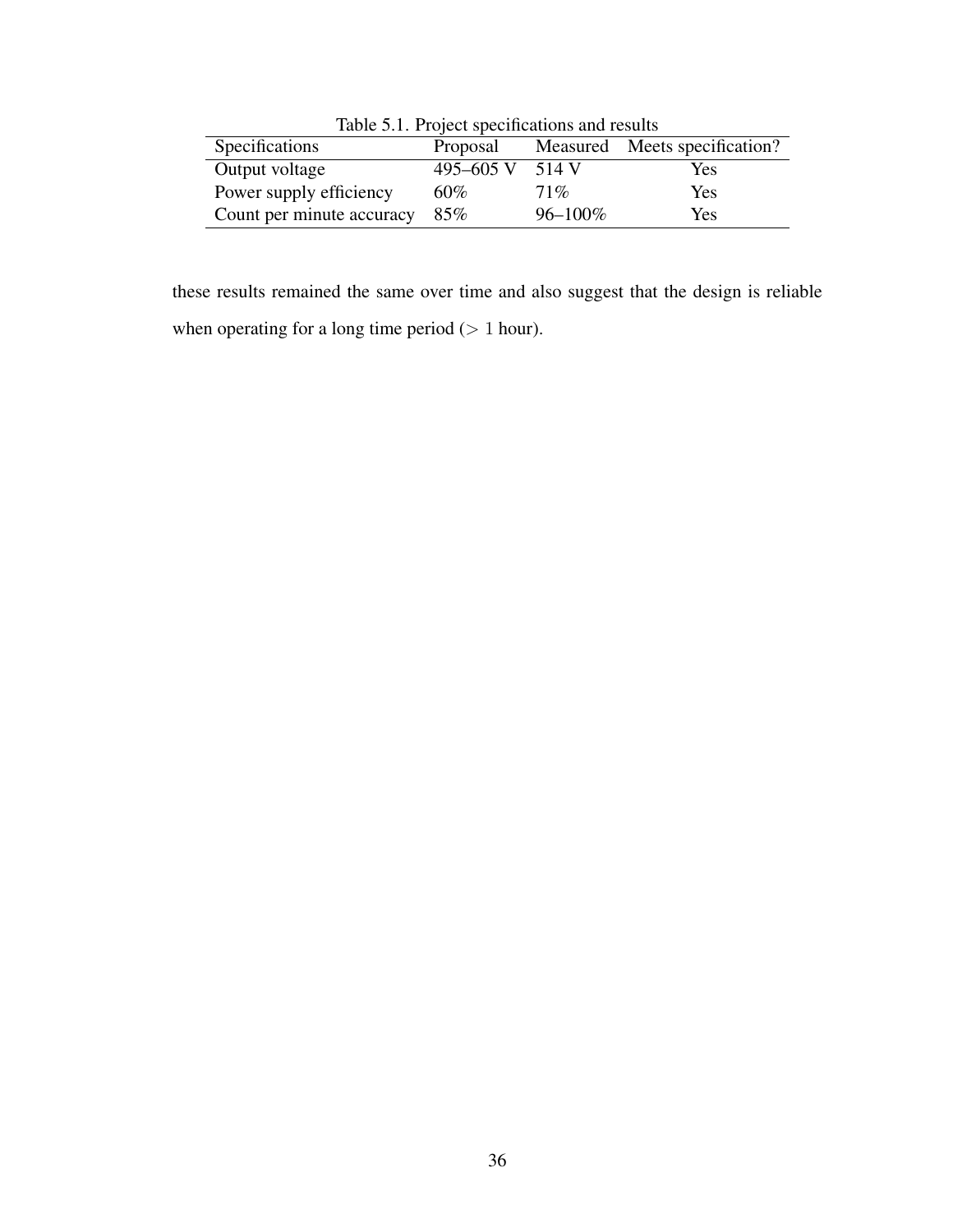Table 5.1. Project specifications and results

| Specifications | Proposal | Measured | Meets specification? |
|---|---|---|---|
| Output voltage | 495–605 V | 514 V | Yes |
| Power supply efficiency | 60% | 71% | Yes |
| Count per minute accuracy | 85% | 96–100% | Yes |

these results remained the same over time and also suggest that the design is reliable when operating for a long time period ($> 1$ hour).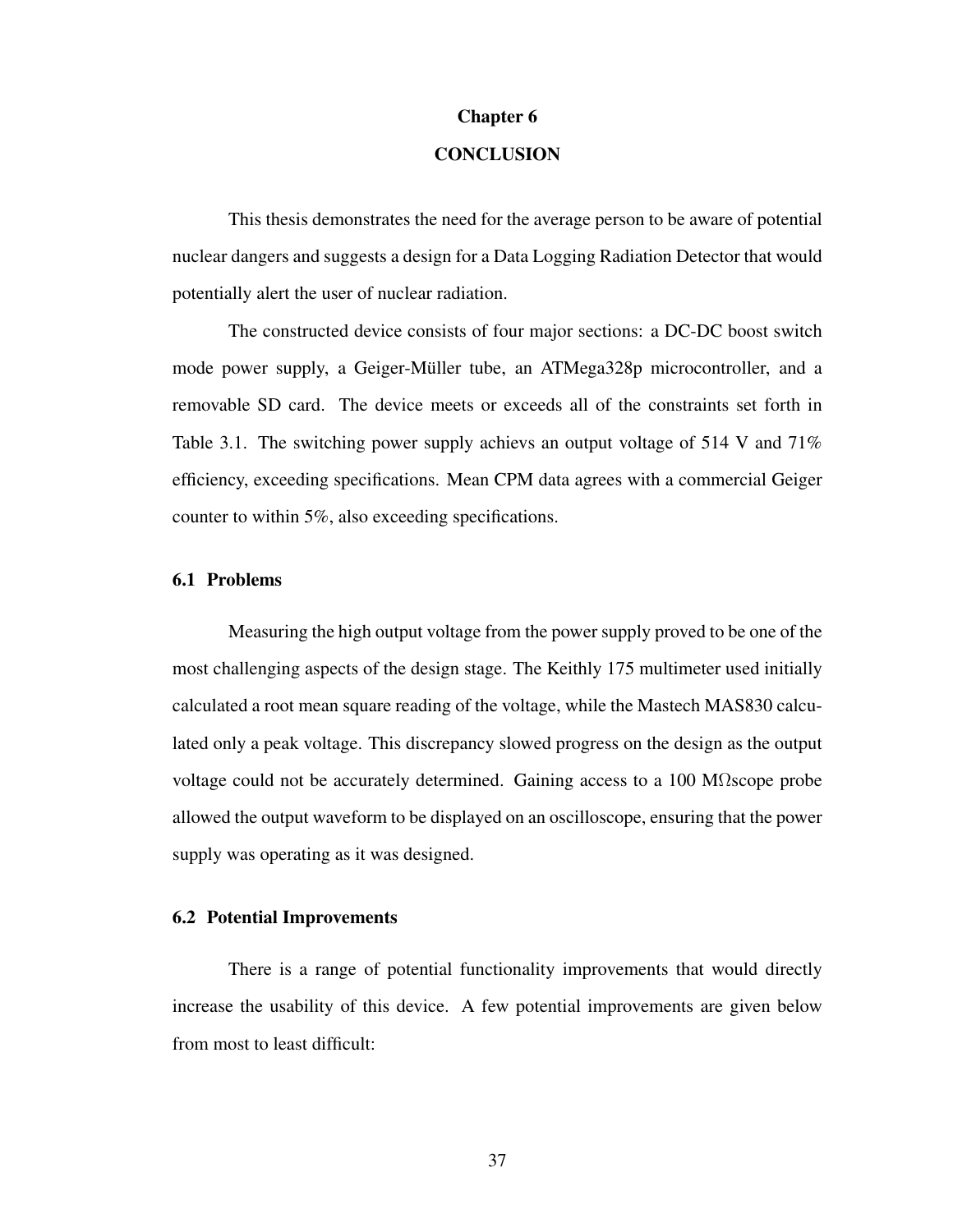# Chapter 6

# CONCLUSION

This thesis demonstrates the need for the average person to be aware of potential nuclear dangers and suggests a design for a Data Logging Radiation Detector that would potentially alert the user of nuclear radiation.

The constructed device consists of four major sections: a DC-DC boost switch mode power supply, a Geiger-Müller tube, an ATMega328p microcontroller, and a removable SD card. The device meets or exceeds all of the constraints set forth in Table 3.1. The switching power supply achievs an output voltage of 514 V and 71% efficiency, exceeding specifications. Mean CPM data agrees with a commercial Geiger counter to within 5%, also exceeding specifications.

## 6.1 Problems

Measuring the high output voltage from the power supply proved to be one of the most challenging aspects of the design stage. The Keithly 175 multimeter used initially calculated a root mean square reading of the voltage, while the Mastech MAS830 calculated only a peak voltage. This discrepancy slowed progress on the design as the output voltage could not be accurately determined. Gaining access to a 100 MΩscope probe allowed the output waveform to be displayed on an oscilloscope, ensuring that the power supply was operating as it was designed.

## 6.2 Potential Improvements

There is a range of potential functionality improvements that would directly increase the usability of this device. A few potential improvements are given below from most to least difficult: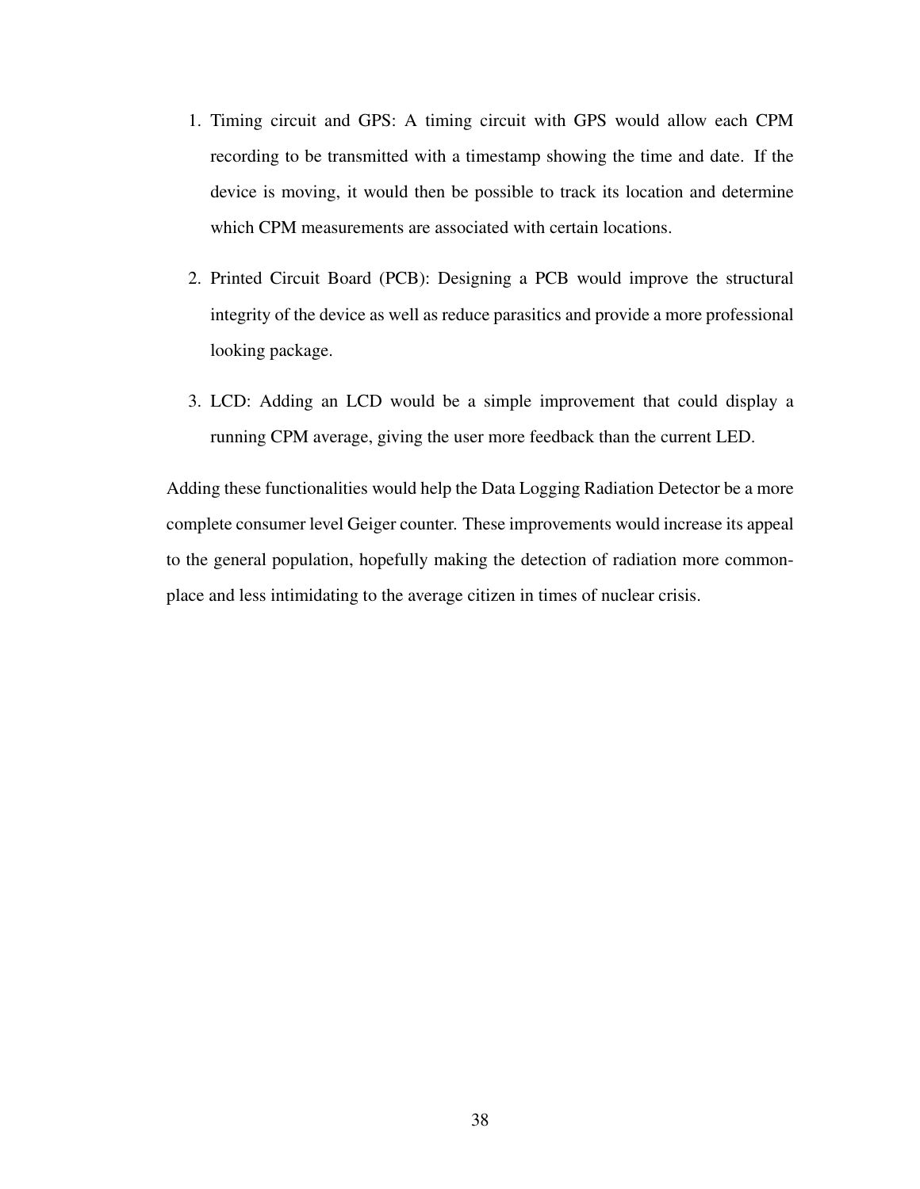1. Timing circuit and GPS: A timing circuit with GPS would allow each CPM recording to be transmitted with a timestamp showing the time and date. If the device is moving, it would then be possible to track its location and determine which CPM measurements are associated with certain locations.

2. Printed Circuit Board (PCB): Designing a PCB would improve the structural integrity of the device as well as reduce parasitics and provide a more professional looking package.

3. LCD: Adding an LCD would be a simple improvement that could display a running CPM average, giving the user more feedback than the current LED.

Adding these functionalities would help the Data Logging Radiation Detector be a more complete consumer level Geiger counter. These improvements would increase its appeal to the general population, hopefully making the detection of radiation more commonplace and less intimidating to the average citizen in times of nuclear crisis.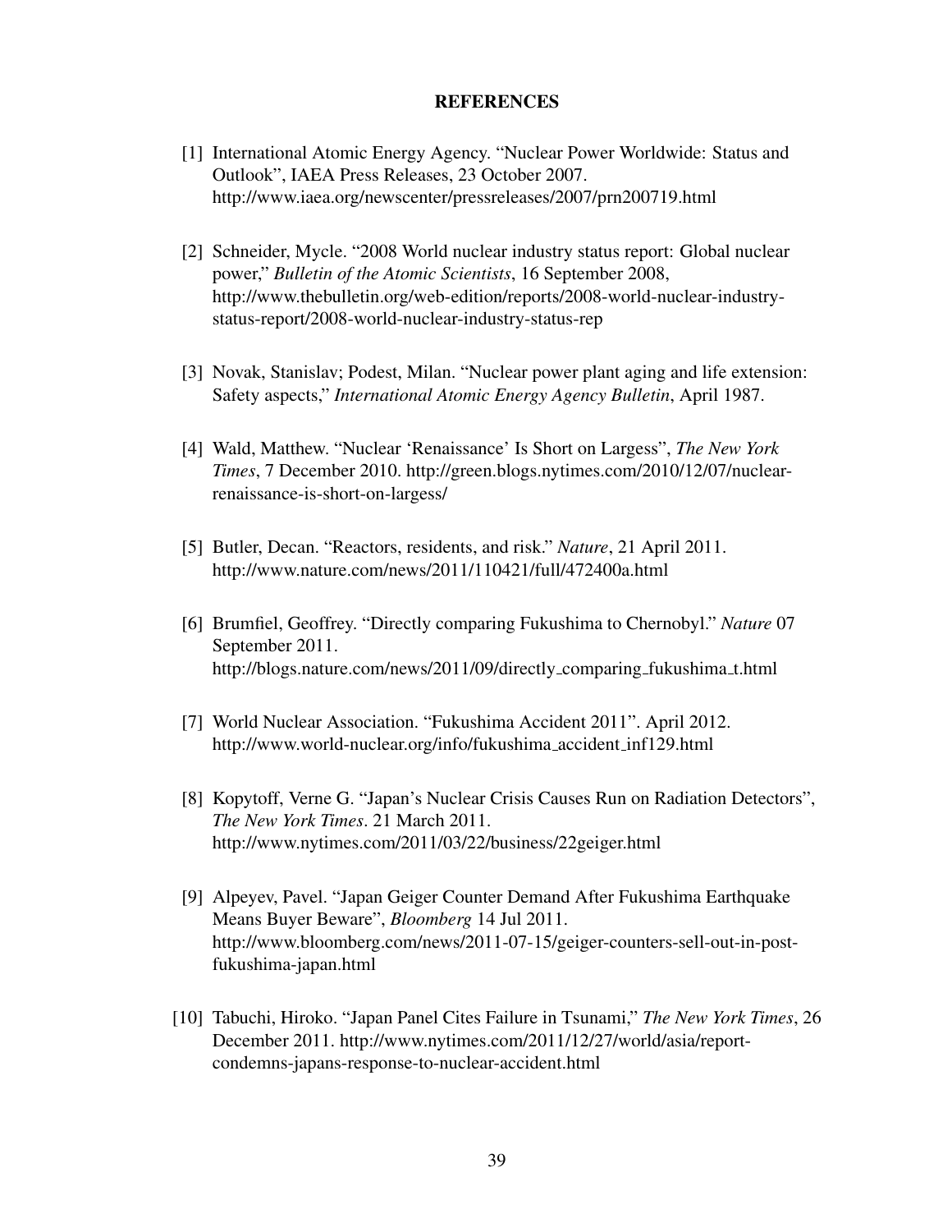# REFERENCES

[1] International Atomic Energy Agency. "Nuclear Power Worldwide: Status and Outlook", IAEA Press Releases, 23 October 2007. http://www.iaea.org/newscenter/pressreleases/2007/prn200719.html

[2] Schneider, Mycle. "2008 World nuclear industry status report: Global nuclear power," *Bulletin of the Atomic Scientists*, 16 September 2008, http://www.thebulletin.org/web-edition/reports/2008-world-nuclear-industry-status-report/2008-world-nuclear-industry-status-rep

[3] Novak, Stanislav; Podest, Milan. "Nuclear power plant aging and life extension: Safety aspects," *International Atomic Energy Agency Bulletin*, April 1987.

[4] Wald, Matthew. "Nuclear 'Renaissance' Is Short on Largess", *The New York Times*, 7 December 2010. http://green.blogs.nytimes.com/2010/12/07/nuclear-renaissance-is-short-on-largess/

[5] Butler, Decan. "Reactors, residents, and risk." *Nature*, 21 April 2011. http://www.nature.com/news/2011/110421/full/472400a.html

[6] Brumfiel, Geoffrey. "Directly comparing Fukushima to Chernobyl." *Nature* 07 September 2011. http://blogs.nature.com/news/2011/09/directly_comparing_fukushima_t.html

[7] World Nuclear Association. "Fukushima Accident 2011". April 2012. http://www.world-nuclear.org/info/fukushima_accident_inf129.html

[8] Kopytoff, Verne G. "Japan's Nuclear Crisis Causes Run on Radiation Detectors", *The New York Times*. 21 March 2011. http://www.nytimes.com/2011/03/22/business/22geiger.html

[9] Alpeyev, Pavel. "Japan Geiger Counter Demand After Fukushima Earthquake Means Buyer Beware", *Bloomberg* 14 Jul 2011. http://www.bloomberg.com/news/2011-07-15/geiger-counters-sell-out-in-post-fukushima-japan.html

[10] Tabuchi, Hiroko. "Japan Panel Cites Failure in Tsunami," *The New York Times*, 26 December 2011. http://www.nytimes.com/2011/12/27/world/asia/report-condemns-japans-response-to-nuclear-accident.html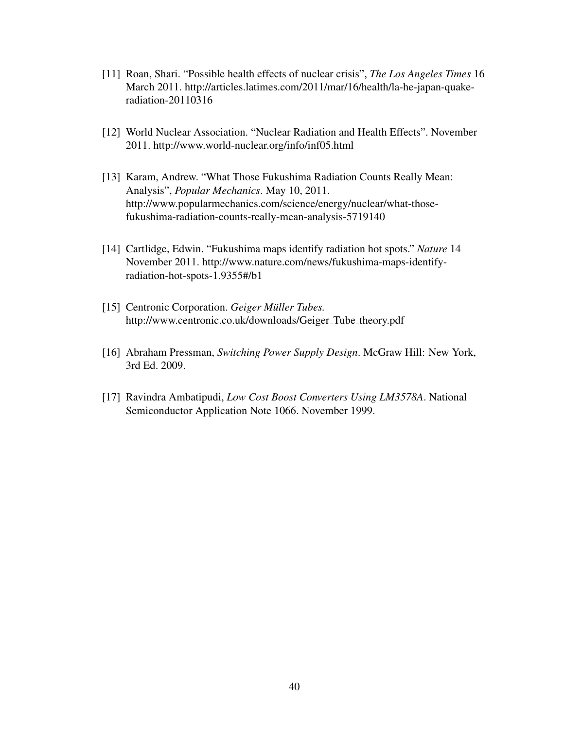[11] Roan, Shari. "Possible health effects of nuclear crisis", *The Los Angeles Times* 16 March 2011. http://articles.latimes.com/2011/mar/16/health/la-he-japan-quake-radiation-20110316

[12] World Nuclear Association. "Nuclear Radiation and Health Effects". November 2011. http://www.world-nuclear.org/info/inf05.html

[13] Karam, Andrew. "What Those Fukushima Radiation Counts Really Mean: Analysis", *Popular Mechanics*. May 10, 2011. http://www.popularmechanics.com/science/energy/nuclear/what-those-fukushima-radiation-counts-really-mean-analysis-5719140

[14] Cartlidge, Edwin. "Fukushima maps identify radiation hot spots." *Nature* 14 November 2011. http://www.nature.com/news/fukushima-maps-identify-radiation-hot-spots-1.9355#/b1

[15] Centronic Corporation. *Geiger Müller Tubes.* http://www.centronic.co.uk/downloads/Geiger_Tube_theory.pdf

[16] Abraham Pressman, *Switching Power Supply Design*. McGraw Hill: New York, 3rd Ed. 2009.

[17] Ravindra Ambatipudi, *Low Cost Boost Converters Using LM3578A*. National Semiconductor Application Note 1066. November 1999.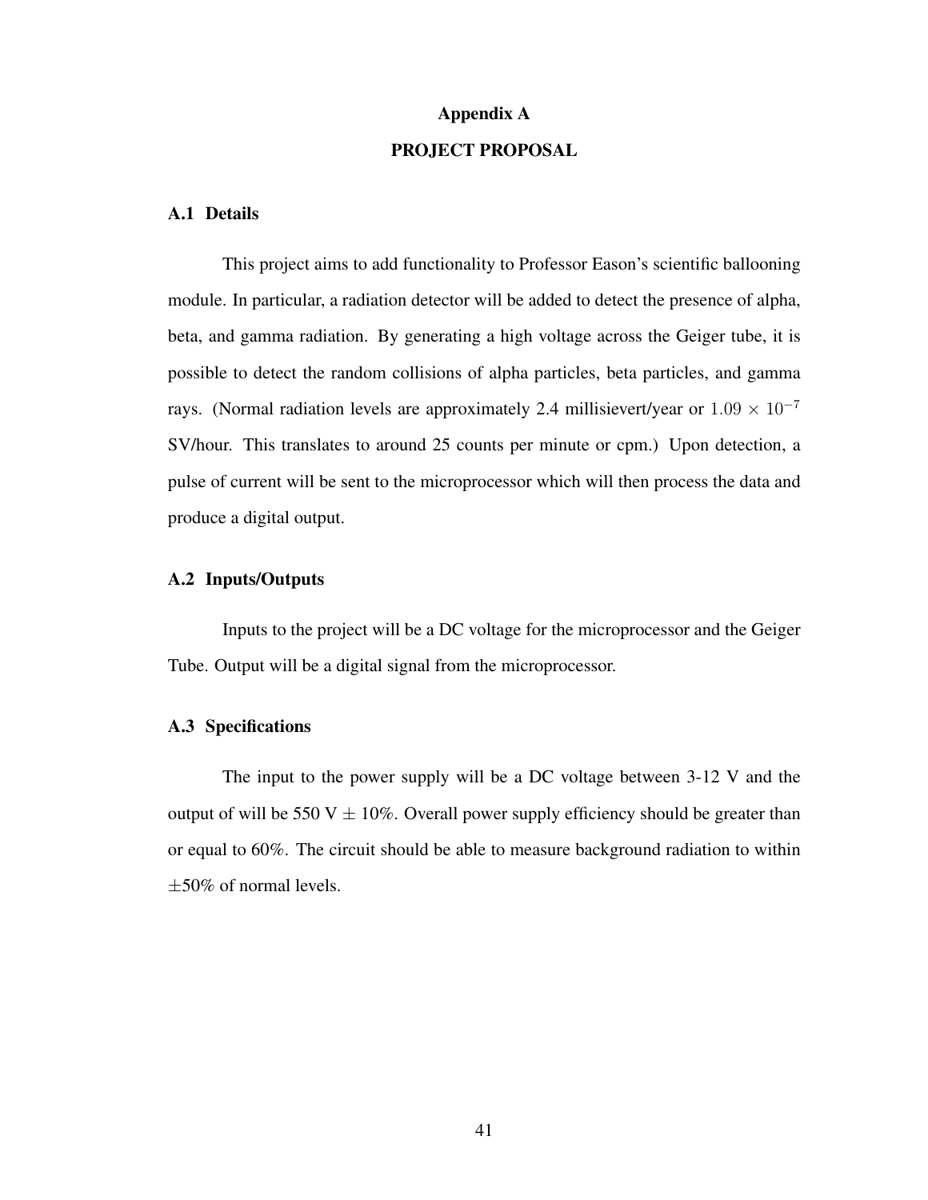# Appendix A

# PROJECT PROPOSAL

## A.1 Details

This project aims to add functionality to Professor Eason's scientific ballooning module. In particular, a radiation detector will be added to detect the presence of alpha, beta, and gamma radiation. By generating a high voltage across the Geiger tube, it is possible to detect the random collisions of alpha particles, beta particles, and gamma rays. (Normal radiation levels are approximately 2.4 millisievert/year or $1.09 \times 10^{-7}$ SV/hour. This translates to around 25 counts per minute or cpm.) Upon detection, a pulse of current will be sent to the microprocessor which will then process the data and produce a digital output.

## A.2 Inputs/Outputs

Inputs to the project will be a DC voltage for the microprocessor and the Geiger Tube. Output will be a digital signal from the microprocessor.

## A.3 Specifications

The input to the power supply will be a DC voltage between 3-12 V and the output of will be 550 V $\pm$ 10%. Overall power supply efficiency should be greater than or equal to 60%. The circuit should be able to measure background radiation to within $\pm$50% of normal levels.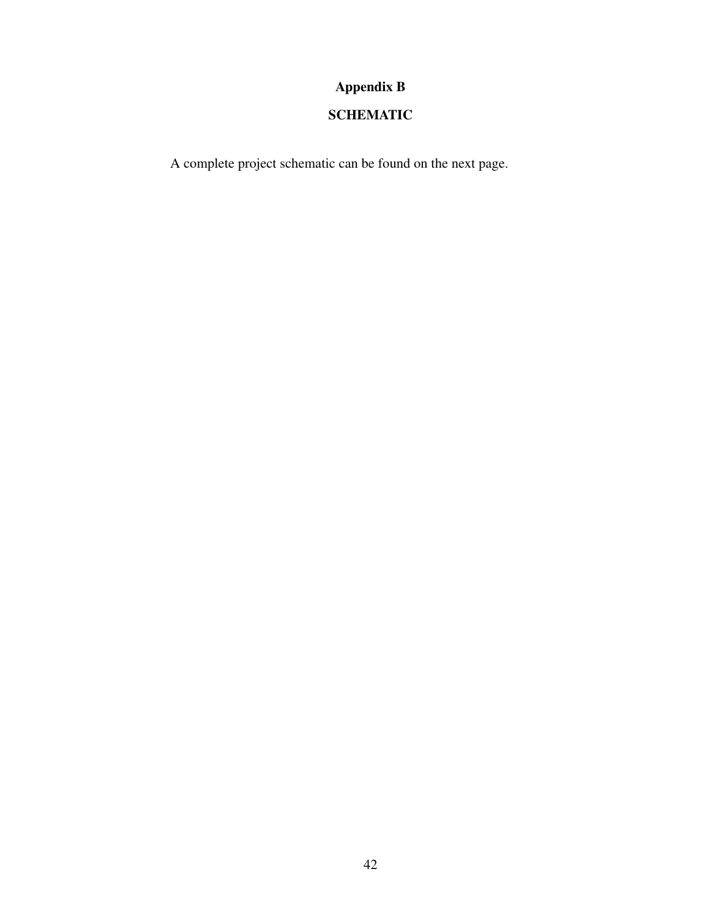# Appendix B

## SCHEMATIC

A complete project schematic can be found on the next page.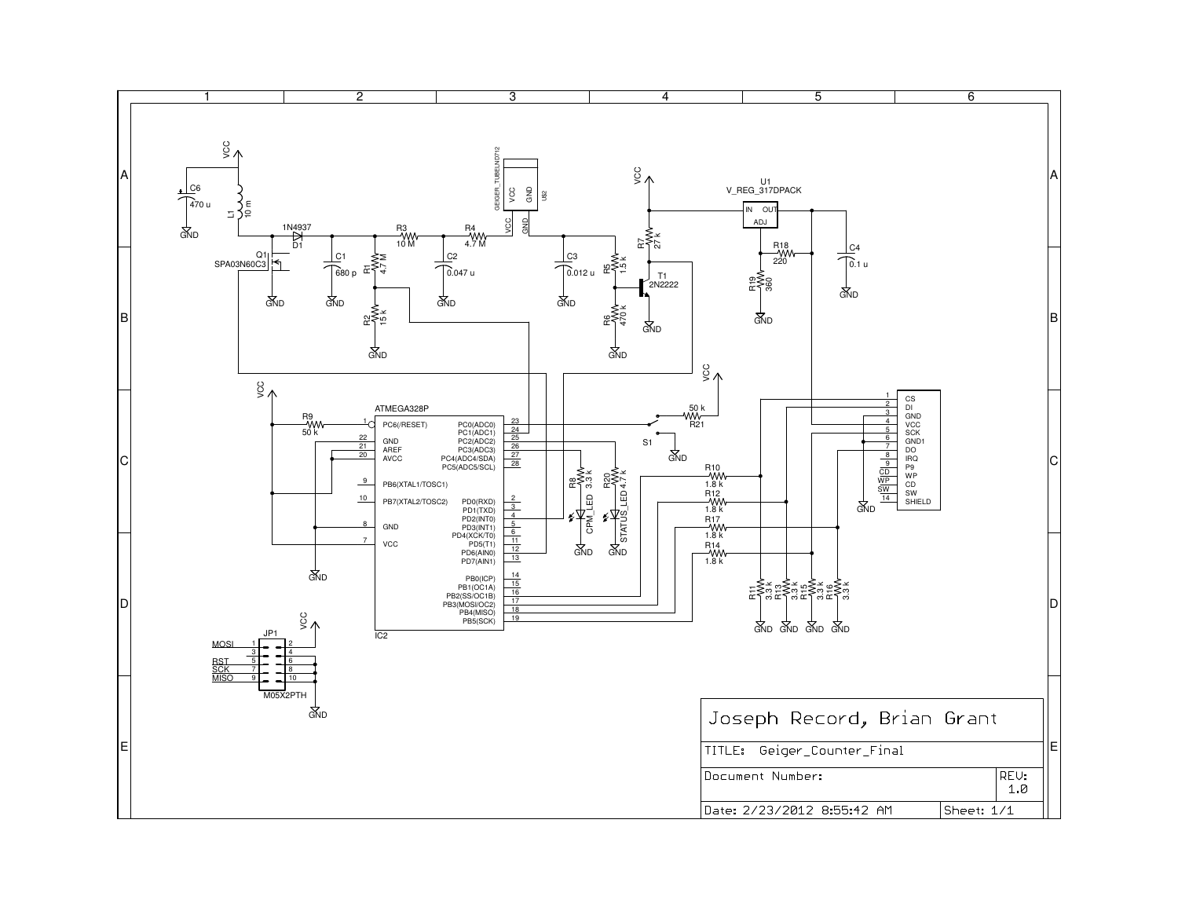| Joseph Record, Brian Grant | |
| --- | --- |
| TITLE: Geiger_Counter_Final | |
| Document Number: | REV: 1.0 |
| Date: 2/23/2012 8:55:42 AM | Sheet: 1/1 |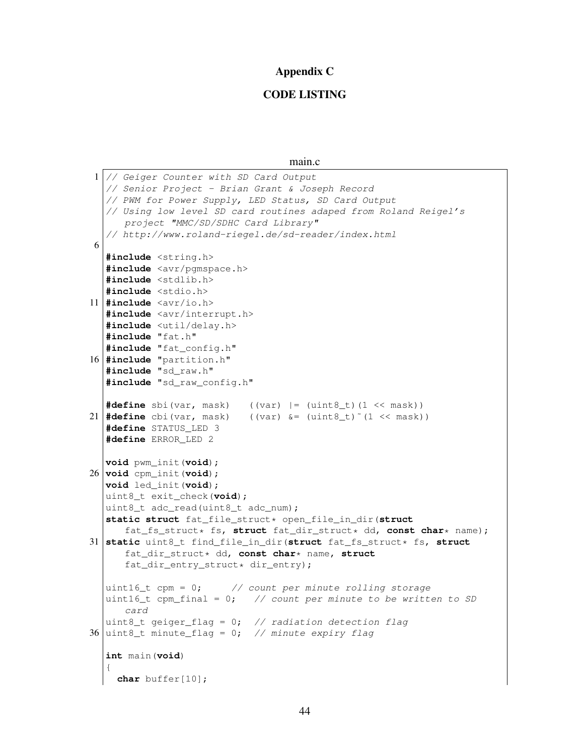# Appendix C

## CODE LISTING

main.c

```
// Geiger Counter with SD Card Output
// Senior Project - Brian Grant & Joseph Record
// PWM for Power Supply, LED Status, SD Card Output
// Using low level SD card routines adaped from Roland Reigel's
    project "MMC/SD/SDHC Card Library"
// http://www.roland-riegel.de/sd-reader/index.html

#include <string.h>
#include <avr/pgmspace.h>
#include <stdlib.h>
#include <stdio.h>
#include <avr/io.h>
#include <avr/interrupt.h>
#include <util/delay.h>
#include "fat.h"
#include "fat_config.h"
#include "partition.h"
#include "sd_raw.h"
#include "sd_raw_config.h"

#define sbi(var, mask)   ((var) |= (uint8_t)(1 << mask))
#define cbi(var, mask)   ((var) &= (uint8_t)~(1 << mask))
#define STATUS_LED 3
#define ERROR_LED 2

void pwm_init(void);
void cpm_init(void);
void led_init(void);
uint8_t exit_check(void);
uint8_t adc_read(uint8_t adc_num);
static struct fat_file_struct* open_file_in_dir(struct
    fat_fs_struct* fs, struct fat_dir_struct* dd, const char* name);
static uint8_t find_file_in_dir(struct fat_fs_struct* fs, struct
    fat_dir_struct* dd, const char* name, struct
    fat_dir_entry_struct* dir_entry);

uint16_t cpm = 0;      // count per minute rolling storage
uint16_t cpm_final = 0;    // count per minute to be written to SD
    card
uint8_t geiger_flag = 0;  // radiation detection flag
uint8_t minute_flag = 0;  // minute expiry flag

int main(void)
{
  char buffer[10];
```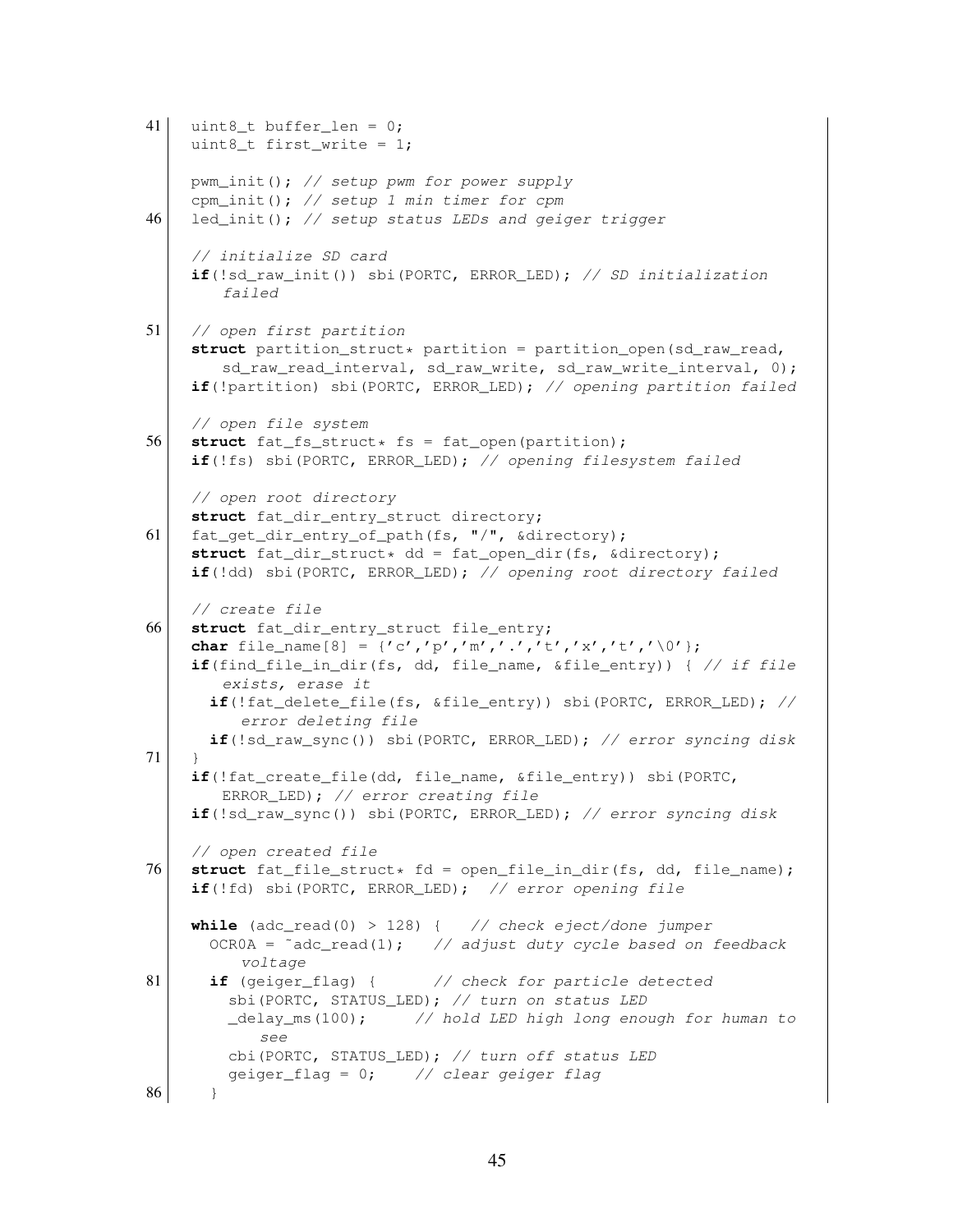```c
  uint8_t buffer_len = 0;
  uint8_t first_write = 1;

  pwm_init(); // setup pwm for power supply
  cpm_init(); // setup 1 min timer for cpm
  led_init(); // setup status LEDs and geiger trigger

  // initialize SD card
  if(!sd_raw_init()) sbi(PORTC, ERROR_LED); // SD initialization failed

  // open first partition
  struct partition_struct* partition = partition_open(sd_raw_read, sd_raw_read_interval, sd_raw_write, sd_raw_write_interval, 0);
  if(!partition) sbi(PORTC, ERROR_LED); // opening partition failed

  // open file system
  struct fat_fs_struct* fs = fat_open(partition);
  if(!fs) sbi(PORTC, ERROR_LED); // opening filesystem failed

  // open root directory
  struct fat_dir_entry_struct directory;
  fat_get_dir_entry_of_path(fs, "/", &directory);
  struct fat_dir_struct* dd = fat_open_dir(fs, &directory);
  if(!dd) sbi(PORTC, ERROR_LED); // opening root directory failed

  // create file
  struct fat_dir_entry_struct file_entry;
  char file_name[8] = {'c','p','m','.','t','x','t','\0'};
  if(find_file_in_dir(fs, dd, file_name, &file_entry)) { // if file exists, erase it
    if(!fat_delete_file(fs, &file_entry)) sbi(PORTC, ERROR_LED); // error deleting file
    if(!sd_raw_sync()) sbi(PORTC, ERROR_LED); // error syncing disk
  }
  if(!fat_create_file(dd, file_name, &file_entry)) sbi(PORTC, ERROR_LED); // error creating file
  if(!sd_raw_sync()) sbi(PORTC, ERROR_LED); // error syncing disk

  // open created file
  struct fat_file_struct* fd = open_file_in_dir(fs, dd, file_name);
  if(!fd) sbi(PORTC, ERROR_LED);  // error opening file

  while (adc_read(0) > 128) {   // check eject/done jumper
    OCR0A = ~adc_read(1);   // adjust duty cycle based on feedback voltage
    if (geiger_flag) {      // check for particle detected
      sbi(PORTC, STATUS_LED); // turn on status LED
      _delay_ms(100);      // hold LED high long enough for human to see
      cbi(PORTC, STATUS_LED); // turn off status LED
      geiger_flag = 0;    // clear geiger flag
    }
```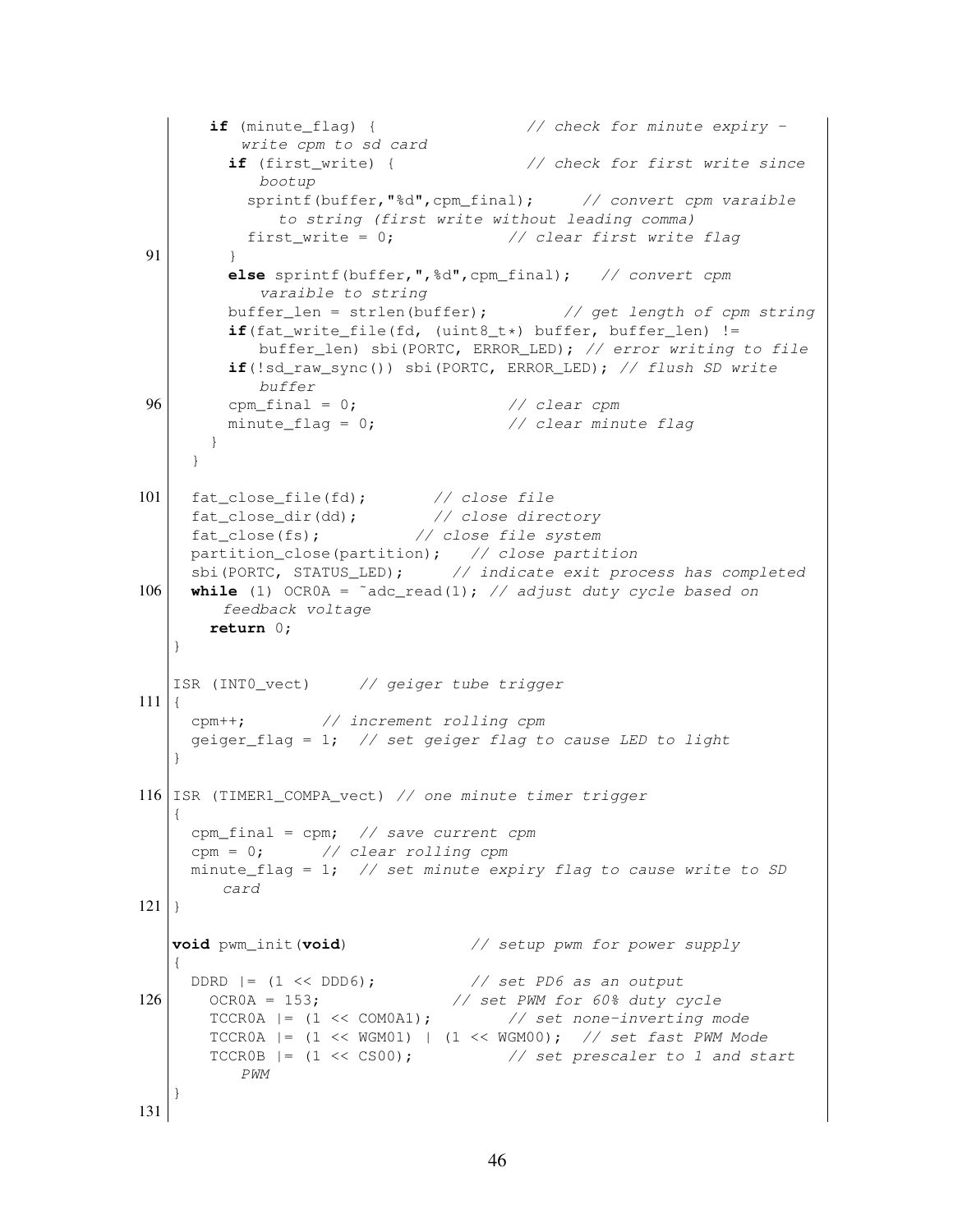```c
    if (minute_flag) {                  // check for minute expiry - write cpm to sd card
      if (first_write) {                // check for first write since bootup
        sprintf(buffer,"%d",cpm_final);     // convert cpm varaible to string (first write without leading comma)
        first_write = 0;              // clear first write flag
      }
      else sprintf(buffer,",%d",cpm_final);   // convert cpm varaible to string
      buffer_len = strlen(buffer);          // get length of cpm string
      if(fat_write_file(fd, (uint8_t*) buffer, buffer_len) != buffer_len) sbi(PORTC, ERROR_LED); // error writing to file
      if(!sd_raw_sync()) sbi(PORTC, ERROR_LED); // flush SD write buffer
      cpm_final = 0;                  // clear cpm
      minute_flag = 0;                // clear minute flag
    }
  }

  fat_close_file(fd);       // close file
  fat_close_dir(dd);        // close directory
  fat_close(fs);          // close file system
  partition_close(partition);   // close partition
  sbi(PORTC, STATUS_LED);     // indicate exit process has completed
  while (1) OCR0A = ~adc_read(1); // adjust duty cycle based on feedback voltage
    return 0;
}

ISR (INT0_vect)     // geiger tube trigger
{
  cpm++;        // increment rolling cpm
  geiger_flag = 1;  // set geiger flag to cause LED to light
}

ISR (TIMER1_COMPA_vect) // one minute timer trigger
{
  cpm_final = cpm;  // save current cpm
  cpm = 0;      // clear rolling cpm
  minute_flag = 1;  // set minute expiry flag to cause write to SD card
}

void pwm_init(void)             // setup pwm for power supply
{
  DDRD |= (1 << DDD6);          // set PD6 as an output
    OCR0A = 153;              // set PWM for 60% duty cycle
    TCCR0A |= (1 << COM0A1);        // set none-inverting mode
    TCCR0A |= (1 << WGM01) | (1 << WGM00);  // set fast PWM Mode
    TCCR0B |= (1 << CS00);          // set prescaler to 1 and start PWM
}
```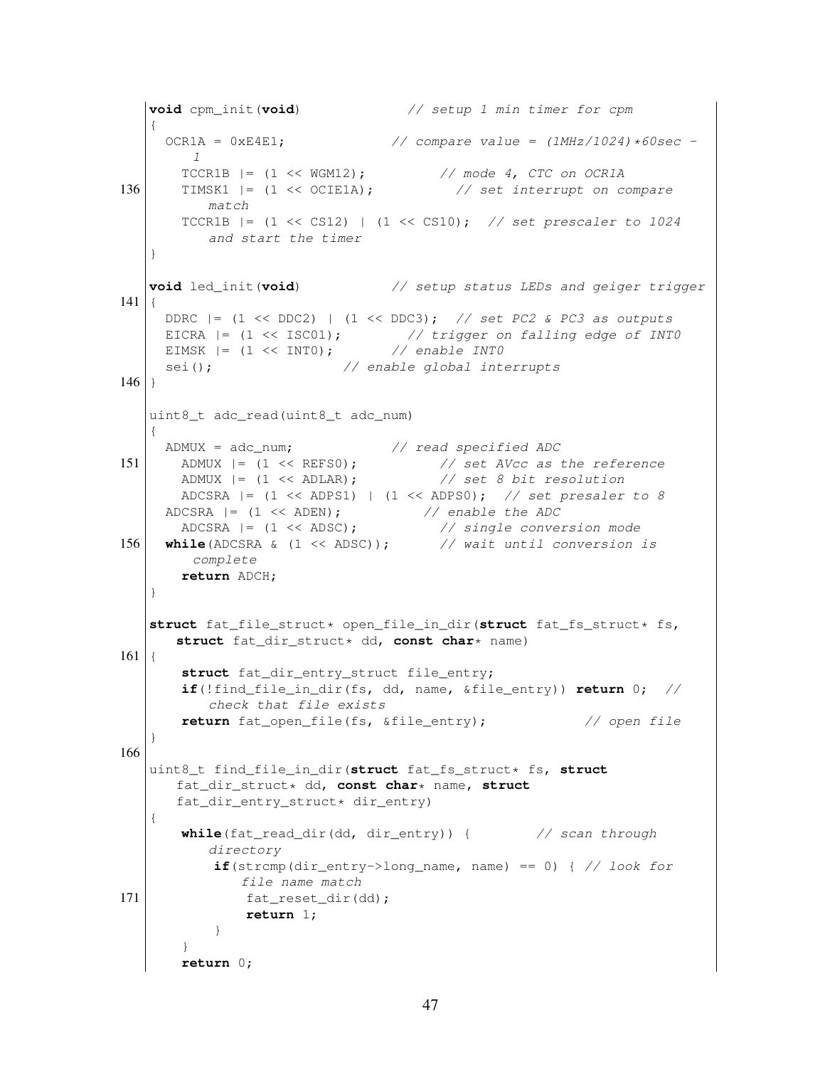```c
void cpm_init(void)              // setup 1 min timer for cpm
{
  OCR1A = 0xE4E1;               // compare value = (1MHz/1024)*60sec - 1
    TCCR1B |= (1 << WGM12);          // mode 4, CTC on OCR1A
    TIMSK1 |= (1 << OCIE1A);           // set interrupt on compare match
    TCCR1B |= (1 << CS12) | (1 << CS10);  // set prescaler to 1024 and start the timer
}

void led_init(void)             // setup status LEDs and geiger trigger
{
  DDRC |= (1 << DDC2) | (1 << DDC3);  // set PC2 & PC3 as outputs
  EICRA |= (1 << ISC01);         // trigger on falling edge of INT0
  EIMSK |= (1 << INT0);         // enable INT0
  sei();                  // enable global interrupts
}

uint8_t adc_read(uint8_t adc_num)
{
  ADMUX = adc_num;              // read specified ADC
    ADMUX |= (1 << REFS0);           // set AVcc as the reference
    ADMUX |= (1 << ADLAR);           // set 8 bit resolution
    ADCSRA |= (1 << ADPS1) | (1 << ADPS0);  // set presaler to 8
  ADCSRA |= (1 << ADEN);           // enable the ADC
    ADCSRA |= (1 << ADSC);           // single conversion mode
  while(ADCSRA & (1 << ADSC));       // wait until conversion is complete
    return ADCH;
}

struct fat_file_struct* open_file_in_dir(struct fat_fs_struct* fs,
    struct fat_dir_struct* dd, const char* name)
{
    struct fat_dir_entry_struct file_entry;
    if(!find_file_in_dir(fs, dd, name, &file_entry)) return 0;  // check that file exists
    return fat_open_file(fs, &file_entry);            // open file
}

uint8_t find_file_in_dir(struct fat_fs_struct* fs, struct
    fat_dir_struct* dd, const char* name, struct
    fat_dir_entry_struct* dir_entry)
{
    while(fat_read_dir(dd, dir_entry)) {         // scan through directory
        if(strcmp(dir_entry->long_name, name) == 0) { // look for file name match
            fat_reset_dir(dd);
            return 1;
        }
    }
    return 0;
```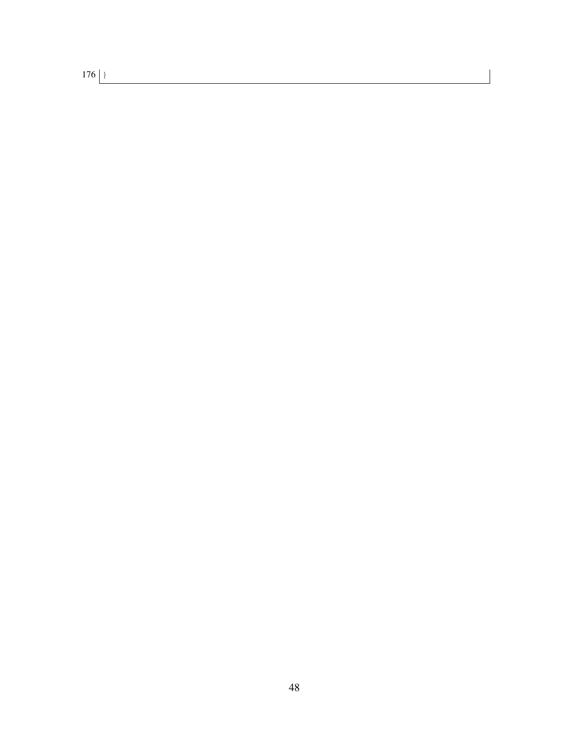```
176 }
```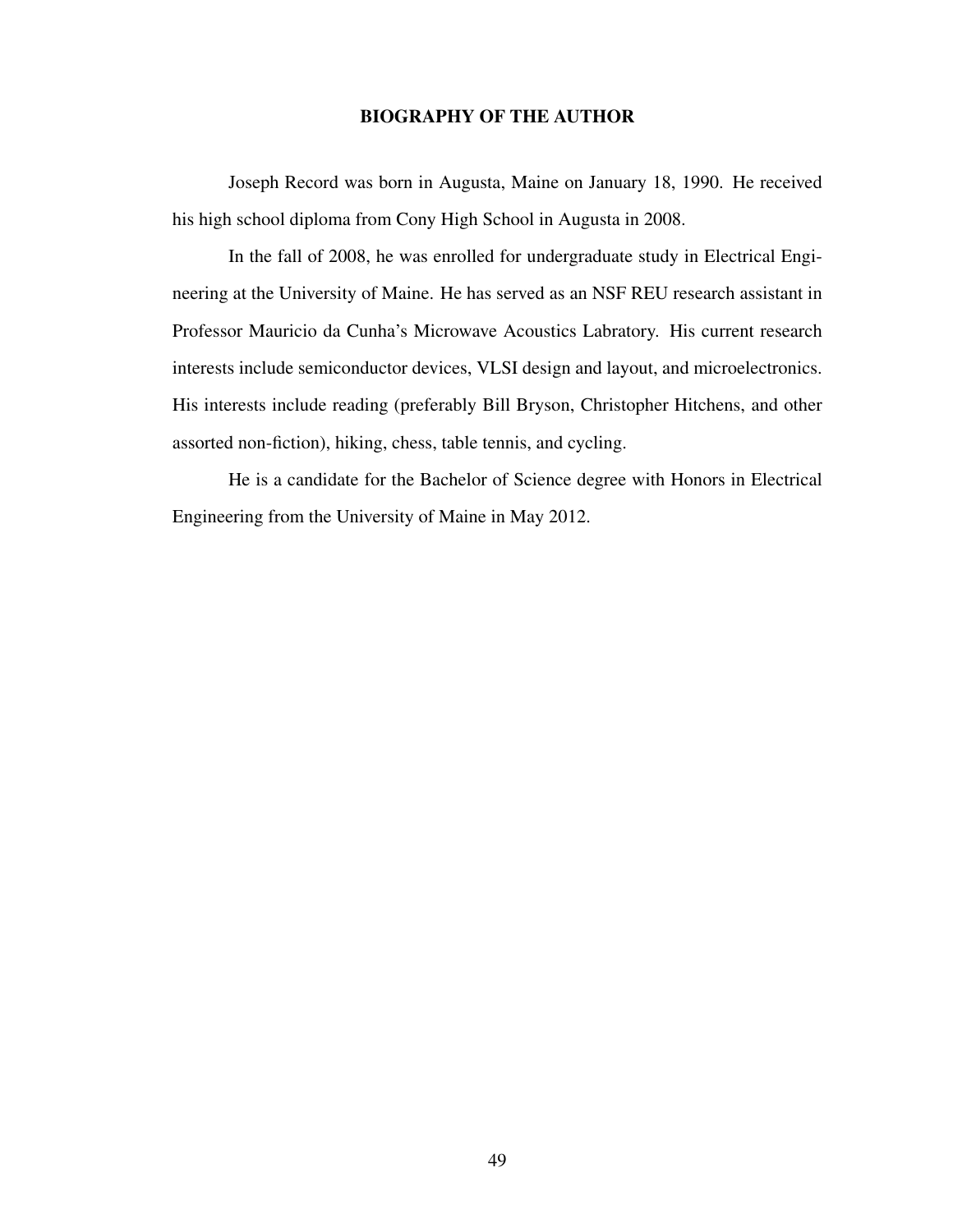## BIOGRAPHY OF THE AUTHOR

Joseph Record was born in Augusta, Maine on January 18, 1990. He received his high school diploma from Cony High School in Augusta in 2008.

In the fall of 2008, he was enrolled for undergraduate study in Electrical Engineering at the University of Maine. He has served as an NSF REU research assistant in Professor Mauricio da Cunha's Microwave Acoustics Labratory. His current research interests include semiconductor devices, VLSI design and layout, and microelectronics. His interests include reading (preferably Bill Bryson, Christopher Hitchens, and other assorted non-fiction), hiking, chess, table tennis, and cycling.

He is a candidate for the Bachelor of Science degree with Honors in Electrical Engineering from the University of Maine in May 2012.